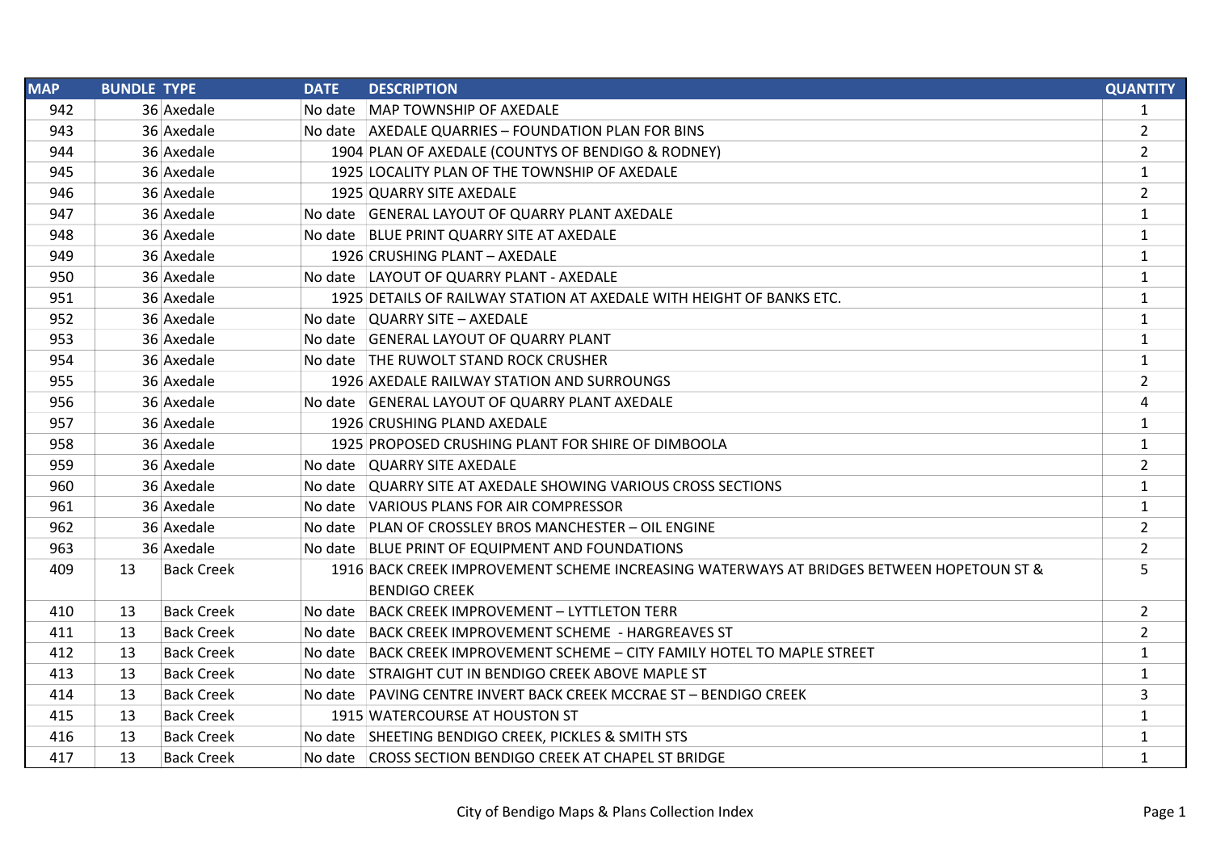| MAP | BUNDLE | TYPE | DATE | DESCRIPTION | QUANTITY |
|---|---|---|---|---|---|
| 942 | 36 | Axedale | No date | MAP TOWNSHIP OF AXEDALE | 1 |
| 943 | 36 | Axedale | No date | AXEDALE QUARRIES – FOUNDATION PLAN FOR BINS | 2 |
| 944 | 36 | Axedale | 1904 | PLAN OF AXEDALE (COUNTYS OF BENDIGO & RODNEY) | 2 |
| 945 | 36 | Axedale | 1925 | LOCALITY PLAN OF THE TOWNSHIP OF AXEDALE | 1 |
| 946 | 36 | Axedale | 1925 | QUARRY SITE AXEDALE | 2 |
| 947 | 36 | Axedale | No date | GENERAL LAYOUT OF QUARRY PLANT AXEDALE | 1 |
| 948 | 36 | Axedale | No date | BLUE PRINT QUARRY SITE AT AXEDALE | 1 |
| 949 | 36 | Axedale | 1926 | CRUSHING PLANT – AXEDALE | 1 |
| 950 | 36 | Axedale | No date | LAYOUT OF QUARRY PLANT - AXEDALE | 1 |
| 951 | 36 | Axedale | 1925 | DETAILS OF RAILWAY STATION AT AXEDALE WITH HEIGHT OF BANKS ETC. | 1 |
| 952 | 36 | Axedale | No date | QUARRY SITE – AXEDALE | 1 |
| 953 | 36 | Axedale | No date | GENERAL LAYOUT OF QUARRY PLANT | 1 |
| 954 | 36 | Axedale | No date | THE RUWOLT STAND ROCK CRUSHER | 1 |
| 955 | 36 | Axedale | 1926 | AXEDALE RAILWAY STATION AND SURROUNGS | 2 |
| 956 | 36 | Axedale | No date | GENERAL LAYOUT OF QUARRY PLANT AXEDALE | 4 |
| 957 | 36 | Axedale | 1926 | CRUSHING PLAND AXEDALE | 1 |
| 958 | 36 | Axedale | 1925 | PROPOSED CRUSHING PLANT FOR SHIRE OF DIMBOOLA | 1 |
| 959 | 36 | Axedale | No date | QUARRY SITE AXEDALE | 2 |
| 960 | 36 | Axedale | No date | QUARRY SITE AT AXEDALE SHOWING VARIOUS CROSS SECTIONS | 1 |
| 961 | 36 | Axedale | No date | VARIOUS PLANS FOR AIR COMPRESSOR | 1 |
| 962 | 36 | Axedale | No date | PLAN OF CROSSLEY BROS MANCHESTER – OIL ENGINE | 2 |
| 963 | 36 | Axedale | No date | BLUE PRINT OF EQUIPMENT AND FOUNDATIONS | 2 |
| 409 | 13 | Back Creek | 1916 | BACK CREEK IMPROVEMENT SCHEME INCREASING WATERWAYS AT BRIDGES BETWEEN HOPETOUN ST & BENDIGO CREEK | 5 |
| 410 | 13 | Back Creek | No date | BACK CREEK IMPROVEMENT – LYTTLETON TERR | 2 |
| 411 | 13 | Back Creek | No date | BACK CREEK IMPROVEMENT SCHEME - HARGREAVES ST | 2 |
| 412 | 13 | Back Creek | No date | BACK CREEK IMPROVEMENT SCHEME – CITY FAMILY HOTEL TO MAPLE STREET | 1 |
| 413 | 13 | Back Creek | No date | STRAIGHT CUT IN BENDIGO CREEK ABOVE MAPLE ST | 1 |
| 414 | 13 | Back Creek | No date | PAVING CENTRE INVERT BACK CREEK MCCRAE ST – BENDIGO CREEK | 3 |
| 415 | 13 | Back Creek | 1915 | WATERCOURSE AT HOUSTON ST | 1 |
| 416 | 13 | Back Creek | No date | SHEETING BENDIGO CREEK, PICKLES & SMITH STS | 1 |
| 417 | 13 | Back Creek | No date | CROSS SECTION BENDIGO CREEK AT CHAPEL ST BRIDGE | 1 |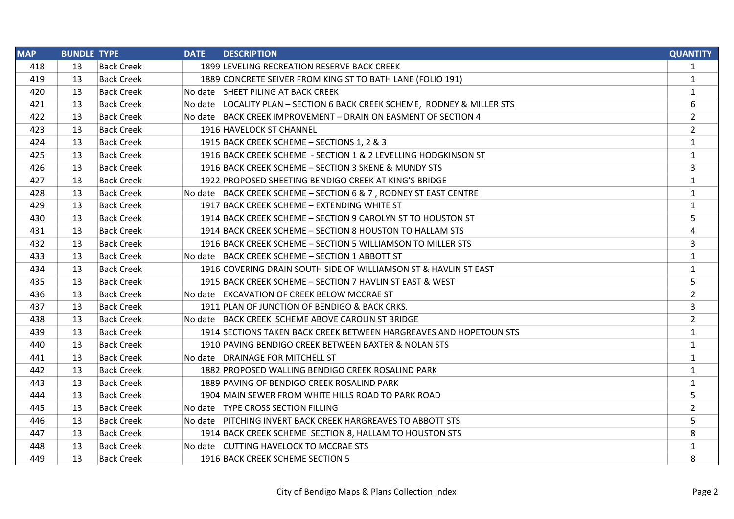| MAP | BUNDLE | TYPE | DATE | DESCRIPTION | QUANTITY |
|---|---|---|---|---|---|
| 418 | 13 | Back Creek | 1899 | LEVELING RECREATION RESERVE BACK CREEK | 1 |
| 419 | 13 | Back Creek | 1889 | CONCRETE SEIVER FROM KING ST TO BATH LANE (FOLIO 191) | 1 |
| 420 | 13 | Back Creek | No date | SHEET PILING AT BACK CREEK | 1 |
| 421 | 13 | Back Creek | No date | LOCALITY PLAN – SECTION 6 BACK CREEK SCHEME, RODNEY & MILLER STS | 6 |
| 422 | 13 | Back Creek | No date | BACK CREEK IMPROVEMENT – DRAIN ON EASMENT OF SECTION 4 | 2 |
| 423 | 13 | Back Creek | 1916 | HAVELOCK ST CHANNEL | 2 |
| 424 | 13 | Back Creek | 1915 | BACK CREEK SCHEME – SECTIONS 1, 2 & 3 | 1 |
| 425 | 13 | Back Creek | 1916 | BACK CREEK SCHEME - SECTION 1 & 2 LEVELLING HODGKINSON ST | 1 |
| 426 | 13 | Back Creek | 1916 | BACK CREEK SCHEME – SECTION 3 SKENE & MUNDY STS | 3 |
| 427 | 13 | Back Creek | 1922 | PROPOSED SHEETING BENDIGO CREEK AT KING'S BRIDGE | 1 |
| 428 | 13 | Back Creek | No date | BACK CREEK SCHEME – SECTION 6 & 7 , RODNEY ST EAST CENTRE | 1 |
| 429 | 13 | Back Creek | 1917 | BACK CREEK SCHEME – EXTENDING WHITE ST | 1 |
| 430 | 13 | Back Creek | 1914 | BACK CREEK SCHEME – SECTION 9 CAROLYN ST TO HOUSTON ST | 5 |
| 431 | 13 | Back Creek | 1914 | BACK CREEK SCHEME – SECTION 8 HOUSTON TO HALLAM STS | 4 |
| 432 | 13 | Back Creek | 1916 | BACK CREEK SCHEME – SECTION 5 WILLIAMSON TO MILLER STS | 3 |
| 433 | 13 | Back Creek | No date | BACK CREEK SCHEME – SECTION 1 ABBOTT ST | 1 |
| 434 | 13 | Back Creek | 1916 | COVERING DRAIN SOUTH SIDE OF WILLIAMSON ST & HAVLIN ST EAST | 1 |
| 435 | 13 | Back Creek | 1915 | BACK CREEK SCHEME – SECTION 7 HAVLIN ST EAST & WEST | 5 |
| 436 | 13 | Back Creek | No date | EXCAVATION OF CREEK BELOW MCCRAE ST | 2 |
| 437 | 13 | Back Creek | 1911 | PLAN OF JUNCTION OF BENDIGO & BACK CRKS. | 3 |
| 438 | 13 | Back Creek | No date | BACK CREEK SCHEME ABOVE CAROLIN ST BRIDGE | 2 |
| 439 | 13 | Back Creek | 1914 | SECTIONS TAKEN BACK CREEK BETWEEN HARGREAVES AND HOPETOUN STS | 1 |
| 440 | 13 | Back Creek | 1910 | PAVING BENDIGO CREEK BETWEEN BAXTER & NOLAN STS | 1 |
| 441 | 13 | Back Creek | No date | DRAINAGE FOR MITCHELL ST | 1 |
| 442 | 13 | Back Creek | 1882 | PROPOSED WALLING BENDIGO CREEK ROSALIND PARK | 1 |
| 443 | 13 | Back Creek | 1889 | PAVING OF BENDIGO CREEK ROSALIND PARK | 1 |
| 444 | 13 | Back Creek | 1904 | MAIN SEWER FROM WHITE HILLS ROAD TO PARK ROAD | 5 |
| 445 | 13 | Back Creek | No date | TYPE CROSS SECTION FILLING | 2 |
| 446 | 13 | Back Creek | No date | PITCHING INVERT BACK CREEK HARGREAVES TO ABBOTT STS | 5 |
| 447 | 13 | Back Creek | 1914 | BACK CREEK SCHEME SECTION 8, HALLAM TO HOUSTON STS | 8 |
| 448 | 13 | Back Creek | No date | CUTTING HAVELOCK TO MCCRAE STS | 1 |
| 449 | 13 | Back Creek | 1916 | BACK CREEK SCHEME SECTION 5 | 8 |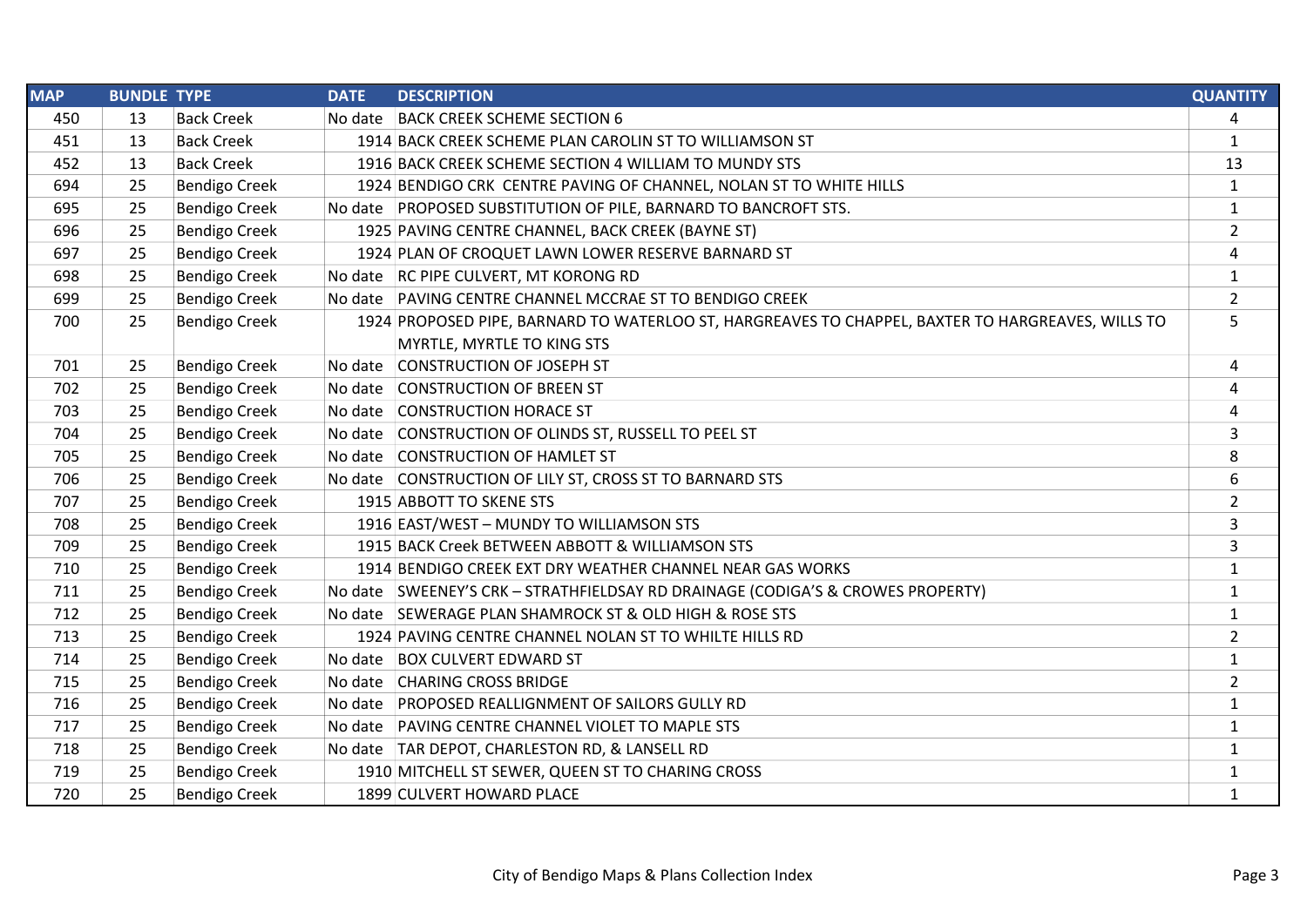| MAP | BUNDLE | TYPE | DATE | DESCRIPTION | QUANTITY |
|---|---|---|---|---|---|
| 450 | 13 | Back Creek | No date | BACK CREEK SCHEME SECTION 6 | 4 |
| 451 | 13 | Back Creek | 1914 | BACK CREEK SCHEME PLAN CAROLIN ST TO WILLIAMSON ST | 1 |
| 452 | 13 | Back Creek | 1916 | BACK CREEK SCHEME SECTION 4 WILLIAM TO MUNDY STS | 13 |
| 694 | 25 | Bendigo Creek | 1924 | BENDIGO CRK CENTRE PAVING OF CHANNEL, NOLAN ST TO WHITE HILLS | 1 |
| 695 | 25 | Bendigo Creek | No date | PROPOSED SUBSTITUTION OF PILE, BARNARD TO BANCROFT STS. | 1 |
| 696 | 25 | Bendigo Creek | 1925 | PAVING CENTRE CHANNEL, BACK CREEK (BAYNE ST) | 2 |
| 697 | 25 | Bendigo Creek | 1924 | PLAN OF CROQUET LAWN LOWER RESERVE BARNARD ST | 4 |
| 698 | 25 | Bendigo Creek | No date | RC PIPE CULVERT, MT KORONG RD | 1 |
| 699 | 25 | Bendigo Creek | No date | PAVING CENTRE CHANNEL MCCRAE ST TO BENDIGO CREEK | 2 |
| 700 | 25 | Bendigo Creek | 1924 | PROPOSED PIPE, BARNARD TO WATERLOO ST, HARGREAVES TO CHAPPEL, BAXTER TO HARGREAVES, WILLS TO MYRTLE, MYRTLE TO KING STS | 5 |
| 701 | 25 | Bendigo Creek | No date | CONSTRUCTION OF JOSEPH ST | 4 |
| 702 | 25 | Bendigo Creek | No date | CONSTRUCTION OF BREEN ST | 4 |
| 703 | 25 | Bendigo Creek | No date | CONSTRUCTION HORACE ST | 4 |
| 704 | 25 | Bendigo Creek | No date | CONSTRUCTION OF OLINDS ST, RUSSELL TO PEEL ST | 3 |
| 705 | 25 | Bendigo Creek | No date | CONSTRUCTION OF HAMLET ST | 8 |
| 706 | 25 | Bendigo Creek | No date | CONSTRUCTION OF LILY ST, CROSS ST TO BARNARD STS | 6 |
| 707 | 25 | Bendigo Creek | 1915 | ABBOTT TO SKENE STS | 2 |
| 708 | 25 | Bendigo Creek | 1916 | EAST/WEST – MUNDY TO WILLIAMSON STS | 3 |
| 709 | 25 | Bendigo Creek | 1915 | BACK Creek BETWEEN ABBOTT & WILLIAMSON STS | 3 |
| 710 | 25 | Bendigo Creek | 1914 | BENDIGO CREEK EXT DRY WEATHER CHANNEL NEAR GAS WORKS | 1 |
| 711 | 25 | Bendigo Creek | No date | SWEENEY'S CRK – STRATHFIELDSAY RD DRAINAGE (CODIGA'S & CROWES PROPERTY) | 1 |
| 712 | 25 | Bendigo Creek | No date | SEWERAGE PLAN SHAMROCK ST & OLD HIGH & ROSE STS | 1 |
| 713 | 25 | Bendigo Creek | 1924 | PAVING CENTRE CHANNEL NOLAN ST TO WHILTE HILLS RD | 2 |
| 714 | 25 | Bendigo Creek | No date | BOX CULVERT EDWARD ST | 1 |
| 715 | 25 | Bendigo Creek | No date | CHARING CROSS BRIDGE | 2 |
| 716 | 25 | Bendigo Creek | No date | PROPOSED REALLIGNMENT OF SAILORS GULLY RD | 1 |
| 717 | 25 | Bendigo Creek | No date | PAVING CENTRE CHANNEL VIOLET TO MAPLE STS | 1 |
| 718 | 25 | Bendigo Creek | No date | TAR DEPOT, CHARLESTON RD, & LANSELL RD | 1 |
| 719 | 25 | Bendigo Creek | 1910 | MITCHELL ST SEWER, QUEEN ST TO CHARING CROSS | 1 |
| 720 | 25 | Bendigo Creek | 1899 | CULVERT HOWARD PLACE | 1 |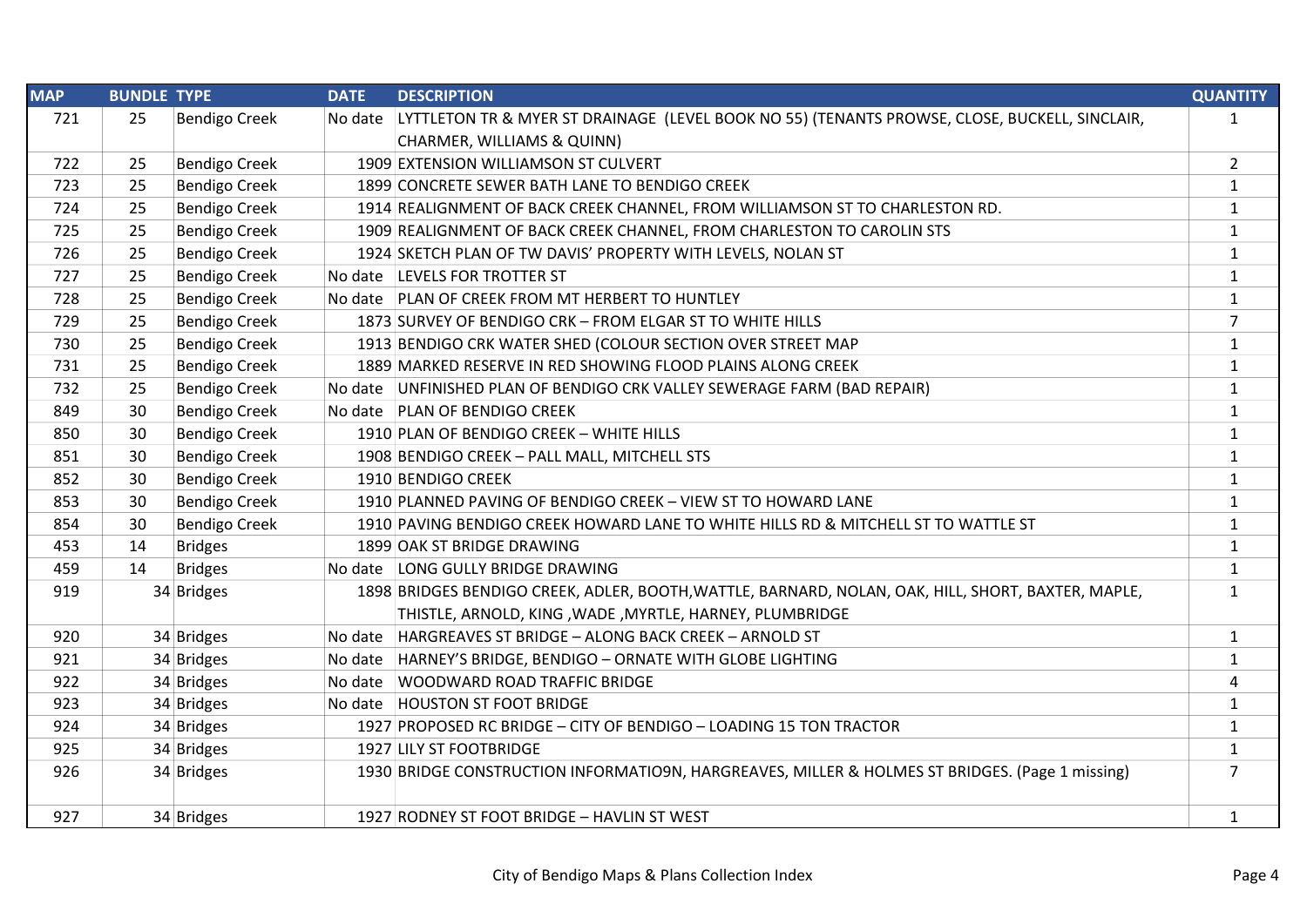| MAP | BUNDLE | TYPE | DATE | DESCRIPTION | QUANTITY |
|---|---|---|---|---|---|
| 721 | 25 | Bendigo Creek | No date | LYTTLETON TR & MYER ST DRAINAGE (LEVEL BOOK NO 55) (TENANTS PROWSE, CLOSE, BUCKELL, SINCLAIR, CHARMER, WILLIAMS & QUINN) | 1 |
| 722 | 25 | Bendigo Creek | 1909 | EXTENSION WILLIAMSON ST CULVERT | 2 |
| 723 | 25 | Bendigo Creek | 1899 | CONCRETE SEWER BATH LANE TO BENDIGO CREEK | 1 |
| 724 | 25 | Bendigo Creek | 1914 | REALIGNMENT OF BACK CREEK CHANNEL, FROM WILLIAMSON ST TO CHARLESTON RD. | 1 |
| 725 | 25 | Bendigo Creek | 1909 | REALIGNMENT OF BACK CREEK CHANNEL, FROM CHARLESTON TO CAROLIN STS | 1 |
| 726 | 25 | Bendigo Creek | 1924 | SKETCH PLAN OF TW DAVIS' PROPERTY WITH LEVELS, NOLAN ST | 1 |
| 727 | 25 | Bendigo Creek | No date | LEVELS FOR TROTTER ST | 1 |
| 728 | 25 | Bendigo Creek | No date | PLAN OF CREEK FROM MT HERBERT TO HUNTLEY | 1 |
| 729 | 25 | Bendigo Creek | 1873 | SURVEY OF BENDIGO CRK – FROM ELGAR ST TO WHITE HILLS | 7 |
| 730 | 25 | Bendigo Creek | 1913 | BENDIGO CRK WATER SHED (COLOUR SECTION OVER STREET MAP | 1 |
| 731 | 25 | Bendigo Creek | 1889 | MARKED RESERVE IN RED SHOWING FLOOD PLAINS ALONG CREEK | 1 |
| 732 | 25 | Bendigo Creek | No date | UNFINISHED PLAN OF BENDIGO CRK VALLEY SEWERAGE FARM (BAD REPAIR) | 1 |
| 849 | 30 | Bendigo Creek | No date | PLAN OF BENDIGO CREEK | 1 |
| 850 | 30 | Bendigo Creek | 1910 | PLAN OF BENDIGO CREEK – WHITE HILLS | 1 |
| 851 | 30 | Bendigo Creek | 1908 | BENDIGO CREEK – PALL MALL, MITCHELL STS | 1 |
| 852 | 30 | Bendigo Creek | 1910 | BENDIGO CREEK | 1 |
| 853 | 30 | Bendigo Creek | 1910 | PLANNED PAVING OF BENDIGO CREEK – VIEW ST TO HOWARD LANE | 1 |
| 854 | 30 | Bendigo Creek | 1910 | PAVING BENDIGO CREEK HOWARD LANE TO WHITE HILLS RD & MITCHELL ST TO WATTLE ST | 1 |
| 453 | 14 | Bridges | 1899 | OAK ST BRIDGE DRAWING | 1 |
| 459 | 14 | Bridges | No date | LONG GULLY BRIDGE DRAWING | 1 |
| 919 | 34 | Bridges | 1898 | BRIDGES BENDIGO CREEK, ADLER, BOOTH,WATTLE, BARNARD, NOLAN, OAK, HILL, SHORT, BAXTER, MAPLE, THISTLE, ARNOLD, KING ,WADE ,MYRTLE, HARNEY, PLUMBRIDGE | 1 |
| 920 | 34 | Bridges | No date | HARGREAVES ST BRIDGE – ALONG BACK CREEK – ARNOLD ST | 1 |
| 921 | 34 | Bridges | No date | HARNEY'S BRIDGE, BENDIGO – ORNATE WITH GLOBE LIGHTING | 1 |
| 922 | 34 | Bridges | No date | WOODWARD ROAD TRAFFIC BRIDGE | 4 |
| 923 | 34 | Bridges | No date | HOUSTON ST FOOT BRIDGE | 1 |
| 924 | 34 | Bridges | 1927 | PROPOSED RC BRIDGE – CITY OF BENDIGO – LOADING 15 TON TRACTOR | 1 |
| 925 | 34 | Bridges | 1927 | LILY ST FOOTBRIDGE | 1 |
| 926 | 34 | Bridges | 1930 | BRIDGE CONSTRUCTION INFORMATIO9N, HARGREAVES, MILLER & HOLMES ST BRIDGES. (Page 1 missing) | 7 |
| 927 | 34 | Bridges | 1927 | RODNEY ST FOOT BRIDGE – HAVLIN ST WEST | 1 |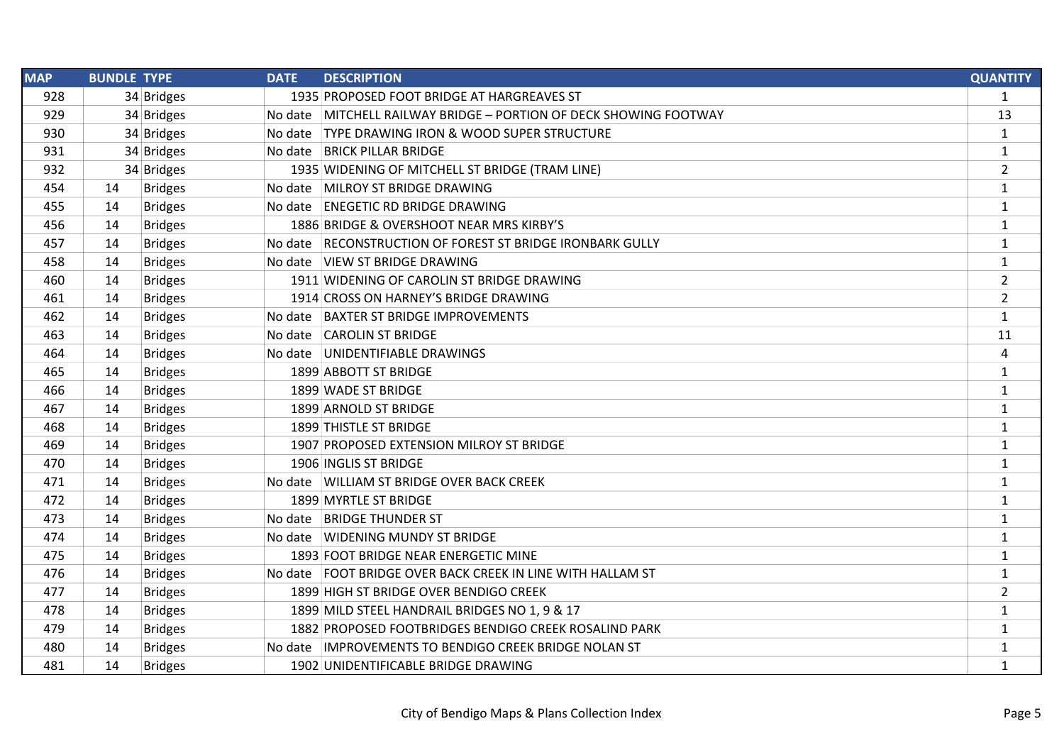| MAP | BUNDLE | TYPE | DATE | DESCRIPTION | QUANTITY |
|---|---|---|---|---|---|
| 928 | 34 | Bridges | 1935 | PROPOSED FOOT BRIDGE AT HARGREAVES ST | 1 |
| 929 | 34 | Bridges | No date | MITCHELL RAILWAY BRIDGE – PORTION OF DECK SHOWING FOOTWAY | 13 |
| 930 | 34 | Bridges | No date | TYPE DRAWING IRON & WOOD SUPER STRUCTURE | 1 |
| 931 | 34 | Bridges | No date | BRICK PILLAR BRIDGE | 1 |
| 932 | 34 | Bridges | 1935 | WIDENING OF MITCHELL ST BRIDGE (TRAM LINE) | 2 |
| 454 | 14 | Bridges | No date | MILROY ST BRIDGE DRAWING | 1 |
| 455 | 14 | Bridges | No date | ENEGETIC RD BRIDGE DRAWING | 1 |
| 456 | 14 | Bridges | 1886 | BRIDGE & OVERSHOOT NEAR MRS KIRBY'S | 1 |
| 457 | 14 | Bridges | No date | RECONSTRUCTION OF FOREST ST BRIDGE IRONBARK GULLY | 1 |
| 458 | 14 | Bridges | No date | VIEW ST BRIDGE DRAWING | 1 |
| 460 | 14 | Bridges | 1911 | WIDENING OF CAROLIN ST BRIDGE DRAWING | 2 |
| 461 | 14 | Bridges | 1914 | CROSS ON HARNEY'S BRIDGE DRAWING | 2 |
| 462 | 14 | Bridges | No date | BAXTER ST BRIDGE IMPROVEMENTS | 1 |
| 463 | 14 | Bridges | No date | CAROLIN ST BRIDGE | 11 |
| 464 | 14 | Bridges | No date | UNIDENTIFIABLE DRAWINGS | 4 |
| 465 | 14 | Bridges | 1899 | ABBOTT ST BRIDGE | 1 |
| 466 | 14 | Bridges | 1899 | WADE ST BRIDGE | 1 |
| 467 | 14 | Bridges | 1899 | ARNOLD ST BRIDGE | 1 |
| 468 | 14 | Bridges | 1899 | THISTLE ST BRIDGE | 1 |
| 469 | 14 | Bridges | 1907 | PROPOSED EXTENSION MILROY ST BRIDGE | 1 |
| 470 | 14 | Bridges | 1906 | INGLIS ST BRIDGE | 1 |
| 471 | 14 | Bridges | No date | WILLIAM ST BRIDGE OVER BACK CREEK | 1 |
| 472 | 14 | Bridges | 1899 | MYRTLE ST BRIDGE | 1 |
| 473 | 14 | Bridges | No date | BRIDGE THUNDER ST | 1 |
| 474 | 14 | Bridges | No date | WIDENING MUNDY ST BRIDGE | 1 |
| 475 | 14 | Bridges | 1893 | FOOT BRIDGE NEAR ENERGETIC MINE | 1 |
| 476 | 14 | Bridges | No date | FOOT BRIDGE OVER BACK CREEK IN LINE WITH HALLAM ST | 1 |
| 477 | 14 | Bridges | 1899 | HIGH ST BRIDGE OVER BENDIGO CREEK | 2 |
| 478 | 14 | Bridges | 1899 | MILD STEEL HANDRAIL BRIDGES NO 1, 9 & 17 | 1 |
| 479 | 14 | Bridges | 1882 | PROPOSED FOOTBRIDGES BENDIGO CREEK ROSALIND PARK | 1 |
| 480 | 14 | Bridges | No date | IMPROVEMENTS TO BENDIGO CREEK BRIDGE NOLAN ST | 1 |
| 481 | 14 | Bridges | 1902 | UNIDENTIFICABLE BRIDGE DRAWING | 1 |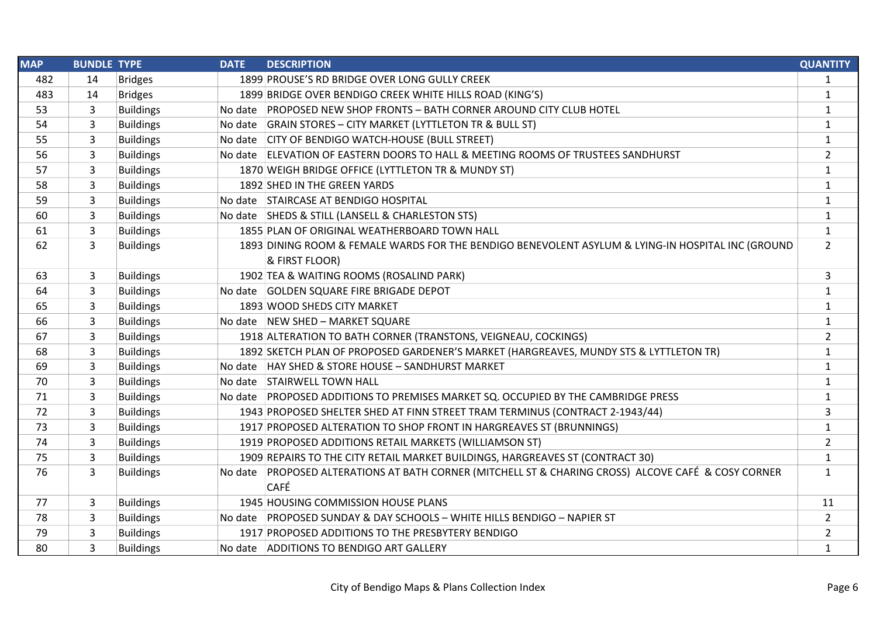| MAP | BUNDLE | TYPE | DATE | DESCRIPTION | QUANTITY |
|---|---|---|---|---|---|
| 482 | 14 | Bridges | 1899 | PROUSE'S RD BRIDGE OVER LONG GULLY CREEK | 1 |
| 483 | 14 | Bridges | 1899 | BRIDGE OVER BENDIGO CREEK WHITE HILLS ROAD (KING'S) | 1 |
| 53 | 3 | Buildings | No date | PROPOSED NEW SHOP FRONTS – BATH CORNER AROUND CITY CLUB HOTEL | 1 |
| 54 | 3 | Buildings | No date | GRAIN STORES – CITY MARKET (LYTTLETON TR & BULL ST) | 1 |
| 55 | 3 | Buildings | No date | CITY OF BENDIGO WATCH-HOUSE (BULL STREET) | 1 |
| 56 | 3 | Buildings | No date | ELEVATION OF EASTERN DOORS TO HALL & MEETING ROOMS OF TRUSTEES SANDHURST | 2 |
| 57 | 3 | Buildings | 1870 | WEIGH BRIDGE OFFICE (LYTTLETON TR & MUNDY ST) | 1 |
| 58 | 3 | Buildings | 1892 | SHED IN THE GREEN YARDS | 1 |
| 59 | 3 | Buildings | No date | STAIRCASE AT BENDIGO HOSPITAL | 1 |
| 60 | 3 | Buildings | No date | SHEDS & STILL (LANSELL & CHARLESTON STS) | 1 |
| 61 | 3 | Buildings | 1855 | PLAN OF ORIGINAL WEATHERBOARD TOWN HALL | 1 |
| 62 | 3 | Buildings | 1893 | DINING ROOM & FEMALE WARDS FOR THE BENDIGO BENEVOLENT ASYLUM & LYING-IN HOSPITAL INC (GROUND & FIRST FLOOR) | 2 |
| 63 | 3 | Buildings | 1902 | TEA & WAITING ROOMS (ROSALIND PARK) | 3 |
| 64 | 3 | Buildings | No date | GOLDEN SQUARE FIRE BRIGADE DEPOT | 1 |
| 65 | 3 | Buildings | 1893 | WOOD SHEDS CITY MARKET | 1 |
| 66 | 3 | Buildings | No date | NEW SHED – MARKET SQUARE | 1 |
| 67 | 3 | Buildings | 1918 | ALTERATION TO BATH CORNER (TRANSTONS, VEIGNEAU, COCKINGS) | 2 |
| 68 | 3 | Buildings | 1892 | SKETCH PLAN OF PROPOSED GARDENER'S MARKET (HARGREAVES, MUNDY STS & LYTTLETON TR) | 1 |
| 69 | 3 | Buildings | No date | HAY SHED & STORE HOUSE – SANDHURST MARKET | 1 |
| 70 | 3 | Buildings | No date | STAIRWELL TOWN HALL | 1 |
| 71 | 3 | Buildings | No date | PROPOSED ADDITIONS TO PREMISES MARKET SQ. OCCUPIED BY THE CAMBRIDGE PRESS | 1 |
| 72 | 3 | Buildings | 1943 | PROPOSED SHELTER SHED AT FINN STREET TRAM TERMINUS (CONTRACT 2-1943/44) | 3 |
| 73 | 3 | Buildings | 1917 | PROPOSED ALTERATION TO SHOP FRONT IN HARGREAVES ST (BRUNNINGS) | 1 |
| 74 | 3 | Buildings | 1919 | PROPOSED ADDITIONS RETAIL MARKETS (WILLIAMSON ST) | 2 |
| 75 | 3 | Buildings | 1909 | REPAIRS TO THE CITY RETAIL MARKET BUILDINGS, HARGREAVES ST (CONTRACT 30) | 1 |
| 76 | 3 | Buildings | No date | PROPOSED ALTERATIONS AT BATH CORNER (MITCHELL ST & CHARING CROSS) ALCOVE CAFÉ & COSY CORNER CAFÉ | 1 |
| 77 | 3 | Buildings | 1945 | HOUSING COMMISSION HOUSE PLANS | 11 |
| 78 | 3 | Buildings | No date | PROPOSED SUNDAY & DAY SCHOOLS – WHITE HILLS BENDIGO – NAPIER ST | 2 |
| 79 | 3 | Buildings | 1917 | PROPOSED ADDITIONS TO THE PRESBYTERY BENDIGO | 2 |
| 80 | 3 | Buildings | No date | ADDITIONS TO BENDIGO ART GALLERY | 1 |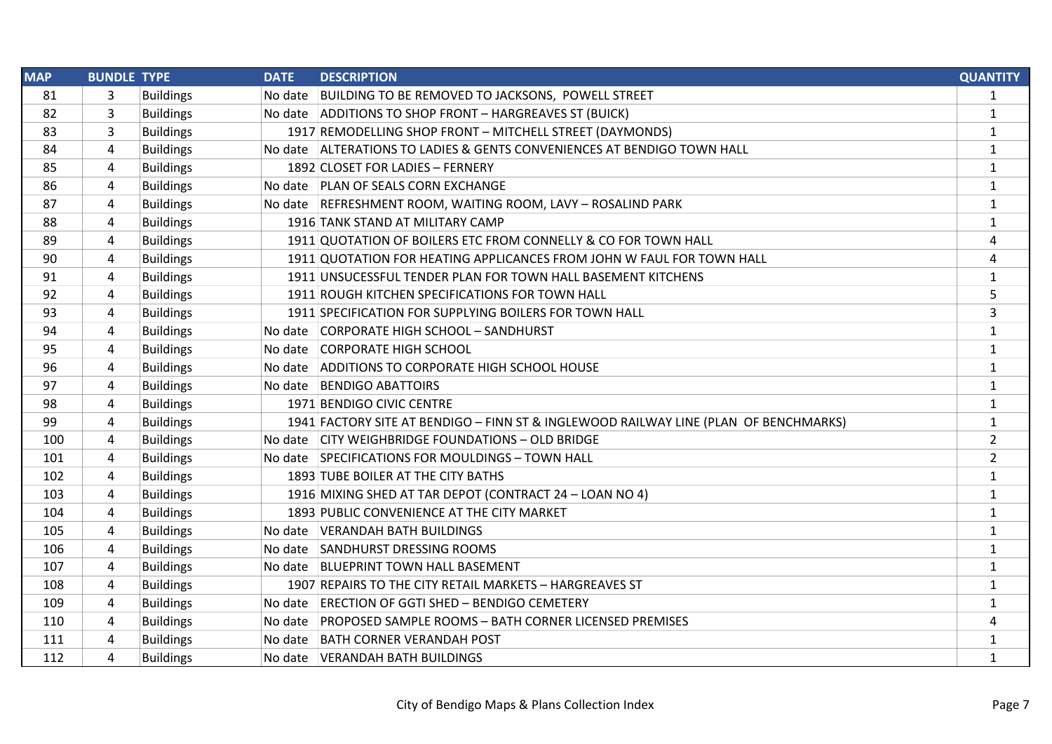| MAP | BUNDLE | TYPE | DATE | DESCRIPTION | QUANTITY |
|---|---|---|---|---|---|
| 81 | 3 | Buildings | No date | BUILDING TO BE REMOVED TO JACKSONS, POWELL STREET | 1 |
| 82 | 3 | Buildings | No date | ADDITIONS TO SHOP FRONT – HARGREAVES ST (BUICK) | 1 |
| 83 | 3 | Buildings | 1917 | REMODELLING SHOP FRONT – MITCHELL STREET (DAYMONDS) | 1 |
| 84 | 4 | Buildings | No date | ALTERATIONS TO LADIES & GENTS CONVENIENCES AT BENDIGO TOWN HALL | 1 |
| 85 | 4 | Buildings | 1892 | CLOSET FOR LADIES – FERNERY | 1 |
| 86 | 4 | Buildings | No date | PLAN OF SEALS CORN EXCHANGE | 1 |
| 87 | 4 | Buildings | No date | REFRESHMENT ROOM, WAITING ROOM, LAVY – ROSALIND PARK | 1 |
| 88 | 4 | Buildings | 1916 | TANK STAND AT MILITARY CAMP | 1 |
| 89 | 4 | Buildings | 1911 | QUOTATION OF BOILERS ETC FROM CONNELLY & CO FOR TOWN HALL | 4 |
| 90 | 4 | Buildings | 1911 | QUOTATION FOR HEATING APPLICANCES FROM JOHN W FAUL FOR TOWN HALL | 4 |
| 91 | 4 | Buildings | 1911 | UNSUCESSFUL TENDER PLAN FOR TOWN HALL BASEMENT KITCHENS | 1 |
| 92 | 4 | Buildings | 1911 | ROUGH KITCHEN SPECIFICATIONS FOR TOWN HALL | 5 |
| 93 | 4 | Buildings | 1911 | SPECIFICATION FOR SUPPLYING BOILERS FOR TOWN HALL | 3 |
| 94 | 4 | Buildings | No date | CORPORATE HIGH SCHOOL – SANDHURST | 1 |
| 95 | 4 | Buildings | No date | CORPORATE HIGH SCHOOL | 1 |
| 96 | 4 | Buildings | No date | ADDITIONS TO CORPORATE HIGH SCHOOL HOUSE | 1 |
| 97 | 4 | Buildings | No date | BENDIGO ABATTOIRS | 1 |
| 98 | 4 | Buildings | 1971 | BENDIGO CIVIC CENTRE | 1 |
| 99 | 4 | Buildings | 1941 | FACTORY SITE AT BENDIGO – FINN ST & INGLEWOOD RAILWAY LINE (PLAN OF BENCHMARKS) | 1 |
| 100 | 4 | Buildings | No date | CITY WEIGHBRIDGE FOUNDATIONS – OLD BRIDGE | 2 |
| 101 | 4 | Buildings | No date | SPECIFICATIONS FOR MOULDINGS – TOWN HALL | 2 |
| 102 | 4 | Buildings | 1893 | TUBE BOILER AT THE CITY BATHS | 1 |
| 103 | 4 | Buildings | 1916 | MIXING SHED AT TAR DEPOT (CONTRACT 24 – LOAN NO 4) | 1 |
| 104 | 4 | Buildings | 1893 | PUBLIC CONVENIENCE AT THE CITY MARKET | 1 |
| 105 | 4 | Buildings | No date | VERANDAH BATH BUILDINGS | 1 |
| 106 | 4 | Buildings | No date | SANDHURST DRESSING ROOMS | 1 |
| 107 | 4 | Buildings | No date | BLUEPRINT TOWN HALL BASEMENT | 1 |
| 108 | 4 | Buildings | 1907 | REPAIRS TO THE CITY RETAIL MARKETS – HARGREAVES ST | 1 |
| 109 | 4 | Buildings | No date | ERECTION OF GGTI SHED – BENDIGO CEMETERY | 1 |
| 110 | 4 | Buildings | No date | PROPOSED SAMPLE ROOMS – BATH CORNER LICENSED PREMISES | 4 |
| 111 | 4 | Buildings | No date | BATH CORNER VERANDAH POST | 1 |
| 112 | 4 | Buildings | No date | VERANDAH BATH BUILDINGS | 1 |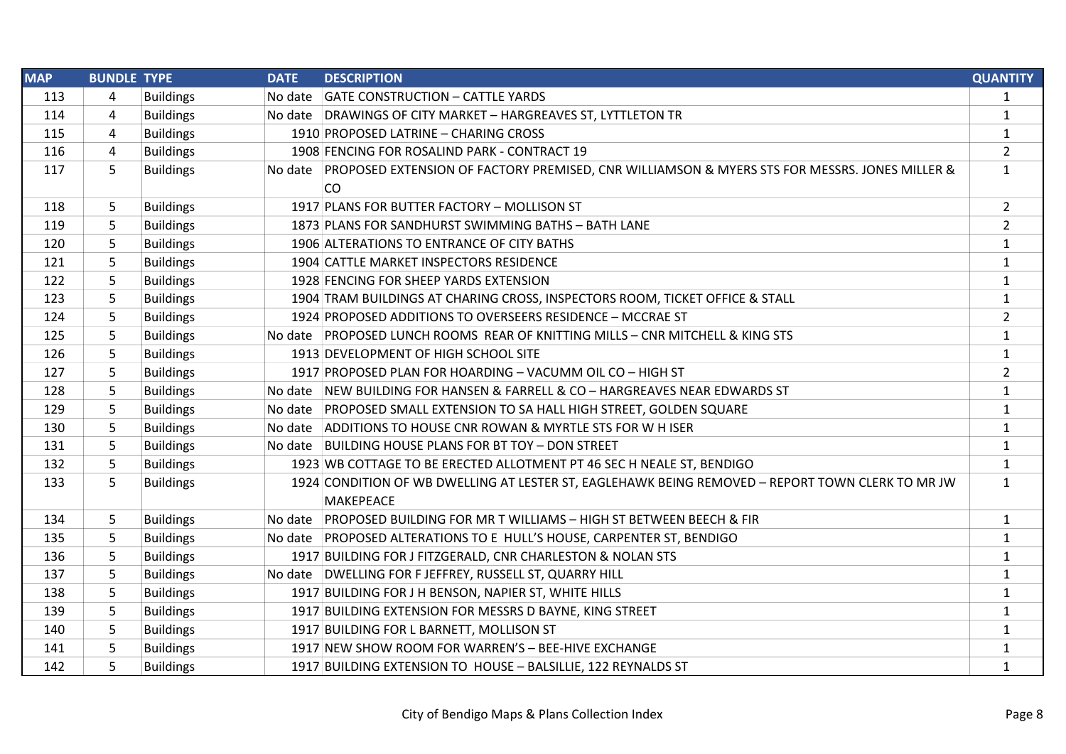| MAP | BUNDLE | TYPE | DATE | DESCRIPTION | QUANTITY |
|---|---|---|---|---|---|
| 113 | 4 | Buildings | No date | GATE CONSTRUCTION – CATTLE YARDS | 1 |
| 114 | 4 | Buildings | No date | DRAWINGS OF CITY MARKET – HARGREAVES ST, LYTTLETON TR | 1 |
| 115 | 4 | Buildings | 1910 | PROPOSED LATRINE – CHARING CROSS | 1 |
| 116 | 4 | Buildings | 1908 | FENCING FOR ROSALIND PARK - CONTRACT 19 | 2 |
| 117 | 5 | Buildings | No date | PROPOSED EXTENSION OF FACTORY PREMISED, CNR WILLIAMSON & MYERS STS FOR MESSRS. JONES MILLER & CO | 1 |
| 118 | 5 | Buildings | 1917 | PLANS FOR BUTTER FACTORY – MOLLISON ST | 2 |
| 119 | 5 | Buildings | 1873 | PLANS FOR SANDHURST SWIMMING BATHS – BATH LANE | 2 |
| 120 | 5 | Buildings | 1906 | ALTERATIONS TO ENTRANCE OF CITY BATHS | 1 |
| 121 | 5 | Buildings | 1904 | CATTLE MARKET INSPECTORS RESIDENCE | 1 |
| 122 | 5 | Buildings | 1928 | FENCING FOR SHEEP YARDS EXTENSION | 1 |
| 123 | 5 | Buildings | 1904 | TRAM BUILDINGS AT CHARING CROSS, INSPECTORS ROOM, TICKET OFFICE & STALL | 1 |
| 124 | 5 | Buildings | 1924 | PROPOSED ADDITIONS TO OVERSEERS RESIDENCE – MCCRAE ST | 2 |
| 125 | 5 | Buildings | No date | PROPOSED LUNCH ROOMS REAR OF KNITTING MILLS – CNR MITCHELL & KING STS | 1 |
| 126 | 5 | Buildings | 1913 | DEVELOPMENT OF HIGH SCHOOL SITE | 1 |
| 127 | 5 | Buildings | 1917 | PROPOSED PLAN FOR HOARDING – VACUMM OIL CO – HIGH ST | 2 |
| 128 | 5 | Buildings | No date | NEW BUILDING FOR HANSEN & FARRELL & CO – HARGREAVES NEAR EDWARDS ST | 1 |
| 129 | 5 | Buildings | No date | PROPOSED SMALL EXTENSION TO SA HALL HIGH STREET, GOLDEN SQUARE | 1 |
| 130 | 5 | Buildings | No date | ADDITIONS TO HOUSE CNR ROWAN & MYRTLE STS FOR W H ISER | 1 |
| 131 | 5 | Buildings | No date | BUILDING HOUSE PLANS FOR BT TOY – DON STREET | 1 |
| 132 | 5 | Buildings | 1923 | WB COTTAGE TO BE ERECTED ALLOTMENT PT 46 SEC H NEALE ST, BENDIGO | 1 |
| 133 | 5 | Buildings | 1924 | CONDITION OF WB DWELLING AT LESTER ST, EAGLEHAWK BEING REMOVED – REPORT TOWN CLERK TO MR JW MAKEPEACE | 1 |
| 134 | 5 | Buildings | No date | PROPOSED BUILDING FOR MR T WILLIAMS – HIGH ST BETWEEN BEECH & FIR | 1 |
| 135 | 5 | Buildings | No date | PROPOSED ALTERATIONS TO E HULL'S HOUSE, CARPENTER ST, BENDIGO | 1 |
| 136 | 5 | Buildings | 1917 | BUILDING FOR J FITZGERALD, CNR CHARLESTON & NOLAN STS | 1 |
| 137 | 5 | Buildings | No date | DWELLING FOR F JEFFREY, RUSSELL ST, QUARRY HILL | 1 |
| 138 | 5 | Buildings | 1917 | BUILDING FOR J H BENSON, NAPIER ST, WHITE HILLS | 1 |
| 139 | 5 | Buildings | 1917 | BUILDING EXTENSION FOR MESSRS D BAYNE, KING STREET | 1 |
| 140 | 5 | Buildings | 1917 | BUILDING FOR L BARNETT, MOLLISON ST | 1 |
| 141 | 5 | Buildings | 1917 | NEW SHOW ROOM FOR WARREN'S – BEE-HIVE EXCHANGE | 1 |
| 142 | 5 | Buildings | 1917 | BUILDING EXTENSION TO HOUSE – BALSILLIE, 122 REYNALDS ST | 1 |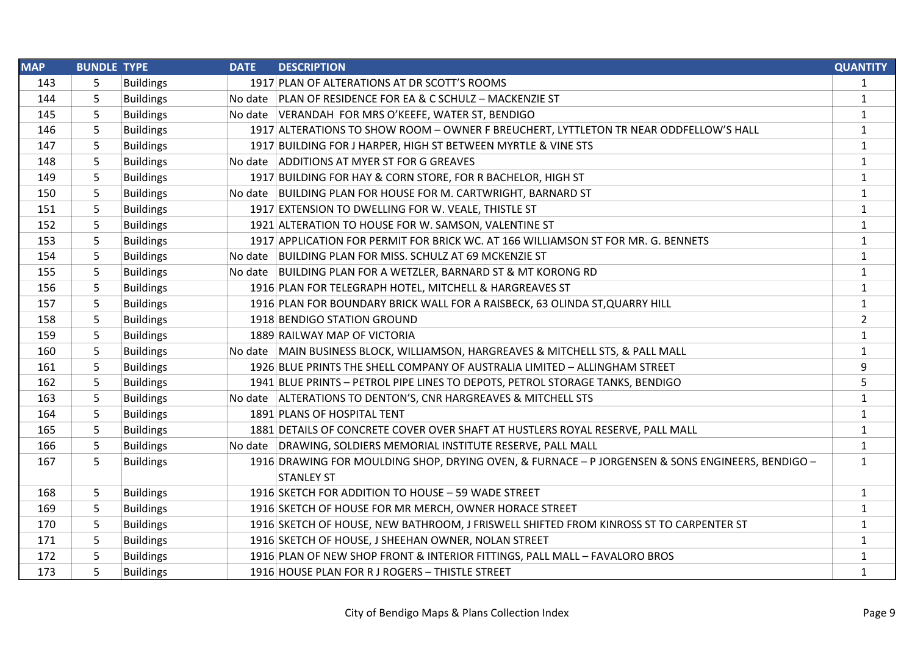| MAP | BUNDLE | TYPE | DATE | DESCRIPTION | QUANTITY |
|---|---|---|---|---|---|
| 143 | 5 | Buildings | 1917 | PLAN OF ALTERATIONS AT DR SCOTT'S ROOMS | 1 |
| 144 | 5 | Buildings | No date | PLAN OF RESIDENCE FOR EA & C SCHULZ – MACKENZIE ST | 1 |
| 145 | 5 | Buildings | No date | VERANDAH FOR MRS O'KEEFE, WATER ST, BENDIGO | 1 |
| 146 | 5 | Buildings | 1917 | ALTERATIONS TO SHOW ROOM – OWNER F BREUCHERT, LYTTLETON TR NEAR ODDFELLOW'S HALL | 1 |
| 147 | 5 | Buildings | 1917 | BUILDING FOR J HARPER, HIGH ST BETWEEN MYRTLE & VINE STS | 1 |
| 148 | 5 | Buildings | No date | ADDITIONS AT MYER ST FOR G GREAVES | 1 |
| 149 | 5 | Buildings | 1917 | BUILDING FOR HAY & CORN STORE, FOR R BACHELOR, HIGH ST | 1 |
| 150 | 5 | Buildings | No date | BUILDING PLAN FOR HOUSE FOR M. CARTWRIGHT, BARNARD ST | 1 |
| 151 | 5 | Buildings | 1917 | EXTENSION TO DWELLING FOR W. VEALE, THISTLE ST | 1 |
| 152 | 5 | Buildings | 1921 | ALTERATION TO HOUSE FOR W. SAMSON, VALENTINE ST | 1 |
| 153 | 5 | Buildings | 1917 | APPLICATION FOR PERMIT FOR BRICK WC. AT 166 WILLIAMSON ST FOR MR. G. BENNETS | 1 |
| 154 | 5 | Buildings | No date | BUILDING PLAN FOR MISS. SCHULZ AT 69 MCKENZIE ST | 1 |
| 155 | 5 | Buildings | No date | BUILDING PLAN FOR A WETZLER, BARNARD ST & MT KORONG RD | 1 |
| 156 | 5 | Buildings | 1916 | PLAN FOR TELEGRAPH HOTEL, MITCHELL & HARGREAVES ST | 1 |
| 157 | 5 | Buildings | 1916 | PLAN FOR BOUNDARY BRICK WALL FOR A RAISBECK, 63 OLINDA ST,QUARRY HILL | 1 |
| 158 | 5 | Buildings | 1918 | BENDIGO STATION GROUND | 2 |
| 159 | 5 | Buildings | 1889 | RAILWAY MAP OF VICTORIA | 1 |
| 160 | 5 | Buildings | No date | MAIN BUSINESS BLOCK, WILLIAMSON, HARGREAVES & MITCHELL STS, & PALL MALL | 1 |
| 161 | 5 | Buildings | 1926 | BLUE PRINTS THE SHELL COMPANY OF AUSTRALIA LIMITED – ALLINGHAM STREET | 9 |
| 162 | 5 | Buildings | 1941 | BLUE PRINTS – PETROL PIPE LINES TO DEPOTS, PETROL STORAGE TANKS, BENDIGO | 5 |
| 163 | 5 | Buildings | No date | ALTERATIONS TO DENTON'S, CNR HARGREAVES & MITCHELL STS | 1 |
| 164 | 5 | Buildings | 1891 | PLANS OF HOSPITAL TENT | 1 |
| 165 | 5 | Buildings | 1881 | DETAILS OF CONCRETE COVER OVER SHAFT AT HUSTLERS ROYAL RESERVE, PALL MALL | 1 |
| 166 | 5 | Buildings | No date | DRAWING, SOLDIERS MEMORIAL INSTITUTE RESERVE, PALL MALL | 1 |
| 167 | 5 | Buildings | 1916 | DRAWING FOR MOULDING SHOP, DRYING OVEN, & FURNACE – P JORGENSEN & SONS ENGINEERS, BENDIGO – STANLEY ST | 1 |
| 168 | 5 | Buildings | 1916 | SKETCH FOR ADDITION TO HOUSE – 59 WADE STREET | 1 |
| 169 | 5 | Buildings | 1916 | SKETCH OF HOUSE FOR MR MERCH, OWNER HORACE STREET | 1 |
| 170 | 5 | Buildings | 1916 | SKETCH OF HOUSE, NEW BATHROOM, J FRISWELL SHIFTED FROM KINROSS ST TO CARPENTER ST | 1 |
| 171 | 5 | Buildings | 1916 | SKETCH OF HOUSE, J SHEEHAN OWNER, NOLAN STREET | 1 |
| 172 | 5 | Buildings | 1916 | PLAN OF NEW SHOP FRONT & INTERIOR FITTINGS, PALL MALL – FAVALORO BROS | 1 |
| 173 | 5 | Buildings | 1916 | HOUSE PLAN FOR R J ROGERS – THISTLE STREET | 1 |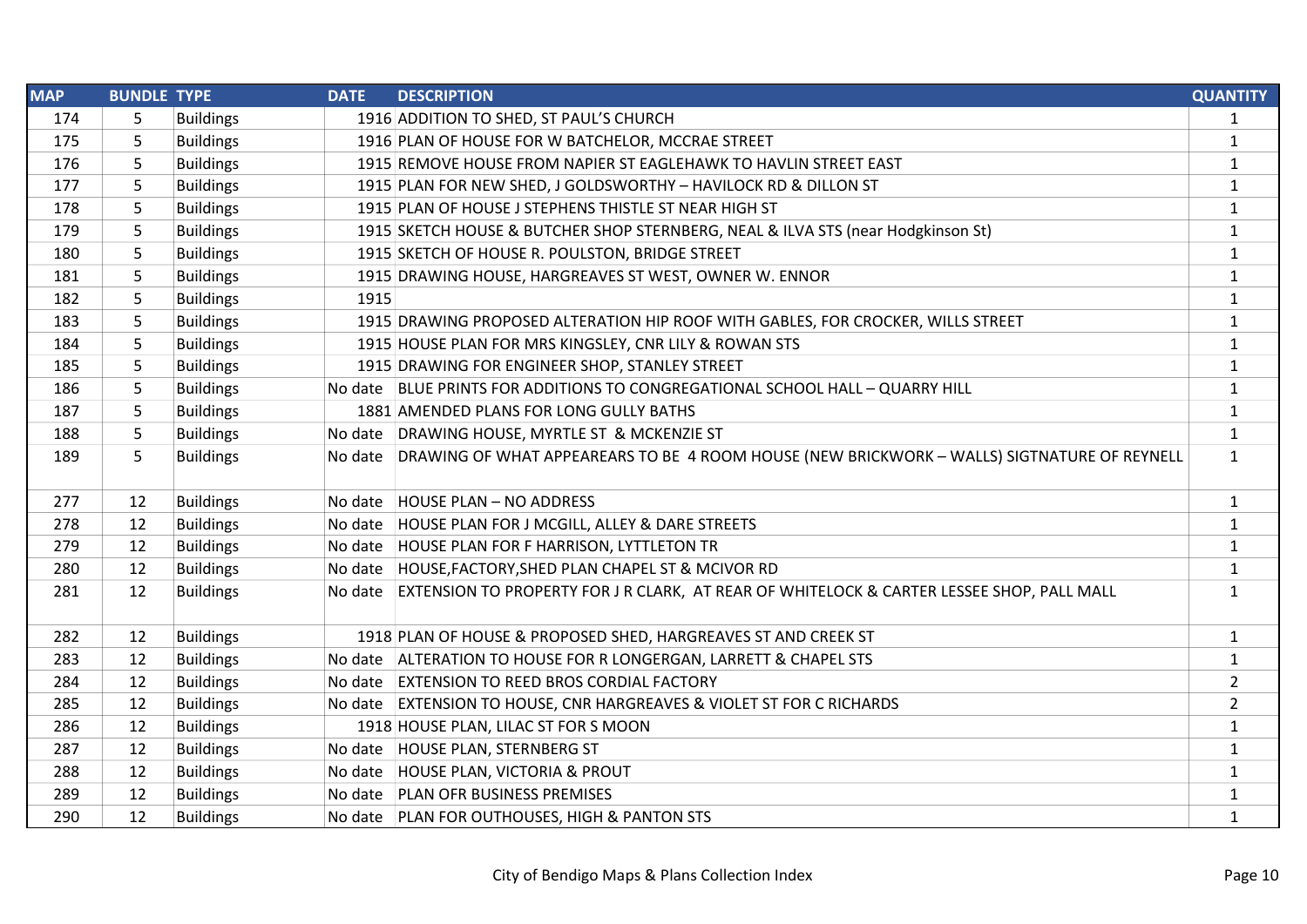| MAP | BUNDLE | TYPE | DATE | DESCRIPTION | QUANTITY |
|---|---|---|---|---|---|
| 174 | 5 | Buildings | 1916 | ADDITION TO SHED, ST PAUL'S CHURCH | 1 |
| 175 | 5 | Buildings | 1916 | PLAN OF HOUSE FOR W BATCHELOR, MCCRAE STREET | 1 |
| 176 | 5 | Buildings | 1915 | REMOVE HOUSE FROM NAPIER ST EAGLEHAWK TO HAVLIN STREET EAST | 1 |
| 177 | 5 | Buildings | 1915 | PLAN FOR NEW SHED, J GOLDSWORTHY – HAVILOCK RD & DILLON ST | 1 |
| 178 | 5 | Buildings | 1915 | PLAN OF HOUSE J STEPHENS THISTLE ST NEAR HIGH ST | 1 |
| 179 | 5 | Buildings | 1915 | SKETCH HOUSE & BUTCHER SHOP STERNBERG, NEAL & ILVA STS (near Hodgkinson St) | 1 |
| 180 | 5 | Buildings | 1915 | SKETCH OF HOUSE R. POULSTON, BRIDGE STREET | 1 |
| 181 | 5 | Buildings | 1915 | DRAWING HOUSE, HARGREAVES ST WEST, OWNER W. ENNOR | 1 |
| 182 | 5 | Buildings | 1915 | | 1 |
| 183 | 5 | Buildings | 1915 | DRAWING PROPOSED ALTERATION HIP ROOF WITH GABLES, FOR CROCKER, WILLS STREET | 1 |
| 184 | 5 | Buildings | 1915 | HOUSE PLAN FOR MRS KINGSLEY, CNR LILY & ROWAN STS | 1 |
| 185 | 5 | Buildings | 1915 | DRAWING FOR ENGINEER SHOP, STANLEY STREET | 1 |
| 186 | 5 | Buildings | No date | BLUE PRINTS FOR ADDITIONS TO CONGREGATIONAL SCHOOL HALL – QUARRY HILL | 1 |
| 187 | 5 | Buildings | 1881 | AMENDED PLANS FOR LONG GULLY BATHS | 1 |
| 188 | 5 | Buildings | No date | DRAWING HOUSE, MYRTLE ST & MCKENZIE ST | 1 |
| 189 | 5 | Buildings | No date | DRAWING OF WHAT APPEAREARS TO BE 4 ROOM HOUSE (NEW BRICKWORK – WALLS) SIGTNATURE OF REYNELL | 1 |
| 277 | 12 | Buildings | No date | HOUSE PLAN – NO ADDRESS | 1 |
| 278 | 12 | Buildings | No date | HOUSE PLAN FOR J MCGILL, ALLEY & DARE STREETS | 1 |
| 279 | 12 | Buildings | No date | HOUSE PLAN FOR F HARRISON, LYTTLETON TR | 1 |
| 280 | 12 | Buildings | No date | HOUSE,FACTORY,SHED PLAN CHAPEL ST & MCIVOR RD | 1 |
| 281 | 12 | Buildings | No date | EXTENSION TO PROPERTY FOR J R CLARK, AT REAR OF WHITELOCK & CARTER LESSEE SHOP, PALL MALL | 1 |
| 282 | 12 | Buildings | 1918 | PLAN OF HOUSE & PROPOSED SHED, HARGREAVES ST AND CREEK ST | 1 |
| 283 | 12 | Buildings | No date | ALTERATION TO HOUSE FOR R LONGERGAN, LARRETT & CHAPEL STS | 1 |
| 284 | 12 | Buildings | No date | EXTENSION TO REED BROS CORDIAL FACTORY | 2 |
| 285 | 12 | Buildings | No date | EXTENSION TO HOUSE, CNR HARGREAVES & VIOLET ST FOR C RICHARDS | 2 |
| 286 | 12 | Buildings | 1918 | HOUSE PLAN, LILAC ST FOR S MOON | 1 |
| 287 | 12 | Buildings | No date | HOUSE PLAN, STERNBERG ST | 1 |
| 288 | 12 | Buildings | No date | HOUSE PLAN, VICTORIA & PROUT | 1 |
| 289 | 12 | Buildings | No date | PLAN OFR BUSINESS PREMISES | 1 |
| 290 | 12 | Buildings | No date | PLAN FOR OUTHOUSES, HIGH & PANTON STS | 1 |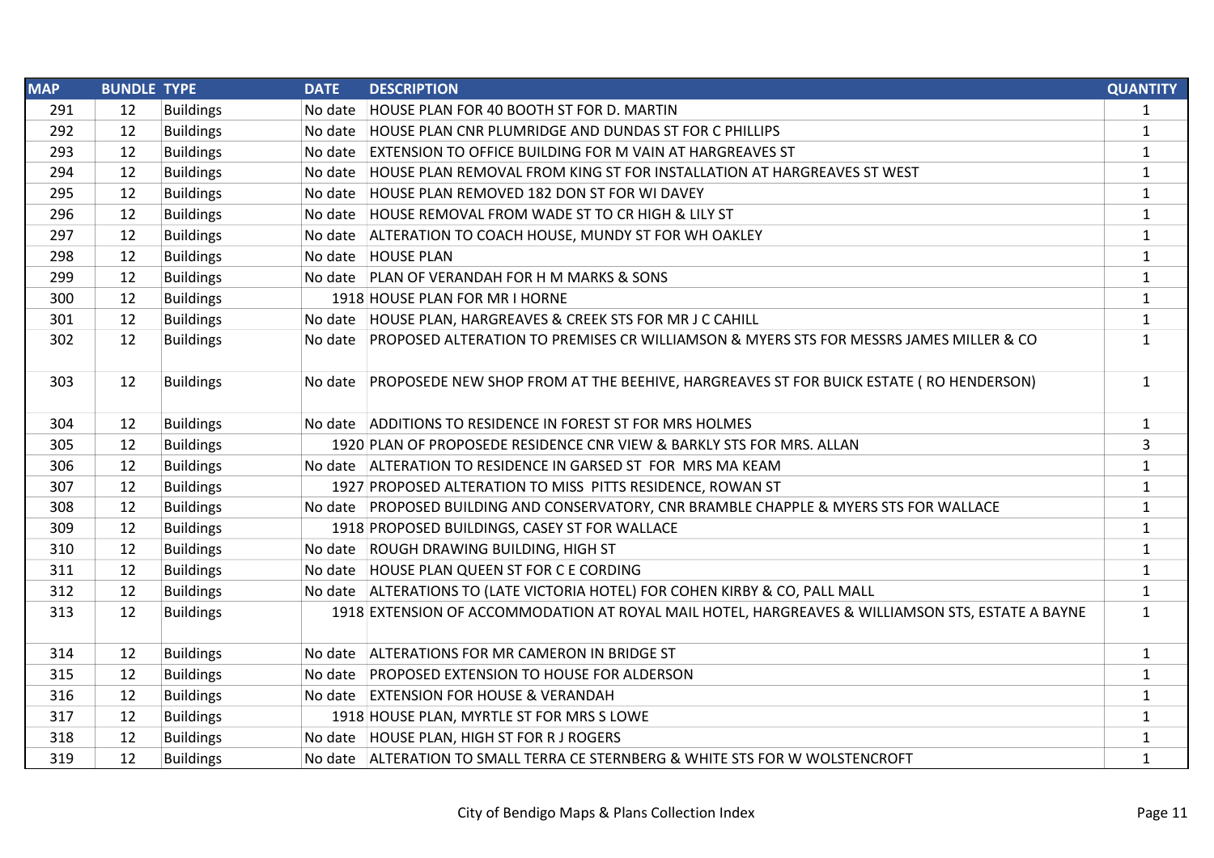| MAP | BUNDLE | TYPE | DATE | DESCRIPTION | QUANTITY |
|---|---|---|---|---|---|
| 291 | 12 | Buildings | No date | HOUSE PLAN FOR 40 BOOTH ST FOR D. MARTIN | 1 |
| 292 | 12 | Buildings | No date | HOUSE PLAN CNR PLUMRIDGE AND DUNDAS ST FOR C PHILLIPS | 1 |
| 293 | 12 | Buildings | No date | EXTENSION TO OFFICE BUILDING FOR M VAIN AT HARGREAVES ST | 1 |
| 294 | 12 | Buildings | No date | HOUSE PLAN REMOVAL FROM KING ST FOR INSTALLATION AT HARGREAVES ST WEST | 1 |
| 295 | 12 | Buildings | No date | HOUSE PLAN REMOVED 182 DON ST FOR WI DAVEY | 1 |
| 296 | 12 | Buildings | No date | HOUSE REMOVAL FROM WADE ST TO CR HIGH & LILY ST | 1 |
| 297 | 12 | Buildings | No date | ALTERATION TO COACH HOUSE, MUNDY ST FOR WH OAKLEY | 1 |
| 298 | 12 | Buildings | No date | HOUSE PLAN | 1 |
| 299 | 12 | Buildings | No date | PLAN OF VERANDAH FOR H M MARKS & SONS | 1 |
| 300 | 12 | Buildings | 1918 | HOUSE PLAN FOR MR I HORNE | 1 |
| 301 | 12 | Buildings | No date | HOUSE PLAN, HARGREAVES & CREEK STS FOR MR J C CAHILL | 1 |
| 302 | 12 | Buildings | No date | PROPOSED ALTERATION TO PREMISES CR WILLIAMSON & MYERS STS FOR MESSRS JAMES MILLER & CO | 1 |
| 303 | 12 | Buildings | No date | PROPOSEDE NEW SHOP FROM AT THE BEEHIVE, HARGREAVES ST FOR BUICK ESTATE ( RO HENDERSON) | 1 |
| 304 | 12 | Buildings | No date | ADDITIONS TO RESIDENCE IN FOREST ST FOR MRS HOLMES | 1 |
| 305 | 12 | Buildings | 1920 | PLAN OF PROPOSEDE RESIDENCE CNR VIEW & BARKLY STS FOR MRS. ALLAN | 3 |
| 306 | 12 | Buildings | No date | ALTERATION TO RESIDENCE IN GARSED ST FOR MRS MA KEAM | 1 |
| 307 | 12 | Buildings | 1927 | PROPOSED ALTERATION TO MISS PITTS RESIDENCE, ROWAN ST | 1 |
| 308 | 12 | Buildings | No date | PROPOSED BUILDING AND CONSERVATORY, CNR BRAMBLE CHAPPLE & MYERS STS FOR WALLACE | 1 |
| 309 | 12 | Buildings | 1918 | PROPOSED BUILDINGS, CASEY ST FOR WALLACE | 1 |
| 310 | 12 | Buildings | No date | ROUGH DRAWING BUILDING, HIGH ST | 1 |
| 311 | 12 | Buildings | No date | HOUSE PLAN QUEEN ST FOR C E CORDING | 1 |
| 312 | 12 | Buildings | No date | ALTERATIONS TO (LATE VICTORIA HOTEL) FOR COHEN KIRBY & CO, PALL MALL | 1 |
| 313 | 12 | Buildings | 1918 | EXTENSION OF ACCOMMODATION AT ROYAL MAIL HOTEL, HARGREAVES & WILLIAMSON STS, ESTATE A BAYNE | 1 |
| 314 | 12 | Buildings | No date | ALTERATIONS FOR MR CAMERON IN BRIDGE ST | 1 |
| 315 | 12 | Buildings | No date | PROPOSED EXTENSION TO HOUSE FOR ALDERSON | 1 |
| 316 | 12 | Buildings | No date | EXTENSION FOR HOUSE & VERANDAH | 1 |
| 317 | 12 | Buildings | 1918 | HOUSE PLAN, MYRTLE ST FOR MRS S LOWE | 1 |
| 318 | 12 | Buildings | No date | HOUSE PLAN, HIGH ST FOR R J ROGERS | 1 |
| 319 | 12 | Buildings | No date | ALTERATION TO SMALL TERRA CE STERNBERG & WHITE STS FOR W WOLSTENCROFT | 1 |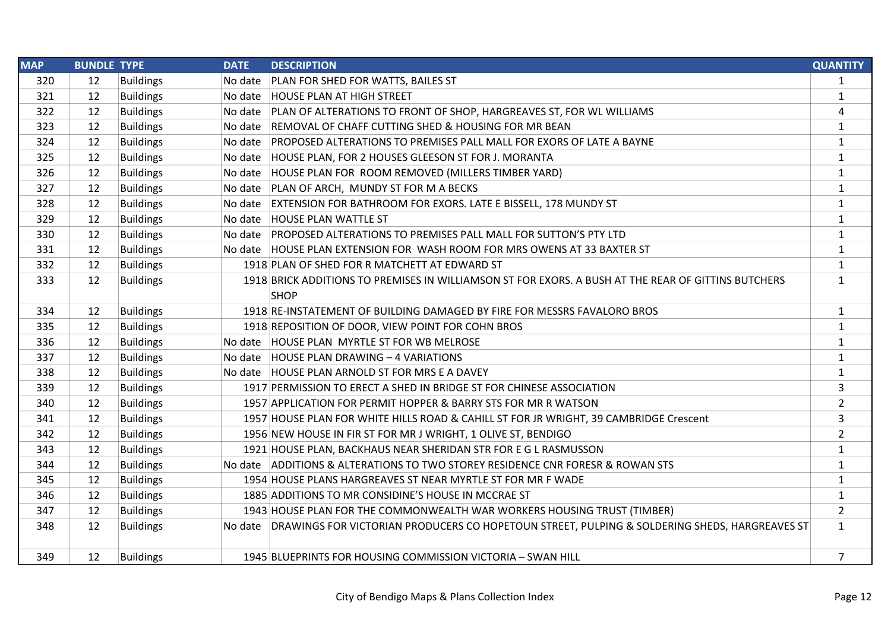| MAP | BUNDLE | TYPE | DATE | DESCRIPTION | QUANTITY |
|---|---|---|---|---|---|
| 320 | 12 | Buildings | No date | PLAN FOR SHED FOR WATTS, BAILES ST | 1 |
| 321 | 12 | Buildings | No date | HOUSE PLAN AT HIGH STREET | 1 |
| 322 | 12 | Buildings | No date | PLAN OF ALTERATIONS TO FRONT OF SHOP, HARGREAVES ST, FOR WL WILLIAMS | 4 |
| 323 | 12 | Buildings | No date | REMOVAL OF CHAFF CUTTING SHED & HOUSING FOR MR BEAN | 1 |
| 324 | 12 | Buildings | No date | PROPOSED ALTERATIONS TO PREMISES PALL MALL FOR EXORS OF LATE A BAYNE | 1 |
| 325 | 12 | Buildings | No date | HOUSE PLAN, FOR 2 HOUSES GLEESON ST FOR J. MORANTA | 1 |
| 326 | 12 | Buildings | No date | HOUSE PLAN FOR ROOM REMOVED (MILLERS TIMBER YARD) | 1 |
| 327 | 12 | Buildings | No date | PLAN OF ARCH, MUNDY ST FOR M A BECKS | 1 |
| 328 | 12 | Buildings | No date | EXTENSION FOR BATHROOM FOR EXORS. LATE E BISSELL, 178 MUNDY ST | 1 |
| 329 | 12 | Buildings | No date | HOUSE PLAN WATTLE ST | 1 |
| 330 | 12 | Buildings | No date | PROPOSED ALTERATIONS TO PREMISES PALL MALL FOR SUTTON'S PTY LTD | 1 |
| 331 | 12 | Buildings | No date | HOUSE PLAN EXTENSION FOR WASH ROOM FOR MRS OWENS AT 33 BAXTER ST | 1 |
| 332 | 12 | Buildings | 1918 | PLAN OF SHED FOR R MATCHETT AT EDWARD ST | 1 |
| 333 | 12 | Buildings | 1918 | BRICK ADDITIONS TO PREMISES IN WILLIAMSON ST FOR EXORS. A BUSH AT THE REAR OF GITTINS BUTCHERS SHOP | 1 |
| 334 | 12 | Buildings | 1918 | RE-INSTATEMENT OF BUILDING DAMAGED BY FIRE FOR MESSRS FAVALORO BROS | 1 |
| 335 | 12 | Buildings | 1918 | REPOSITION OF DOOR, VIEW POINT FOR COHN BROS | 1 |
| 336 | 12 | Buildings | No date | HOUSE PLAN MYRTLE ST FOR WB MELROSE | 1 |
| 337 | 12 | Buildings | No date | HOUSE PLAN DRAWING – 4 VARIATIONS | 1 |
| 338 | 12 | Buildings | No date | HOUSE PLAN ARNOLD ST FOR MRS E A DAVEY | 1 |
| 339 | 12 | Buildings | 1917 | PERMISSION TO ERECT A SHED IN BRIDGE ST FOR CHINESE ASSOCIATION | 3 |
| 340 | 12 | Buildings | 1957 | APPLICATION FOR PERMIT HOPPER & BARRY STS FOR MR R WATSON | 2 |
| 341 | 12 | Buildings | 1957 | HOUSE PLAN FOR WHITE HILLS ROAD & CAHILL ST FOR JR WRIGHT, 39 CAMBRIDGE Crescent | 3 |
| 342 | 12 | Buildings | 1956 | NEW HOUSE IN FIR ST FOR MR J WRIGHT, 1 OLIVE ST, BENDIGO | 2 |
| 343 | 12 | Buildings | 1921 | HOUSE PLAN, BACKHAUS NEAR SHERIDAN STR FOR E G L RASMUSSON | 1 |
| 344 | 12 | Buildings | No date | ADDITIONS & ALTERATIONS TO TWO STOREY RESIDENCE CNR FORESR & ROWAN STS | 1 |
| 345 | 12 | Buildings | 1954 | HOUSE PLANS HARGREAVES ST NEAR MYRTLE ST FOR MR F WADE | 1 |
| 346 | 12 | Buildings | 1885 | ADDITIONS TO MR CONSIDINE'S HOUSE IN MCCRAE ST | 1 |
| 347 | 12 | Buildings | 1943 | HOUSE PLAN FOR THE COMMONWEALTH WAR WORKERS HOUSING TRUST (TIMBER) | 2 |
| 348 | 12 | Buildings | No date | DRAWINGS FOR VICTORIAN PRODUCERS CO HOPETOUN STREET, PULPING & SOLDERING SHEDS, HARGREAVES ST | 1 |
| 349 | 12 | Buildings | 1945 | BLUEPRINTS FOR HOUSING COMMISSION VICTORIA – SWAN HILL | 7 |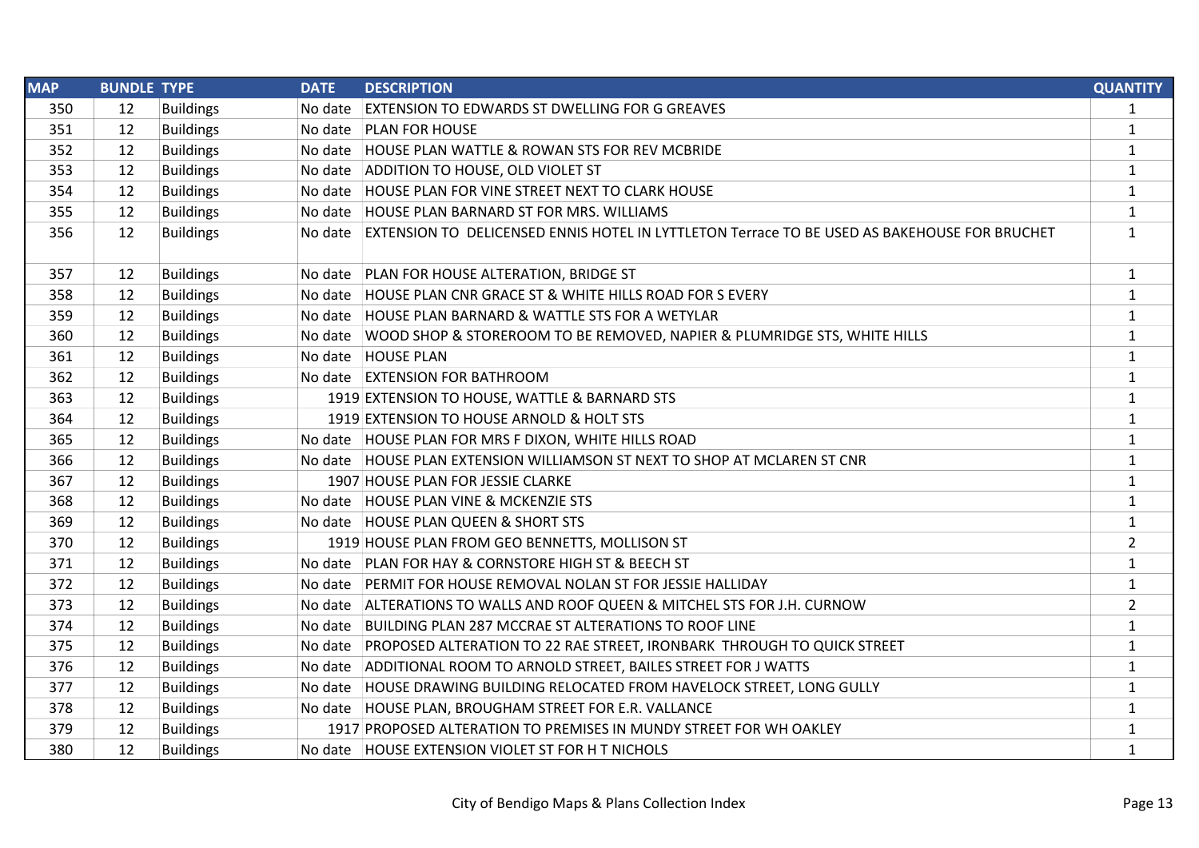| MAP | BUNDLE | TYPE | DATE | DESCRIPTION | QUANTITY |
|---|---|---|---|---|---|
| 350 | 12 | Buildings | No date | EXTENSION TO EDWARDS ST DWELLING FOR G GREAVES | 1 |
| 351 | 12 | Buildings | No date | PLAN FOR HOUSE | 1 |
| 352 | 12 | Buildings | No date | HOUSE PLAN WATTLE & ROWAN STS FOR REV MCBRIDE | 1 |
| 353 | 12 | Buildings | No date | ADDITION TO HOUSE, OLD VIOLET ST | 1 |
| 354 | 12 | Buildings | No date | HOUSE PLAN FOR VINE STREET NEXT TO CLARK HOUSE | 1 |
| 355 | 12 | Buildings | No date | HOUSE PLAN BARNARD ST FOR MRS. WILLIAMS | 1 |
| 356 | 12 | Buildings | No date | EXTENSION TO DELICENSED ENNIS HOTEL IN LYTTLETON Terrace TO BE USED AS BAKEHOUSE FOR BRUCHET | 1 |
| 357 | 12 | Buildings | No date | PLAN FOR HOUSE ALTERATION, BRIDGE ST | 1 |
| 358 | 12 | Buildings | No date | HOUSE PLAN CNR GRACE ST & WHITE HILLS ROAD FOR S EVERY | 1 |
| 359 | 12 | Buildings | No date | HOUSE PLAN BARNARD & WATTLE STS FOR A WETYLAR | 1 |
| 360 | 12 | Buildings | No date | WOOD SHOP & STOREROOM TO BE REMOVED, NAPIER & PLUMRIDGE STS, WHITE HILLS | 1 |
| 361 | 12 | Buildings | No date | HOUSE PLAN | 1 |
| 362 | 12 | Buildings | No date | EXTENSION FOR BATHROOM | 1 |
| 363 | 12 | Buildings | 1919 | EXTENSION TO HOUSE, WATTLE & BARNARD STS | 1 |
| 364 | 12 | Buildings | 1919 | EXTENSION TO HOUSE ARNOLD & HOLT STS | 1 |
| 365 | 12 | Buildings | No date | HOUSE PLAN FOR MRS F DIXON, WHITE HILLS ROAD | 1 |
| 366 | 12 | Buildings | No date | HOUSE PLAN EXTENSION WILLIAMSON ST NEXT TO SHOP AT MCLAREN ST CNR | 1 |
| 367 | 12 | Buildings | 1907 | HOUSE PLAN FOR JESSIE CLARKE | 1 |
| 368 | 12 | Buildings | No date | HOUSE PLAN VINE & MCKENZIE STS | 1 |
| 369 | 12 | Buildings | No date | HOUSE PLAN QUEEN & SHORT STS | 1 |
| 370 | 12 | Buildings | 1919 | HOUSE PLAN FROM GEO BENNETTS, MOLLISON ST | 2 |
| 371 | 12 | Buildings | No date | PLAN FOR HAY & CORNSTORE HIGH ST & BEECH ST | 1 |
| 372 | 12 | Buildings | No date | PERMIT FOR HOUSE REMOVAL NOLAN ST FOR JESSIE HALLIDAY | 1 |
| 373 | 12 | Buildings | No date | ALTERATIONS TO WALLS AND ROOF QUEEN & MITCHEL STS FOR J.H. CURNOW | 2 |
| 374 | 12 | Buildings | No date | BUILDING PLAN 287 MCCRAE ST ALTERATIONS TO ROOF LINE | 1 |
| 375 | 12 | Buildings | No date | PROPOSED ALTERATION TO 22 RAE STREET, IRONBARK THROUGH TO QUICK STREET | 1 |
| 376 | 12 | Buildings | No date | ADDITIONAL ROOM TO ARNOLD STREET, BAILES STREET FOR J WATTS | 1 |
| 377 | 12 | Buildings | No date | HOUSE DRAWING BUILDING RELOCATED FROM HAVELOCK STREET, LONG GULLY | 1 |
| 378 | 12 | Buildings | No date | HOUSE PLAN, BROUGHAM STREET FOR E.R. VALLANCE | 1 |
| 379 | 12 | Buildings | 1917 | PROPOSED ALTERATION TO PREMISES IN MUNDY STREET FOR WH OAKLEY | 1 |
| 380 | 12 | Buildings | No date | HOUSE EXTENSION VIOLET ST FOR H T NICHOLS | 1 |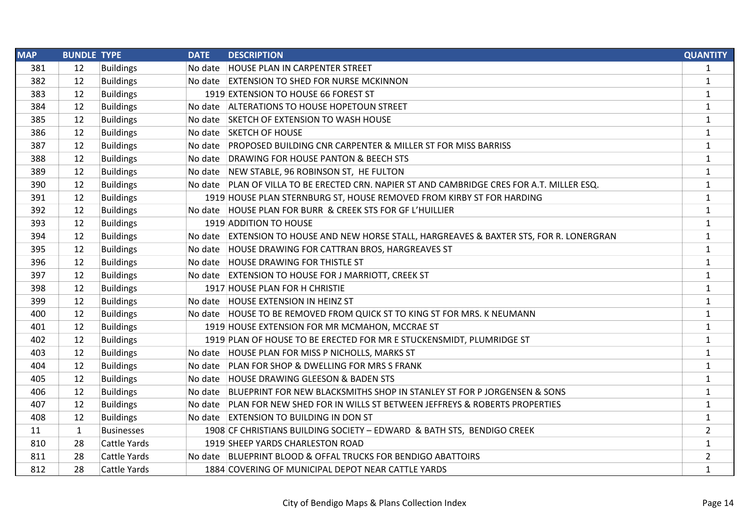| MAP | BUNDLE | TYPE | DATE | DESCRIPTION | QUANTITY |
|---|---|---|---|---|---|
| 381 | 12 | Buildings | No date | HOUSE PLAN IN CARPENTER STREET | 1 |
| 382 | 12 | Buildings | No date | EXTENSION TO SHED FOR NURSE MCKINNON | 1 |
| 383 | 12 | Buildings | 1919 | EXTENSION TO HOUSE 66 FOREST ST | 1 |
| 384 | 12 | Buildings | No date | ALTERATIONS TO HOUSE HOPETOUN STREET | 1 |
| 385 | 12 | Buildings | No date | SKETCH OF EXTENSION TO WASH HOUSE | 1 |
| 386 | 12 | Buildings | No date | SKETCH OF HOUSE | 1 |
| 387 | 12 | Buildings | No date | PROPOSED BUILDING CNR CARPENTER & MILLER ST FOR MISS BARRISS | 1 |
| 388 | 12 | Buildings | No date | DRAWING FOR HOUSE PANTON & BEECH STS | 1 |
| 389 | 12 | Buildings | No date | NEW STABLE, 96 ROBINSON ST, HE FULTON | 1 |
| 390 | 12 | Buildings | No date | PLAN OF VILLA TO BE ERECTED CRN. NAPIER ST AND CAMBRIDGE CRES FOR A.T. MILLER ESQ. | 1 |
| 391 | 12 | Buildings | 1919 | HOUSE PLAN STERNBURG ST, HOUSE REMOVED FROM KIRBY ST FOR HARDING | 1 |
| 392 | 12 | Buildings | No date | HOUSE PLAN FOR BURR & CREEK STS FOR GF L'HUILLIER | 1 |
| 393 | 12 | Buildings | 1919 | ADDITION TO HOUSE | 1 |
| 394 | 12 | Buildings | No date | EXTENSION TO HOUSE AND NEW HORSE STALL, HARGREAVES & BAXTER STS, FOR R. LONERGRAN | 1 |
| 395 | 12 | Buildings | No date | HOUSE DRAWING FOR CATTRAN BROS, HARGREAVES ST | 1 |
| 396 | 12 | Buildings | No date | HOUSE DRAWING FOR THISTLE ST | 1 |
| 397 | 12 | Buildings | No date | EXTENSION TO HOUSE FOR J MARRIOTT, CREEK ST | 1 |
| 398 | 12 | Buildings | 1917 | HOUSE PLAN FOR H CHRISTIE | 1 |
| 399 | 12 | Buildings | No date | HOUSE EXTENSION IN HEINZ ST | 1 |
| 400 | 12 | Buildings | No date | HOUSE TO BE REMOVED FROM QUICK ST TO KING ST FOR MRS. K NEUMANN | 1 |
| 401 | 12 | Buildings | 1919 | HOUSE EXTENSION FOR MR MCMAHON, MCCRAE ST | 1 |
| 402 | 12 | Buildings | 1919 | PLAN OF HOUSE TO BE ERECTED FOR MR E STUCKENSMIDT, PLUMRIDGE ST | 1 |
| 403 | 12 | Buildings | No date | HOUSE PLAN FOR MISS P NICHOLLS, MARKS ST | 1 |
| 404 | 12 | Buildings | No date | PLAN FOR SHOP & DWELLING FOR MRS S FRANK | 1 |
| 405 | 12 | Buildings | No date | HOUSE DRAWING GLEESON & BADEN STS | 1 |
| 406 | 12 | Buildings | No date | BLUEPRINT FOR NEW BLACKSMITHS SHOP IN STANLEY ST FOR P JORGENSEN & SONS | 1 |
| 407 | 12 | Buildings | No date | PLAN FOR NEW SHED FOR IN WILLS ST BETWEEN JEFFREYS & ROBERTS PROPERTIES | 1 |
| 408 | 12 | Buildings | No date | EXTENSION TO BUILDING IN DON ST | 1 |
| 11 | 1 | Businesses | 1908 | CF CHRISTIANS BUILDING SOCIETY – EDWARD & BATH STS, BENDIGO CREEK | 2 |
| 810 | 28 | Cattle Yards | 1919 | SHEEP YARDS CHARLESTON ROAD | 1 |
| 811 | 28 | Cattle Yards | No date | BLUEPRINT BLOOD & OFFAL TRUCKS FOR BENDIGO ABATTOIRS | 2 |
| 812 | 28 | Cattle Yards | 1884 | COVERING OF MUNICIPAL DEPOT NEAR CATTLE YARDS | 1 |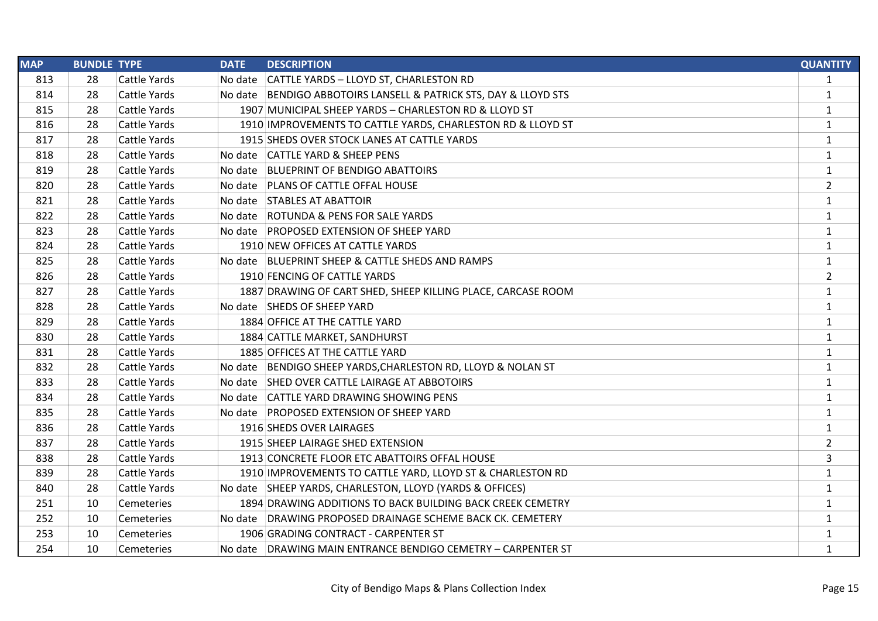| MAP | BUNDLE | TYPE | DATE | DESCRIPTION | QUANTITY |
|---|---|---|---|---|---|
| 813 | 28 | Cattle Yards | No date | CATTLE YARDS – LLOYD ST, CHARLESTON RD | 1 |
| 814 | 28 | Cattle Yards | No date | BENDIGO ABBOTOIRS LANSELL & PATRICK STS, DAY & LLOYD STS | 1 |
| 815 | 28 | Cattle Yards | 1907 | MUNICIPAL SHEEP YARDS – CHARLESTON RD & LLOYD ST | 1 |
| 816 | 28 | Cattle Yards | 1910 | IMPROVEMENTS TO CATTLE YARDS, CHARLESTON RD & LLOYD ST | 1 |
| 817 | 28 | Cattle Yards | 1915 | SHEDS OVER STOCK LANES AT CATTLE YARDS | 1 |
| 818 | 28 | Cattle Yards | No date | CATTLE YARD & SHEEP PENS | 1 |
| 819 | 28 | Cattle Yards | No date | BLUEPRINT OF BENDIGO ABATTOIRS | 1 |
| 820 | 28 | Cattle Yards | No date | PLANS OF CATTLE OFFAL HOUSE | 2 |
| 821 | 28 | Cattle Yards | No date | STABLES AT ABATTOIR | 1 |
| 822 | 28 | Cattle Yards | No date | ROTUNDA & PENS FOR SALE YARDS | 1 |
| 823 | 28 | Cattle Yards | No date | PROPOSED EXTENSION OF SHEEP YARD | 1 |
| 824 | 28 | Cattle Yards | 1910 | NEW OFFICES AT CATTLE YARDS | 1 |
| 825 | 28 | Cattle Yards | No date | BLUEPRINT SHEEP & CATTLE SHEDS AND RAMPS | 1 |
| 826 | 28 | Cattle Yards | 1910 | FENCING OF CATTLE YARDS | 2 |
| 827 | 28 | Cattle Yards | 1887 | DRAWING OF CART SHED, SHEEP KILLING PLACE, CARCASE ROOM | 1 |
| 828 | 28 | Cattle Yards | No date | SHEDS OF SHEEP YARD | 1 |
| 829 | 28 | Cattle Yards | 1884 | OFFICE AT THE CATTLE YARD | 1 |
| 830 | 28 | Cattle Yards | 1884 | CATTLE MARKET, SANDHURST | 1 |
| 831 | 28 | Cattle Yards | 1885 | OFFICES AT THE CATTLE YARD | 1 |
| 832 | 28 | Cattle Yards | No date | BENDIGO SHEEP YARDS,CHARLESTON RD, LLOYD & NOLAN ST | 1 |
| 833 | 28 | Cattle Yards | No date | SHED OVER CATTLE LAIRAGE AT ABBOTOIRS | 1 |
| 834 | 28 | Cattle Yards | No date | CATTLE YARD DRAWING SHOWING PENS | 1 |
| 835 | 28 | Cattle Yards | No date | PROPOSED EXTENSION OF SHEEP YARD | 1 |
| 836 | 28 | Cattle Yards | 1916 | SHEDS OVER LAIRAGES | 1 |
| 837 | 28 | Cattle Yards | 1915 | SHEEP LAIRAGE SHED EXTENSION | 2 |
| 838 | 28 | Cattle Yards | 1913 | CONCRETE FLOOR ETC ABATTOIRS OFFAL HOUSE | 3 |
| 839 | 28 | Cattle Yards | 1910 | IMPROVEMENTS TO CATTLE YARD, LLOYD ST & CHARLESTON RD | 1 |
| 840 | 28 | Cattle Yards | No date | SHEEP YARDS, CHARLESTON, LLOYD (YARDS & OFFICES) | 1 |
| 251 | 10 | Cemeteries | 1894 | DRAWING ADDITIONS TO BACK BUILDING BACK CREEK CEMETRY | 1 |
| 252 | 10 | Cemeteries | No date | DRAWING PROPOSED DRAINAGE SCHEME BACK CK. CEMETERY | 1 |
| 253 | 10 | Cemeteries | 1906 | GRADING CONTRACT - CARPENTER ST | 1 |
| 254 | 10 | Cemeteries | No date | DRAWING MAIN ENTRANCE BENDIGO CEMETRY – CARPENTER ST | 1 |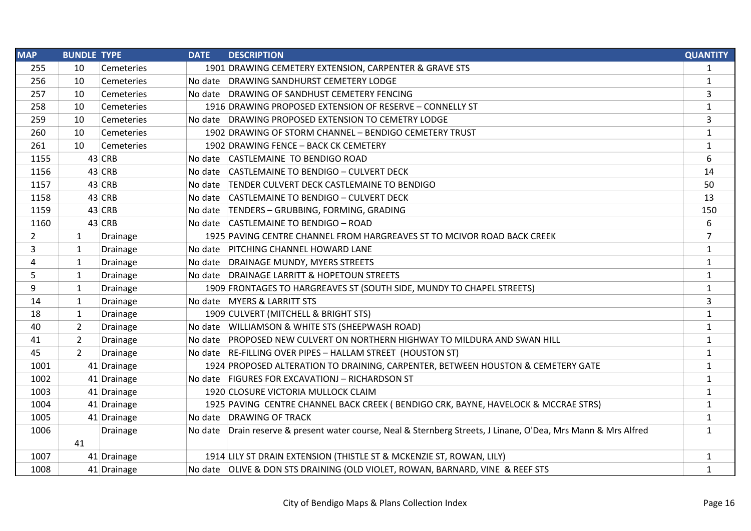| MAP | BUNDLE | TYPE | DATE | DESCRIPTION | QUANTITY |
|---|---|---|---|---|---|
| 255 | 10 | Cemeteries | 1901 | DRAWING CEMETERY EXTENSION, CARPENTER & GRAVE STS | 1 |
| 256 | 10 | Cemeteries | No date | DRAWING SANDHURST CEMETERY LODGE | 1 |
| 257 | 10 | Cemeteries | No date | DRAWING OF SANDHUST CEMETERY FENCING | 3 |
| 258 | 10 | Cemeteries | 1916 | DRAWING PROPOSED EXTENSION OF RESERVE – CONNELLY ST | 1 |
| 259 | 10 | Cemeteries | No date | DRAWING PROPOSED EXTENSION TO CEMETRY LODGE | 3 |
| 260 | 10 | Cemeteries | 1902 | DRAWING OF STORM CHANNEL – BENDIGO CEMETERY TRUST | 1 |
| 261 | 10 | Cemeteries | 1902 | DRAWING FENCE – BACK CK CEMETERY | 1 |
| 1155 | 43 | CRB | No date | CASTLEMAINE TO BENDIGO ROAD | 6 |
| 1156 | 43 | CRB | No date | CASTLEMAINE TO BENDIGO – CULVERT DECK | 14 |
| 1157 | 43 | CRB | No date | TENDER CULVERT DECK CASTLEMAINE TO BENDIGO | 50 |
| 1158 | 43 | CRB | No date | CASTLEMAINE TO BENDIGO – CULVERT DECK | 13 |
| 1159 | 43 | CRB | No date | TENDERS – GRUBBING, FORMING, GRADING | 150 |
| 1160 | 43 | CRB | No date | CASTLEMAINE TO BENDIGO – ROAD | 6 |
| 2 | 1 | Drainage | 1925 | PAVING CENTRE CHANNEL FROM HARGREAVES ST TO MCIVOR ROAD BACK CREEK | 7 |
| 3 | 1 | Drainage | No date | PITCHING CHANNEL HOWARD LANE | 1 |
| 4 | 1 | Drainage | No date | DRAINAGE MUNDY, MYERS STREETS | 1 |
| 5 | 1 | Drainage | No date | DRAINAGE LARRITT & HOPETOUN STREETS | 1 |
| 9 | 1 | Drainage | 1909 | FRONTAGES TO HARGREAVES ST (SOUTH SIDE, MUNDY TO CHAPEL STREETS) | 1 |
| 14 | 1 | Drainage | No date | MYERS & LARRITT STS | 3 |
| 18 | 1 | Drainage | 1909 | CULVERT (MITCHELL & BRIGHT STS) | 1 |
| 40 | 2 | Drainage | No date | WILLIAMSON & WHITE STS (SHEEPWASH ROAD) | 1 |
| 41 | 2 | Drainage | No date | PROPOSED NEW CULVERT ON NORTHERN HIGHWAY TO MILDURA AND SWAN HILL | 1 |
| 45 | 2 | Drainage | No date | RE-FILLING OVER PIPES – HALLAM STREET (HOUSTON ST) | 1 |
| 1001 | 41 | Drainage | 1924 | PROPOSED ALTERATION TO DRAINING, CARPENTER, BETWEEN HOUSTON & CEMETERY GATE | 1 |
| 1002 | 41 | Drainage | No date | FIGURES FOR EXCAVATIONJ – RICHARDSON ST | 1 |
| 1003 | 41 | Drainage | 1920 | CLOSURE VICTORIA MULLOCK CLAIM | 1 |
| 1004 | 41 | Drainage | 1925 | PAVING CENTRE CHANNEL BACK CREEK ( BENDIGO CRK, BAYNE, HAVELOCK & MCCRAE STRS) | 1 |
| 1005 | 41 | Drainage | No date | DRAWING OF TRACK | 1 |
| 1006 | 41 | Drainage | No date | Drain reserve & present water course, Neal & Sternberg Streets, J Linane, O'Dea, Mrs Mann & Mrs Alfred | 1 |
| 1007 | 41 | Drainage | 1914 | LILY ST DRAIN EXTENSION (THISTLE ST & MCKENZIE ST, ROWAN, LILY) | 1 |
| 1008 | 41 | Drainage | No date | OLIVE & DON STS DRAINING (OLD VIOLET, ROWAN, BARNARD, VINE & REEF STS | 1 |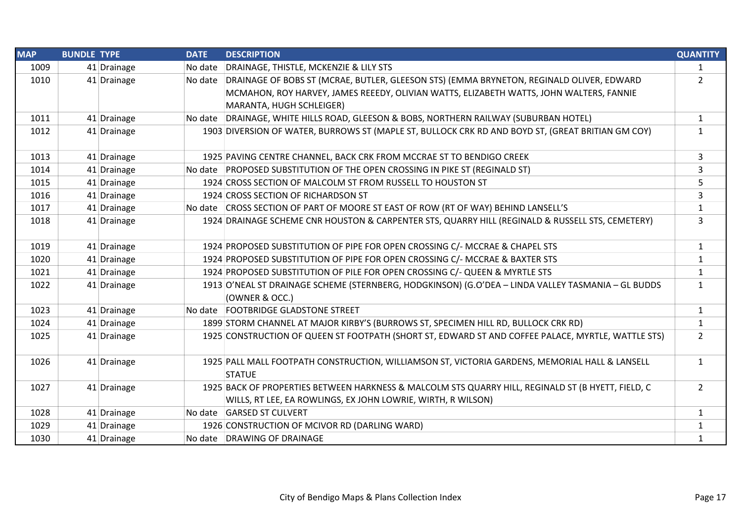| MAP | BUNDLE | TYPE | DATE | DESCRIPTION | QUANTITY |
|---|---|---|---|---|---|
| 1009 | 41 | Drainage | No date | DRAINAGE, THISTLE, MCKENZIE & LILY STS | 1 |
| 1010 | 41 | Drainage | No date | DRAINAGE OF BOBS ST (MCRAE, BUTLER, GLEESON STS) (EMMA BRYNETON, REGINALD OLIVER, EDWARD MCMAHON, ROY HARVEY, JAMES REEEDY, OLIVIAN WATTS, ELIZABETH WATTS, JOHN WALTERS, FANNIE MARANTA, HUGH SCHLEIGER) | 2 |
| 1011 | 41 | Drainage | No date | DRAINAGE, WHITE HILLS ROAD, GLEESON & BOBS, NORTHERN RAILWAY (SUBURBAN HOTEL) | 1 |
| 1012 | 41 | Drainage | 1903 | DIVERSION OF WATER, BURROWS ST (MAPLE ST, BULLOCK CRK RD AND BOYD ST, (GREAT BRITIAN GM COY) | 1 |
| 1013 | 41 | Drainage | 1925 | PAVING CENTRE CHANNEL, BACK CRK FROM MCCRAE ST TO BENDIGO CREEK | 3 |
| 1014 | 41 | Drainage | No date | PROPOSED SUBSTITUTION OF THE OPEN CROSSING IN PIKE ST (REGINALD ST) | 3 |
| 1015 | 41 | Drainage | 1924 | CROSS SECTION OF MALCOLM ST FROM RUSSELL TO HOUSTON ST | 5 |
| 1016 | 41 | Drainage | 1924 | CROSS SECTION OF RICHARDSON ST | 3 |
| 1017 | 41 | Drainage | No date | CROSS SECTION OF PART OF MOORE ST EAST OF ROW (RT OF WAY) BEHIND LANSELL'S | 1 |
| 1018 | 41 | Drainage | 1924 | DRAINAGE SCHEME CNR HOUSTON & CARPENTER STS, QUARRY HILL (REGINALD & RUSSELL STS, CEMETERY) | 3 |
| 1019 | 41 | Drainage | 1924 | PROPOSED SUBSTITUTION OF PIPE FOR OPEN CROSSING C/- MCCRAE & CHAPEL STS | 1 |
| 1020 | 41 | Drainage | 1924 | PROPOSED SUBSTITUTION OF PIPE FOR OPEN CROSSING C/- MCCRAE & BAXTER STS | 1 |
| 1021 | 41 | Drainage | 1924 | PROPOSED SUBSTITUTION OF PILE FOR OPEN CROSSING C/- QUEEN & MYRTLE STS | 1 |
| 1022 | 41 | Drainage | 1913 | O'NEAL ST DRAINAGE SCHEME (STERNBERG, HODGKINSON) (G.O'DEA – LINDA VALLEY TASMANIA – GL BUDDS (OWNER & OCC.) | 1 |
| 1023 | 41 | Drainage | No date | FOOTBRIDGE GLADSTONE STREET | 1 |
| 1024 | 41 | Drainage | 1899 | STORM CHANNEL AT MAJOR KIRBY'S (BURROWS ST, SPECIMEN HILL RD, BULLOCK CRK RD) | 1 |
| 1025 | 41 | Drainage | 1925 | CONSTRUCTION OF QUEEN ST FOOTPATH (SHORT ST, EDWARD ST AND COFFEE PALACE, MYRTLE, WATTLE STS) | 2 |
| 1026 | 41 | Drainage | 1925 | PALL MALL FOOTPATH CONSTRUCTION, WILLIAMSON ST, VICTORIA GARDENS, MEMORIAL HALL & LANSELL STATUE | 1 |
| 1027 | 41 | Drainage | 1925 | BACK OF PROPERTIES BETWEEN HARKNESS & MALCOLM STS QUARRY HILL, REGINALD ST (B HYETT, FIELD, C WILLS, RT LEE, EA ROWLINGS, EX JOHN LOWRIE, WIRTH, R WILSON) | 2 |
| 1028 | 41 | Drainage | No date | GARSED ST CULVERT | 1 |
| 1029 | 41 | Drainage | 1926 | CONSTRUCTION OF MCIVOR RD (DARLING WARD) | 1 |
| 1030 | 41 | Drainage | No date | DRAWING OF DRAINAGE | 1 |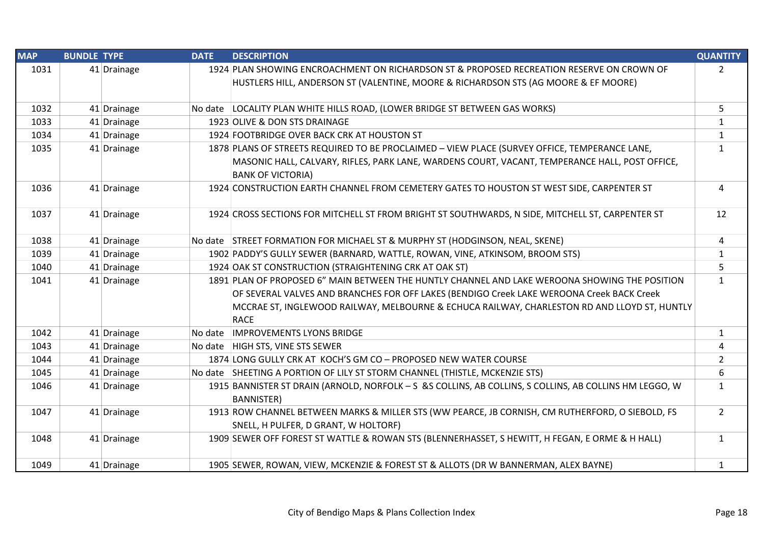| MAP | BUNDLE | TYPE | DATE | DESCRIPTION | QUANTITY |
|---|---|---|---|---|---|
| 1031 | 41 | Drainage | 1924 | PLAN SHOWING ENCROACHMENT ON RICHARDSON ST & PROPOSED RECREATION RESERVE ON CROWN OF HUSTLERS HILL, ANDERSON ST (VALENTINE, MOORE & RICHARDSON STS (AG MOORE & EF MOORE) | 2 |
| 1032 | 41 | Drainage | No date | LOCALITY PLAN WHITE HILLS ROAD, (LOWER BRIDGE ST BETWEEN GAS WORKS) | 5 |
| 1033 | 41 | Drainage | 1923 | OLIVE & DON STS DRAINAGE | 1 |
| 1034 | 41 | Drainage | 1924 | FOOTBRIDGE OVER BACK CRK AT HOUSTON ST | 1 |
| 1035 | 41 | Drainage | 1878 | PLANS OF STREETS REQUIRED TO BE PROCLAIMED – VIEW PLACE (SURVEY OFFICE, TEMPERANCE LANE, MASONIC HALL, CALVARY, RIFLES, PARK LANE, WARDENS COURT, VACANT, TEMPERANCE HALL, POST OFFICE, BANK OF VICTORIA) | 1 |
| 1036 | 41 | Drainage | 1924 | CONSTRUCTION EARTH CHANNEL FROM CEMETERY GATES TO HOUSTON ST WEST SIDE, CARPENTER ST | 4 |
| 1037 | 41 | Drainage | 1924 | CROSS SECTIONS FOR MITCHELL ST FROM BRIGHT ST SOUTHWARDS, N SIDE, MITCHELL ST, CARPENTER ST | 12 |
| 1038 | 41 | Drainage | No date | STREET FORMATION FOR MICHAEL ST & MURPHY ST (HODGINSON, NEAL, SKENE) | 4 |
| 1039 | 41 | Drainage | 1902 | PADDY'S GULLY SEWER (BARNARD, WATTLE, ROWAN, VINE, ATKINSOM, BROOM STS) | 1 |
| 1040 | 41 | Drainage | 1924 | OAK ST CONSTRUCTION (STRAIGHTENING CRK AT OAK ST) | 5 |
| 1041 | 41 | Drainage | 1891 | PLAN OF PROPOSED 6" MAIN BETWEEN THE HUNTLY CHANNEL AND LAKE WEROONA SHOWING THE POSITION OF SEVERAL VALVES AND BRANCHES FOR OFF LAKES (BENDIGO Creek LAKE WEROONA Creek BACK Creek MCCRAE ST, INGLEWOOD RAILWAY, MELBOURNE & ECHUCA RAILWAY, CHARLESTON RD AND LLOYD ST, HUNTLY RACE | 1 |
| 1042 | 41 | Drainage | No date | IMPROVEMENTS LYONS BRIDGE | 1 |
| 1043 | 41 | Drainage | No date | HIGH STS, VINE STS SEWER | 4 |
| 1044 | 41 | Drainage | 1874 | LONG GULLY CRK AT KOCH'S GM CO – PROPOSED NEW WATER COURSE | 2 |
| 1045 | 41 | Drainage | No date | SHEETING A PORTION OF LILY ST STORM CHANNEL (THISTLE, MCKENZIE STS) | 6 |
| 1046 | 41 | Drainage | 1915 | BANNISTER ST DRAIN (ARNOLD, NORFOLK – S &S COLLINS, AB COLLINS, S COLLINS, AB COLLINS HM LEGGO, W BANNISTER) | 1 |
| 1047 | 41 | Drainage | 1913 | ROW CHANNEL BETWEEN MARKS & MILLER STS (WW PEARCE, JB CORNISH, CM RUTHERFORD, O SIEBOLD, FS SNELL, H PULFER, D GRANT, W HOLTORF) | 2 |
| 1048 | 41 | Drainage | 1909 | SEWER OFF FOREST ST WATTLE & ROWAN STS (BLENNERHASSET, S HEWITT, H FEGAN, E ORME & H HALL) | 1 |
| 1049 | 41 | Drainage | 1905 | SEWER, ROWAN, VIEW, MCKENZIE & FOREST ST & ALLOTS (DR W BANNERMAN, ALEX BAYNE) | 1 |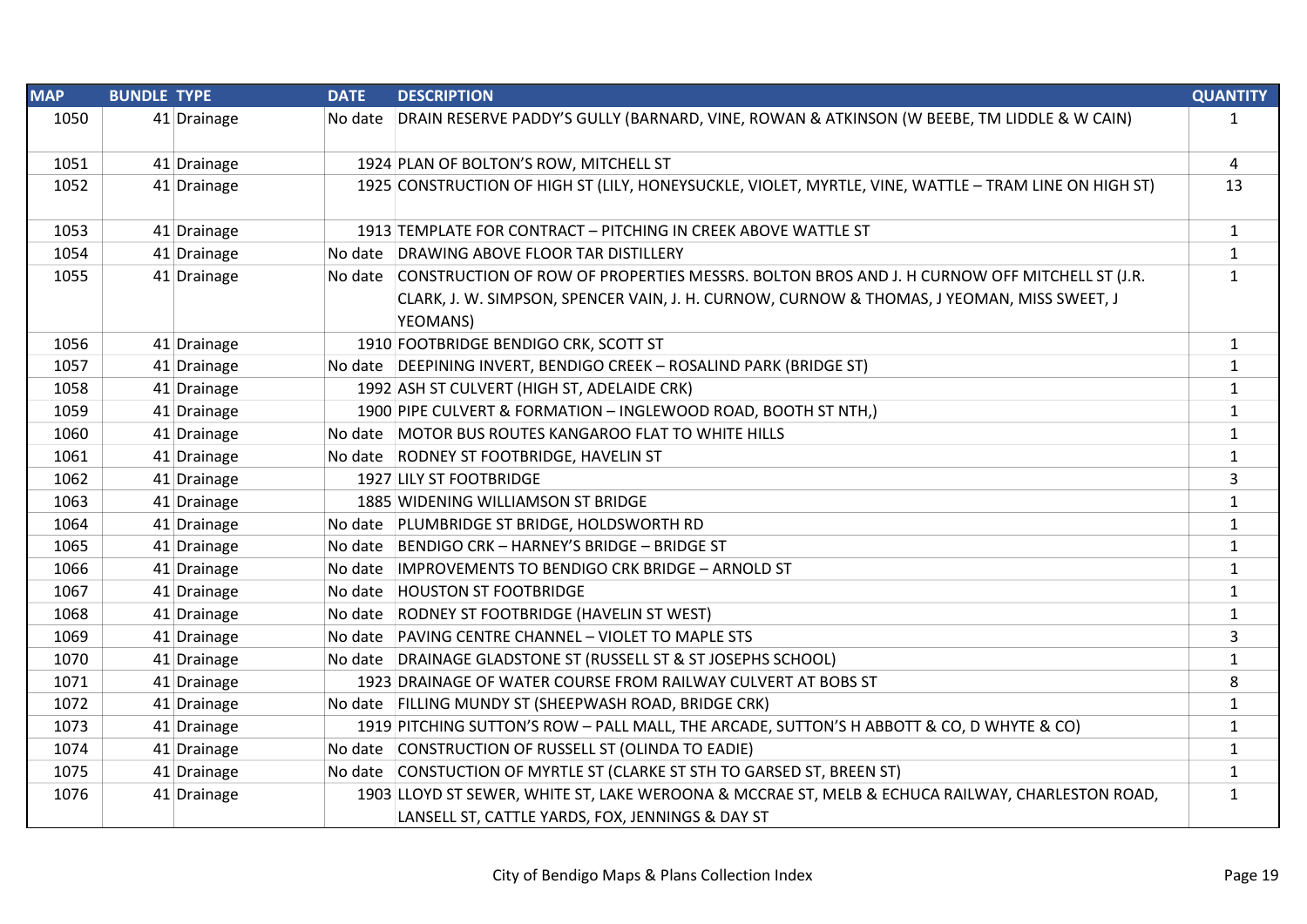| MAP | BUNDLE | TYPE | DATE | DESCRIPTION | QUANTITY |
|---|---|---|---|---|---|
| 1050 | 41 | Drainage | No date | DRAIN RESERVE PADDY'S GULLY (BARNARD, VINE, ROWAN & ATKINSON (W BEEBE, TM LIDDLE & W CAIN) | 1 |
| 1051 | 41 | Drainage | 1924 | PLAN OF BOLTON'S ROW, MITCHELL ST | 4 |
| 1052 | 41 | Drainage | 1925 | CONSTRUCTION OF HIGH ST (LILY, HONEYSUCKLE, VIOLET, MYRTLE, VINE, WATTLE – TRAM LINE ON HIGH ST) | 13 |
| 1053 | 41 | Drainage | 1913 | TEMPLATE FOR CONTRACT – PITCHING IN CREEK ABOVE WATTLE ST | 1 |
| 1054 | 41 | Drainage | No date | DRAWING ABOVE FLOOR TAR DISTILLERY | 1 |
| 1055 | 41 | Drainage | No date | CONSTRUCTION OF ROW OF PROPERTIES MESSRS. BOLTON BROS AND J. H CURNOW OFF MITCHELL ST (J.R. CLARK, J. W. SIMPSON, SPENCER VAIN, J. H. CURNOW, CURNOW & THOMAS, J YEOMAN, MISS SWEET, J YEOMANS) | 1 |
| 1056 | 41 | Drainage | 1910 | FOOTBRIDGE BENDIGO CRK, SCOTT ST | 1 |
| 1057 | 41 | Drainage | No date | DEEPINING INVERT, BENDIGO CREEK – ROSALIND PARK (BRIDGE ST) | 1 |
| 1058 | 41 | Drainage | 1992 | ASH ST CULVERT (HIGH ST, ADELAIDE CRK) | 1 |
| 1059 | 41 | Drainage | 1900 | PIPE CULVERT & FORMATION – INGLEWOOD ROAD, BOOTH ST NTH,) | 1 |
| 1060 | 41 | Drainage | No date | MOTOR BUS ROUTES KANGAROO FLAT TO WHITE HILLS | 1 |
| 1061 | 41 | Drainage | No date | RODNEY ST FOOTBRIDGE, HAVELIN ST | 1 |
| 1062 | 41 | Drainage | 1927 | LILY ST FOOTBRIDGE | 3 |
| 1063 | 41 | Drainage | 1885 | WIDENING WILLIAMSON ST BRIDGE | 1 |
| 1064 | 41 | Drainage | No date | PLUMBRIDGE ST BRIDGE, HOLDSWORTH RD | 1 |
| 1065 | 41 | Drainage | No date | BENDIGO CRK – HARNEY'S BRIDGE – BRIDGE ST | 1 |
| 1066 | 41 | Drainage | No date | IMPROVEMENTS TO BENDIGO CRK BRIDGE – ARNOLD ST | 1 |
| 1067 | 41 | Drainage | No date | HOUSTON ST FOOTBRIDGE | 1 |
| 1068 | 41 | Drainage | No date | RODNEY ST FOOTBRIDGE (HAVELIN ST WEST) | 1 |
| 1069 | 41 | Drainage | No date | PAVING CENTRE CHANNEL – VIOLET TO MAPLE STS | 3 |
| 1070 | 41 | Drainage | No date | DRAINAGE GLADSTONE ST (RUSSELL ST & ST JOSEPHS SCHOOL) | 1 |
| 1071 | 41 | Drainage | 1923 | DRAINAGE OF WATER COURSE FROM RAILWAY CULVERT AT BOBS ST | 8 |
| 1072 | 41 | Drainage | No date | FILLING MUNDY ST (SHEEPWASH ROAD, BRIDGE CRK) | 1 |
| 1073 | 41 | Drainage | 1919 | PITCHING SUTTON'S ROW – PALL MALL, THE ARCADE, SUTTON'S H ABBOTT & CO, D WHYTE & CO) | 1 |
| 1074 | 41 | Drainage | No date | CONSTRUCTION OF RUSSELL ST (OLINDA TO EADIE) | 1 |
| 1075 | 41 | Drainage | No date | CONSTUCTION OF MYRTLE ST (CLARKE ST STH TO GARSED ST, BREEN ST) | 1 |
| 1076 | 41 | Drainage | 1903 | LLOYD ST SEWER, WHITE ST, LAKE WEROONA & MCCRAE ST, MELB & ECHUCA RAILWAY, CHARLESTON ROAD, LANSELL ST, CATTLE YARDS, FOX, JENNINGS & DAY ST | 1 |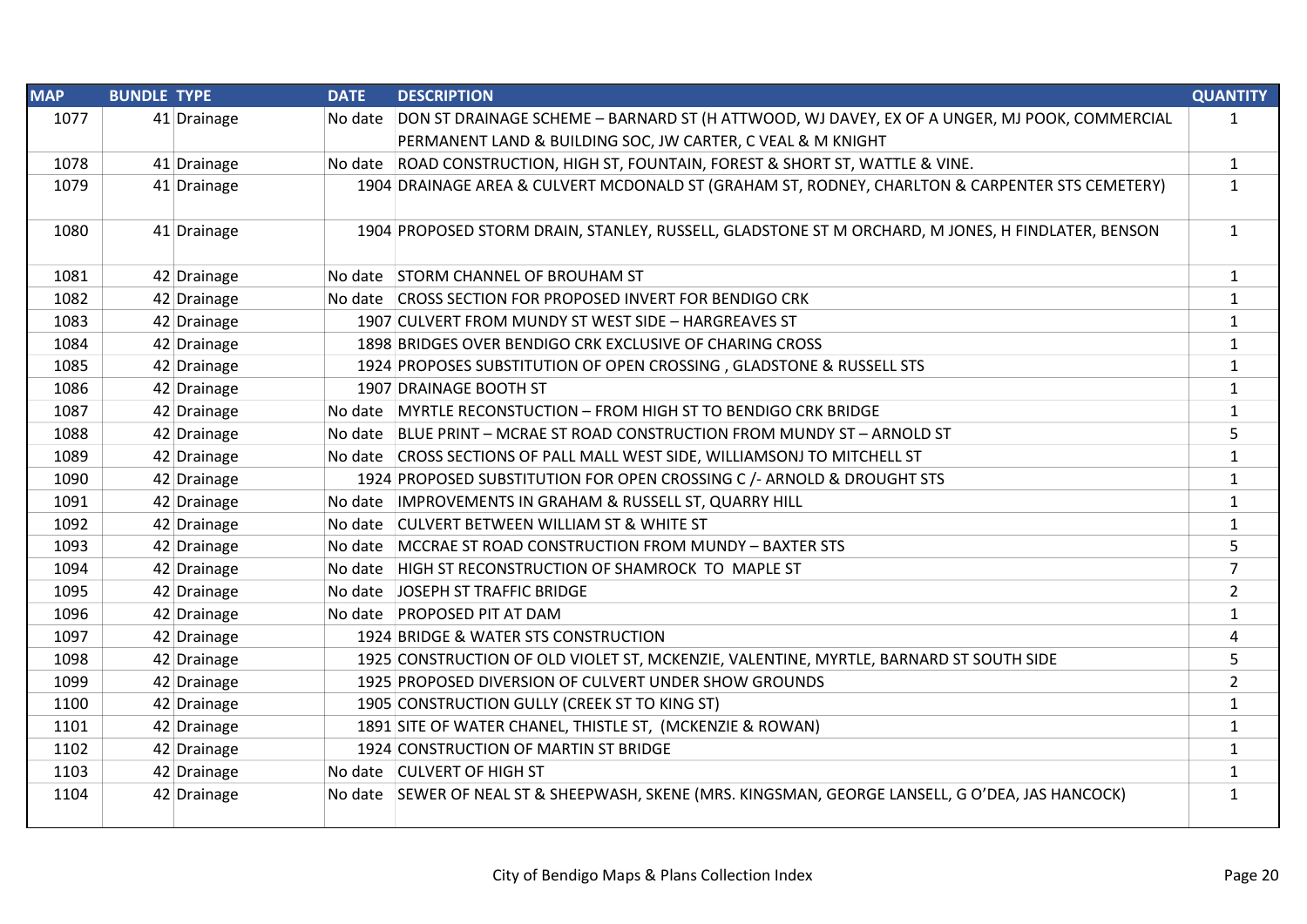| MAP | BUNDLE | TYPE | DATE | DESCRIPTION | QUANTITY |
|---|---|---|---|---|---|
| 1077 | 41 | Drainage | No date | DON ST DRAINAGE SCHEME – BARNARD ST (H ATTWOOD, WJ DAVEY, EX OF A UNGER, MJ POOK, COMMERCIAL PERMANENT LAND & BUILDING SOC, JW CARTER, C VEAL & M KNIGHT | 1 |
| 1078 | 41 | Drainage | No date | ROAD CONSTRUCTION, HIGH ST, FOUNTAIN, FOREST & SHORT ST, WATTLE & VINE. | 1 |
| 1079 | 41 | Drainage | 1904 | DRAINAGE AREA & CULVERT MCDONALD ST (GRAHAM ST, RODNEY, CHARLTON & CARPENTER STS CEMETERY) | 1 |
| 1080 | 41 | Drainage | 1904 | PROPOSED STORM DRAIN, STANLEY, RUSSELL, GLADSTONE ST M ORCHARD, M JONES, H FINDLATER, BENSON | 1 |
| 1081 | 42 | Drainage | No date | STORM CHANNEL OF BROUHAM ST | 1 |
| 1082 | 42 | Drainage | No date | CROSS SECTION FOR PROPOSED INVERT FOR BENDIGO CRK | 1 |
| 1083 | 42 | Drainage | 1907 | CULVERT FROM MUNDY ST WEST SIDE – HARGREAVES ST | 1 |
| 1084 | 42 | Drainage | 1898 | BRIDGES OVER BENDIGO CRK EXCLUSIVE OF CHARING CROSS | 1 |
| 1085 | 42 | Drainage | 1924 | PROPOSES SUBSTITUTION OF OPEN CROSSING , GLADSTONE & RUSSELL STS | 1 |
| 1086 | 42 | Drainage | 1907 | DRAINAGE BOOTH ST | 1 |
| 1087 | 42 | Drainage | No date | MYRTLE RECONSTUCTION – FROM HIGH ST TO BENDIGO CRK BRIDGE | 1 |
| 1088 | 42 | Drainage | No date | BLUE PRINT – MCRAE ST ROAD CONSTRUCTION FROM MUNDY ST – ARNOLD ST | 5 |
| 1089 | 42 | Drainage | No date | CROSS SECTIONS OF PALL MALL WEST SIDE, WILLIAMSONJ TO MITCHELL ST | 1 |
| 1090 | 42 | Drainage | 1924 | PROPOSED SUBSTITUTION FOR OPEN CROSSING C /- ARNOLD & DROUGHT STS | 1 |
| 1091 | 42 | Drainage | No date | IMPROVEMENTS IN GRAHAM & RUSSELL ST, QUARRY HILL | 1 |
| 1092 | 42 | Drainage | No date | CULVERT BETWEEN WILLIAM ST & WHITE ST | 1 |
| 1093 | 42 | Drainage | No date | MCCRAE ST ROAD CONSTRUCTION FROM MUNDY – BAXTER STS | 5 |
| 1094 | 42 | Drainage | No date | HIGH ST RECONSTRUCTION OF SHAMROCK TO MAPLE ST | 7 |
| 1095 | 42 | Drainage | No date | JOSEPH ST TRAFFIC BRIDGE | 2 |
| 1096 | 42 | Drainage | No date | PROPOSED PIT AT DAM | 1 |
| 1097 | 42 | Drainage | 1924 | BRIDGE & WATER STS CONSTRUCTION | 4 |
| 1098 | 42 | Drainage | 1925 | CONSTRUCTION OF OLD VIOLET ST, MCKENZIE, VALENTINE, MYRTLE, BARNARD ST SOUTH SIDE | 5 |
| 1099 | 42 | Drainage | 1925 | PROPOSED DIVERSION OF CULVERT UNDER SHOW GROUNDS | 2 |
| 1100 | 42 | Drainage | 1905 | CONSTRUCTION GULLY (CREEK ST TO KING ST) | 1 |
| 1101 | 42 | Drainage | 1891 | SITE OF WATER CHANEL, THISTLE ST, (MCKENZIE & ROWAN) | 1 |
| 1102 | 42 | Drainage | 1924 | CONSTRUCTION OF MARTIN ST BRIDGE | 1 |
| 1103 | 42 | Drainage | No date | CULVERT OF HIGH ST | 1 |
| 1104 | 42 | Drainage | No date | SEWER OF NEAL ST & SHEEPWASH, SKENE (MRS. KINGSMAN, GEORGE LANSELL, G O'DEA, JAS HANCOCK) | 1 |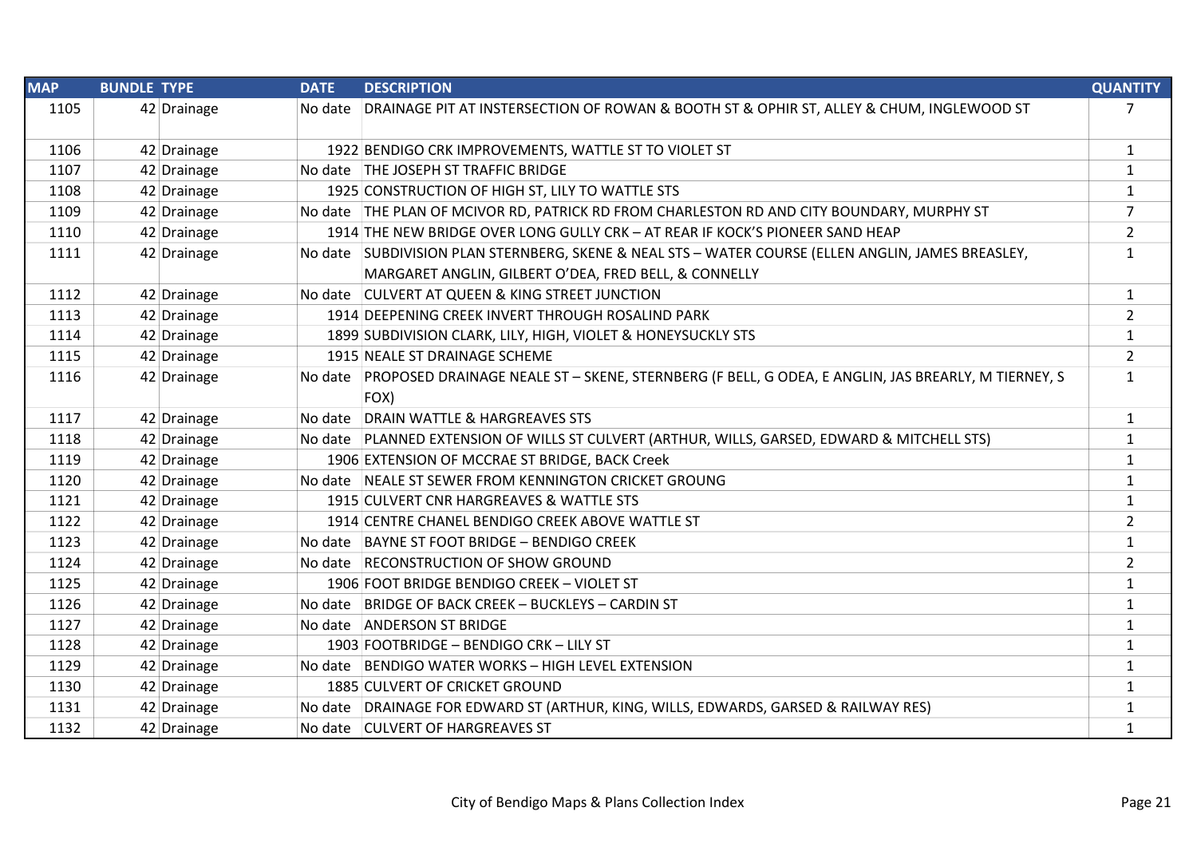| MAP | BUNDLE | TYPE | DATE | DESCRIPTION | QUANTITY |
|---|---|---|---|---|---|
| 1105 | 42 | Drainage | No date | DRAINAGE PIT AT INTERSECTION OF ROWAN & BOOTH ST & OPHIR ST, ALLEY & CHUM, INGLEWOOD ST | 7 |
| 1106 | 42 | Drainage | 1922 | BENDIGO CRK IMPROVEMENTS, WATTLE ST TO VIOLET ST | 1 |
| 1107 | 42 | Drainage | No date | THE JOSEPH ST TRAFFIC BRIDGE | 1 |
| 1108 | 42 | Drainage | 1925 | CONSTRUCTION OF HIGH ST, LILY TO WATTLE STS | 1 |
| 1109 | 42 | Drainage | No date | THE PLAN OF MCIVOR RD, PATRICK RD FROM CHARLESTON RD AND CITY BOUNDARY, MURPHY ST | 7 |
| 1110 | 42 | Drainage | 1914 | THE NEW BRIDGE OVER LONG GULLY CRK – AT REAR IF KOCK'S PIONEER SAND HEAP | 2 |
| 1111 | 42 | Drainage | No date | SUBDIVISION PLAN STERNBERG, SKENE & NEAL STS – WATER COURSE (ELLEN ANGLIN, JAMES BREASLEY, MARGARET ANGLIN, GILBERT O'DEA, FRED BELL, & CONNELLY | 1 |
| 1112 | 42 | Drainage | No date | CULVERT AT QUEEN & KING STREET JUNCTION | 1 |
| 1113 | 42 | Drainage | 1914 | DEEPENING CREEK INVERT THROUGH ROSALIND PARK | 2 |
| 1114 | 42 | Drainage | 1899 | SUBDIVISION CLARK, LILY, HIGH, VIOLET & HONEYSUCKLY STS | 1 |
| 1115 | 42 | Drainage | 1915 | NEALE ST DRAINAGE SCHEME | 2 |
| 1116 | 42 | Drainage | No date | PROPOSED DRAINAGE NEALE ST – SKENE, STERNBERG (F BELL, G ODEA, E ANGLIN, JAS BREARLY, M TIERNEY, S FOX) | 1 |
| 1117 | 42 | Drainage | No date | DRAIN WATTLE & HARGREAVES STS | 1 |
| 1118 | 42 | Drainage | No date | PLANNED EXTENSION OF WILLS ST CULVERT (ARTHUR, WILLS, GARSED, EDWARD & MITCHELL STS) | 1 |
| 1119 | 42 | Drainage | 1906 | EXTENSION OF MCCRAE ST BRIDGE, BACK Creek | 1 |
| 1120 | 42 | Drainage | No date | NEALE ST SEWER FROM KENNINGTON CRICKET GROUNG | 1 |
| 1121 | 42 | Drainage | 1915 | CULVERT CNR HARGREAVES & WATTLE STS | 1 |
| 1122 | 42 | Drainage | 1914 | CENTRE CHANEL BENDIGO CREEK ABOVE WATTLE ST | 2 |
| 1123 | 42 | Drainage | No date | BAYNE ST FOOT BRIDGE – BENDIGO CREEK | 1 |
| 1124 | 42 | Drainage | No date | RECONSTRUCTION OF SHOW GROUND | 2 |
| 1125 | 42 | Drainage | 1906 | FOOT BRIDGE BENDIGO CREEK – VIOLET ST | 1 |
| 1126 | 42 | Drainage | No date | BRIDGE OF BACK CREEK – BUCKLEYS – CARDIN ST | 1 |
| 1127 | 42 | Drainage | No date | ANDERSON ST BRIDGE | 1 |
| 1128 | 42 | Drainage | 1903 | FOOTBRIDGE – BENDIGO CRK – LILY ST | 1 |
| 1129 | 42 | Drainage | No date | BENDIGO WATER WORKS – HIGH LEVEL EXTENSION | 1 |
| 1130 | 42 | Drainage | 1885 | CULVERT OF CRICKET GROUND | 1 |
| 1131 | 42 | Drainage | No date | DRAINAGE FOR EDWARD ST (ARTHUR, KING, WILLS, EDWARDS, GARSED & RAILWAY RES) | 1 |
| 1132 | 42 | Drainage | No date | CULVERT OF HARGREAVES ST | 1 |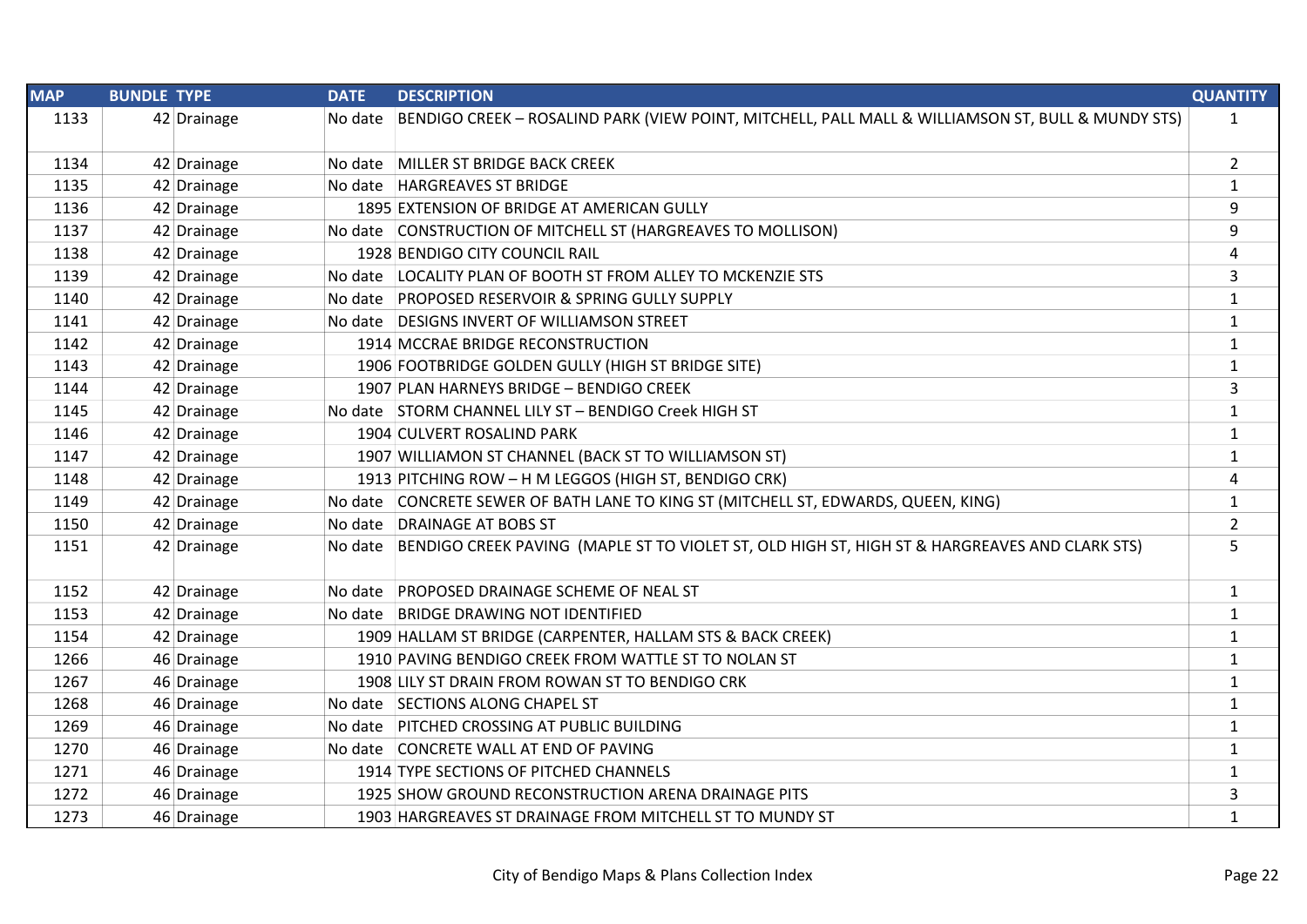| MAP | BUNDLE | TYPE | DATE | DESCRIPTION | QUANTITY |
|---|---|---|---|---|---|
| 1133 | 42 | Drainage | No date | BENDIGO CREEK – ROSALIND PARK (VIEW POINT, MITCHELL, PALL MALL & WILLIAMSON ST, BULL & MUNDY STS) | 1 |
| 1134 | 42 | Drainage | No date | MILLER ST BRIDGE BACK CREEK | 2 |
| 1135 | 42 | Drainage | No date | HARGREAVES ST BRIDGE | 1 |
| 1136 | 42 | Drainage | 1895 | EXTENSION OF BRIDGE AT AMERICAN GULLY | 9 |
| 1137 | 42 | Drainage | No date | CONSTRUCTION OF MITCHELL ST (HARGREAVES TO MOLLISON) | 9 |
| 1138 | 42 | Drainage | 1928 | BENDIGO CITY COUNCIL RAIL | 4 |
| 1139 | 42 | Drainage | No date | LOCALITY PLAN OF BOOTH ST FROM ALLEY TO MCKENZIE STS | 3 |
| 1140 | 42 | Drainage | No date | PROPOSED RESERVOIR & SPRING GULLY SUPPLY | 1 |
| 1141 | 42 | Drainage | No date | DESIGNS INVERT OF WILLIAMSON STREET | 1 |
| 1142 | 42 | Drainage | 1914 | MCCRAE BRIDGE RECONSTRUCTION | 1 |
| 1143 | 42 | Drainage | 1906 | FOOTBRIDGE GOLDEN GULLY (HIGH ST BRIDGE SITE) | 1 |
| 1144 | 42 | Drainage | 1907 | PLAN HARNEYS BRIDGE – BENDIGO CREEK | 3 |
| 1145 | 42 | Drainage | No date | STORM CHANNEL LILY ST – BENDIGO Creek HIGH ST | 1 |
| 1146 | 42 | Drainage | 1904 | CULVERT ROSALIND PARK | 1 |
| 1147 | 42 | Drainage | 1907 | WILLIAMON ST CHANNEL (BACK ST TO WILLIAMSON ST) | 1 |
| 1148 | 42 | Drainage | 1913 | PITCHING ROW – H M LEGGOS (HIGH ST, BENDIGO CRK) | 4 |
| 1149 | 42 | Drainage | No date | CONCRETE SEWER OF BATH LANE TO KING ST (MITCHELL ST, EDWARDS, QUEEN, KING) | 1 |
| 1150 | 42 | Drainage | No date | DRAINAGE AT BOBS ST | 2 |
| 1151 | 42 | Drainage | No date | BENDIGO CREEK PAVING (MAPLE ST TO VIOLET ST, OLD HIGH ST, HIGH ST & HARGREAVES AND CLARK STS) | 5 |
| 1152 | 42 | Drainage | No date | PROPOSED DRAINAGE SCHEME OF NEAL ST | 1 |
| 1153 | 42 | Drainage | No date | BRIDGE DRAWING NOT IDENTIFIED | 1 |
| 1154 | 42 | Drainage | 1909 | HALLAM ST BRIDGE (CARPENTER, HALLAM STS & BACK CREEK) | 1 |
| 1266 | 46 | Drainage | 1910 | PAVING BENDIGO CREEK FROM WATTLE ST TO NOLAN ST | 1 |
| 1267 | 46 | Drainage | 1908 | LILY ST DRAIN FROM ROWAN ST TO BENDIGO CRK | 1 |
| 1268 | 46 | Drainage | No date | SECTIONS ALONG CHAPEL ST | 1 |
| 1269 | 46 | Drainage | No date | PITCHED CROSSING AT PUBLIC BUILDING | 1 |
| 1270 | 46 | Drainage | No date | CONCRETE WALL AT END OF PAVING | 1 |
| 1271 | 46 | Drainage | 1914 | TYPE SECTIONS OF PITCHED CHANNELS | 1 |
| 1272 | 46 | Drainage | 1925 | SHOW GROUND RECONSTRUCTION ARENA DRAINAGE PITS | 3 |
| 1273 | 46 | Drainage | 1903 | HARGREAVES ST DRAINAGE FROM MITCHELL ST TO MUNDY ST | 1 |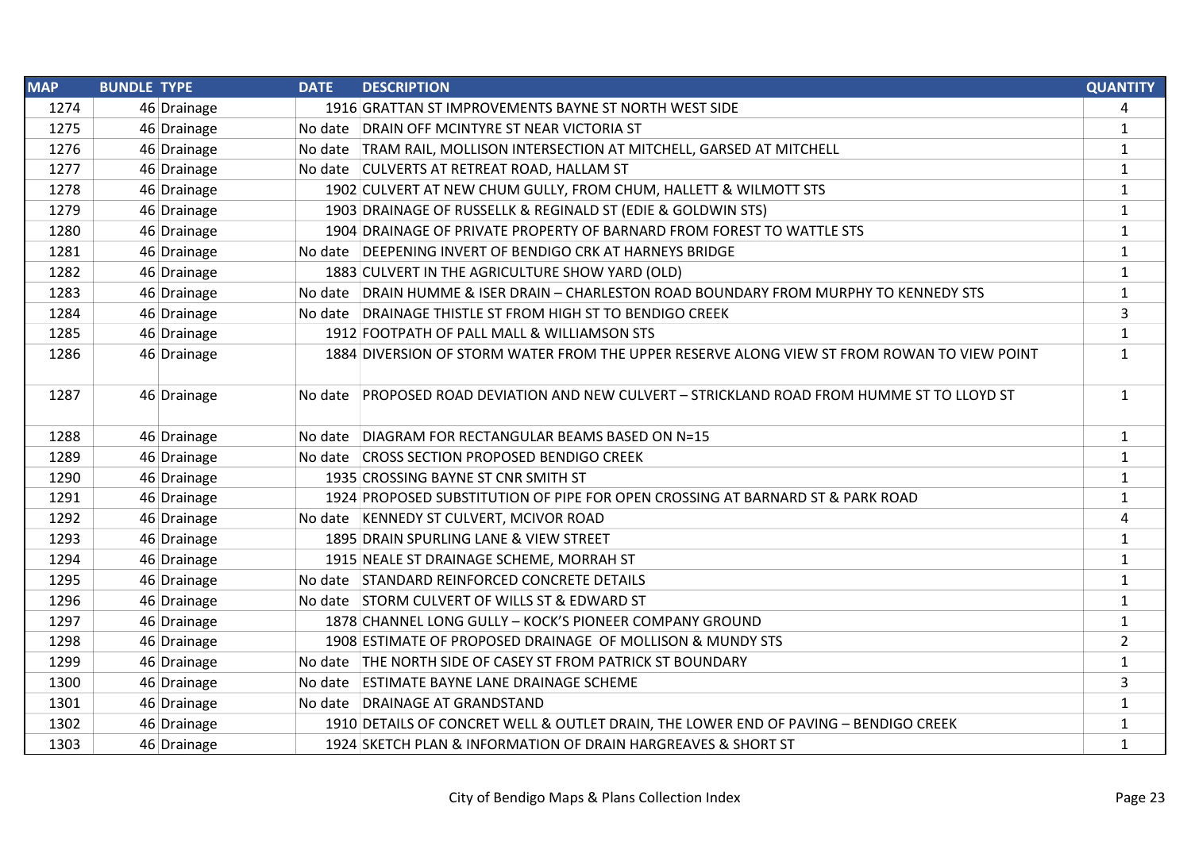| MAP | BUNDLE | TYPE | DATE | DESCRIPTION | QUANTITY |
|---|---|---|---|---|---|
| 1274 | 46 | Drainage | 1916 | GRATTAN ST IMPROVEMENTS BAYNE ST NORTH WEST SIDE | 4 |
| 1275 | 46 | Drainage | No date | DRAIN OFF MCINTYRE ST NEAR VICTORIA ST | 1 |
| 1276 | 46 | Drainage | No date | TRAM RAIL, MOLLISON INTERSECTION AT MITCHELL, GARSED AT MITCHELL | 1 |
| 1277 | 46 | Drainage | No date | CULVERTS AT RETREAT ROAD, HALLAM ST | 1 |
| 1278 | 46 | Drainage | 1902 | CULVERT AT NEW CHUM GULLY, FROM CHUM, HALLETT & WILMOTT STS | 1 |
| 1279 | 46 | Drainage | 1903 | DRAINAGE OF RUSSELLK & REGINALD ST (EDIE & GOLDWIN STS) | 1 |
| 1280 | 46 | Drainage | 1904 | DRAINAGE OF PRIVATE PROPERTY OF BARNARD FROM FOREST TO WATTLE STS | 1 |
| 1281 | 46 | Drainage | No date | DEEPENING INVERT OF BENDIGO CRK AT HARNEYS BRIDGE | 1 |
| 1282 | 46 | Drainage | 1883 | CULVERT IN THE AGRICULTURE SHOW YARD (OLD) | 1 |
| 1283 | 46 | Drainage | No date | DRAIN HUMME & ISER DRAIN – CHARLESTON ROAD BOUNDARY FROM MURPHY TO KENNEDY STS | 1 |
| 1284 | 46 | Drainage | No date | DRAINAGE THISTLE ST FROM HIGH ST TO BENDIGO CREEK | 3 |
| 1285 | 46 | Drainage | 1912 | FOOTPATH OF PALL MALL & WILLIAMSON STS | 1 |
| 1286 | 46 | Drainage | 1884 | DIVERSION OF STORM WATER FROM THE UPPER RESERVE ALONG VIEW ST FROM ROWAN TO VIEW POINT | 1 |
| 1287 | 46 | Drainage | No date | PROPOSED ROAD DEVIATION AND NEW CULVERT – STRICKLAND ROAD FROM HUMME ST TO LLOYD ST | 1 |
| 1288 | 46 | Drainage | No date | DIAGRAM FOR RECTANGULAR BEAMS BASED ON N=15 | 1 |
| 1289 | 46 | Drainage | No date | CROSS SECTION PROPOSED BENDIGO CREEK | 1 |
| 1290 | 46 | Drainage | 1935 | CROSSING BAYNE ST CNR SMITH ST | 1 |
| 1291 | 46 | Drainage | 1924 | PROPOSED SUBSTITUTION OF PIPE FOR OPEN CROSSING AT BARNARD ST & PARK ROAD | 1 |
| 1292 | 46 | Drainage | No date | KENNEDY ST CULVERT, MCIVOR ROAD | 4 |
| 1293 | 46 | Drainage | 1895 | DRAIN SPURLING LANE & VIEW STREET | 1 |
| 1294 | 46 | Drainage | 1915 | NEALE ST DRAINAGE SCHEME, MORRAH ST | 1 |
| 1295 | 46 | Drainage | No date | STANDARD REINFORCED CONCRETE DETAILS | 1 |
| 1296 | 46 | Drainage | No date | STORM CULVERT OF WILLS ST & EDWARD ST | 1 |
| 1297 | 46 | Drainage | 1878 | CHANNEL LONG GULLY – KOCK'S PIONEER COMPANY GROUND | 1 |
| 1298 | 46 | Drainage | 1908 | ESTIMATE OF PROPOSED DRAINAGE OF MOLLISON & MUNDY STS | 2 |
| 1299 | 46 | Drainage | No date | THE NORTH SIDE OF CASEY ST FROM PATRICK ST BOUNDARY | 1 |
| 1300 | 46 | Drainage | No date | ESTIMATE BAYNE LANE DRAINAGE SCHEME | 3 |
| 1301 | 46 | Drainage | No date | DRAINAGE AT GRANDSTAND | 1 |
| 1302 | 46 | Drainage | 1910 | DETAILS OF CONCRET WELL & OUTLET DRAIN, THE LOWER END OF PAVING – BENDIGO CREEK | 1 |
| 1303 | 46 | Drainage | 1924 | SKETCH PLAN & INFORMATION OF DRAIN HARGREAVES & SHORT ST | 1 |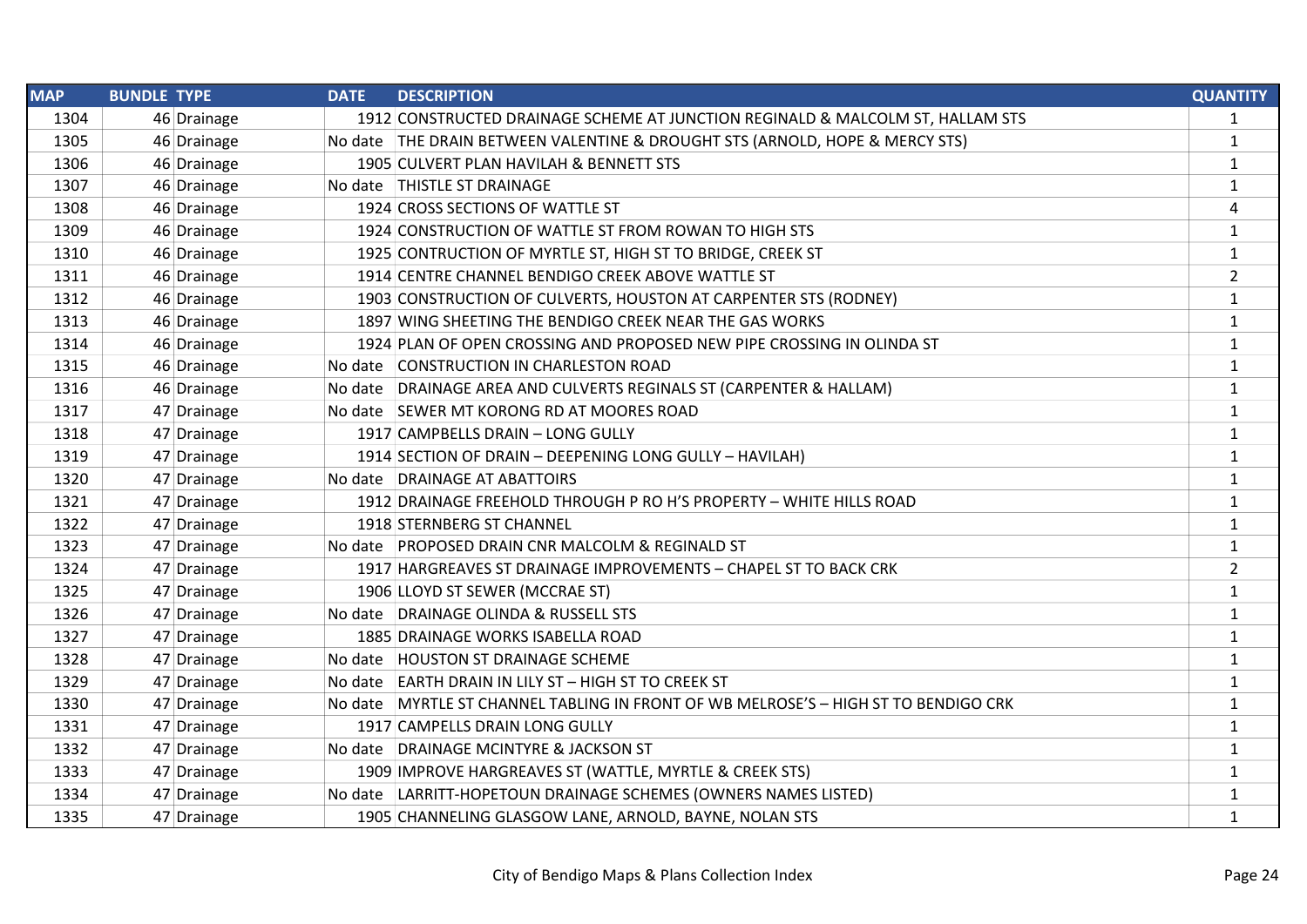| MAP | BUNDLE | TYPE | DATE | DESCRIPTION | QUANTITY |
|---|---|---|---|---|---|
| 1304 | 46 | Drainage | 1912 | CONSTRUCTED DRAINAGE SCHEME AT JUNCTION REGINALD & MALCOLM ST, HALLAM STS | 1 |
| 1305 | 46 | Drainage | No date | THE DRAIN BETWEEN VALENTINE & DROUGHT STS (ARNOLD, HOPE & MERCY STS) | 1 |
| 1306 | 46 | Drainage | 1905 | CULVERT PLAN HAVILAH & BENNETT STS | 1 |
| 1307 | 46 | Drainage | No date | THISTLE ST DRAINAGE | 1 |
| 1308 | 46 | Drainage | 1924 | CROSS SECTIONS OF WATTLE ST | 4 |
| 1309 | 46 | Drainage | 1924 | CONSTRUCTION OF WATTLE ST FROM ROWAN TO HIGH STS | 1 |
| 1310 | 46 | Drainage | 1925 | CONTRUCTION OF MYRTLE ST, HIGH ST TO BRIDGE, CREEK ST | 1 |
| 1311 | 46 | Drainage | 1914 | CENTRE CHANNEL BENDIGO CREEK ABOVE WATTLE ST | 2 |
| 1312 | 46 | Drainage | 1903 | CONSTRUCTION OF CULVERTS, HOUSTON AT CARPENTER STS (RODNEY) | 1 |
| 1313 | 46 | Drainage | 1897 | WING SHEETING THE BENDIGO CREEK NEAR THE GAS WORKS | 1 |
| 1314 | 46 | Drainage | 1924 | PLAN OF OPEN CROSSING AND PROPOSED NEW PIPE CROSSING IN OLINDA ST | 1 |
| 1315 | 46 | Drainage | No date | CONSTRUCTION IN CHARLESTON ROAD | 1 |
| 1316 | 46 | Drainage | No date | DRAINAGE AREA AND CULVERTS REGINALS ST (CARPENTER & HALLAM) | 1 |
| 1317 | 47 | Drainage | No date | SEWER MT KORONG RD AT MOORES ROAD | 1 |
| 1318 | 47 | Drainage | 1917 | CAMPBELLS DRAIN – LONG GULLY | 1 |
| 1319 | 47 | Drainage | 1914 | SECTION OF DRAIN – DEEPENING LONG GULLY – HAVILAH) | 1 |
| 1320 | 47 | Drainage | No date | DRAINAGE AT ABATTOIRS | 1 |
| 1321 | 47 | Drainage | 1912 | DRAINAGE FREEHOLD THROUGH P RO H'S PROPERTY – WHITE HILLS ROAD | 1 |
| 1322 | 47 | Drainage | 1918 | STERNBERG ST CHANNEL | 1 |
| 1323 | 47 | Drainage | No date | PROPOSED DRAIN CNR MALCOLM & REGINALD ST | 1 |
| 1324 | 47 | Drainage | 1917 | HARGREAVES ST DRAINAGE IMPROVEMENTS – CHAPEL ST TO BACK CRK | 2 |
| 1325 | 47 | Drainage | 1906 | LLOYD ST SEWER (MCCRAE ST) | 1 |
| 1326 | 47 | Drainage | No date | DRAINAGE OLINDA & RUSSELL STS | 1 |
| 1327 | 47 | Drainage | 1885 | DRAINAGE WORKS ISABELLA ROAD | 1 |
| 1328 | 47 | Drainage | No date | HOUSTON ST DRAINAGE SCHEME | 1 |
| 1329 | 47 | Drainage | No date | EARTH DRAIN IN LILY ST – HIGH ST TO CREEK ST | 1 |
| 1330 | 47 | Drainage | No date | MYRTLE ST CHANNEL TABLING IN FRONT OF WB MELROSE'S – HIGH ST TO BENDIGO CRK | 1 |
| 1331 | 47 | Drainage | 1917 | CAMPELLS DRAIN LONG GULLY | 1 |
| 1332 | 47 | Drainage | No date | DRAINAGE MCINTYRE & JACKSON ST | 1 |
| 1333 | 47 | Drainage | 1909 | IMPROVE HARGREAVES ST (WATTLE, MYRTLE & CREEK STS) | 1 |
| 1334 | 47 | Drainage | No date | LARRITT-HOPETOUN DRAINAGE SCHEMES (OWNERS NAMES LISTED) | 1 |
| 1335 | 47 | Drainage | 1905 | CHANNELING GLASGOW LANE, ARNOLD, BAYNE, NOLAN STS | 1 |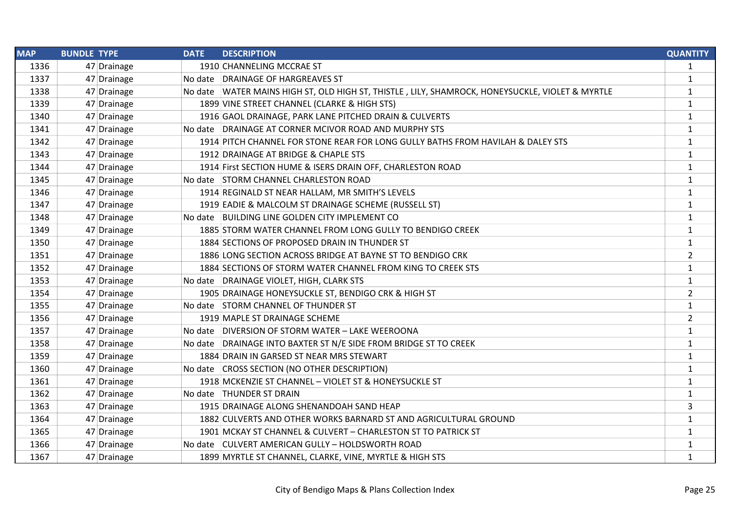| MAP | BUNDLE | TYPE | DATE | DESCRIPTION | QUANTITY |
|---|---|---|---|---|---|
| 1336 | 47 | Drainage | 1910 | CHANNELING MCCRAE ST | 1 |
| 1337 | 47 | Drainage | No date | DRAINAGE OF HARGREAVES ST | 1 |
| 1338 | 47 | Drainage | No date | WATER MAINS HIGH ST, OLD HIGH ST, THISTLE , LILY, SHAMROCK, HONEYSUCKLE, VIOLET & MYRTLE | 1 |
| 1339 | 47 | Drainage | 1899 | VINE STREET CHANNEL (CLARKE & HIGH STS) | 1 |
| 1340 | 47 | Drainage | 1916 | GAOL DRAINAGE, PARK LANE PITCHED DRAIN & CULVERTS | 1 |
| 1341 | 47 | Drainage | No date | DRAINAGE AT CORNER MCIVOR ROAD AND MURPHY STS | 1 |
| 1342 | 47 | Drainage | 1914 | PITCH CHANNEL FOR STONE REAR FOR LONG GULLY BATHS FROM HAVILAH & DALEY STS | 1 |
| 1343 | 47 | Drainage | 1912 | DRAINAGE AT BRIDGE & CHAPLE STS | 1 |
| 1344 | 47 | Drainage | 1914 | First SECTION HUME & ISERS DRAIN OFF, CHARLESTON ROAD | 1 |
| 1345 | 47 | Drainage | No date | STORM CHANNEL CHARLESTON ROAD | 1 |
| 1346 | 47 | Drainage | 1914 | REGINALD ST NEAR HALLAM, MR SMITH'S LEVELS | 1 |
| 1347 | 47 | Drainage | 1919 | EADIE & MALCOLM ST DRAINAGE SCHEME (RUSSELL ST) | 1 |
| 1348 | 47 | Drainage | No date | BUILDING LINE GOLDEN CITY IMPLEMENT CO | 1 |
| 1349 | 47 | Drainage | 1885 | STORM WATER CHANNEL FROM LONG GULLY TO BENDIGO CREEK | 1 |
| 1350 | 47 | Drainage | 1884 | SECTIONS OF PROPOSED DRAIN IN THUNDER ST | 1 |
| 1351 | 47 | Drainage | 1886 | LONG SECTION ACROSS BRIDGE AT BAYNE ST TO BENDIGO CRK | 2 |
| 1352 | 47 | Drainage | 1884 | SECTIONS OF STORM WATER CHANNEL FROM KING TO CREEK STS | 1 |
| 1353 | 47 | Drainage | No date | DRAINAGE VIOLET, HIGH, CLARK STS | 1 |
| 1354 | 47 | Drainage | 1905 | DRAINAGE HONEYSUCKLE ST, BENDIGO CRK & HIGH ST | 2 |
| 1355 | 47 | Drainage | No date | STORM CHANNEL OF THUNDER ST | 1 |
| 1356 | 47 | Drainage | 1919 | MAPLE ST DRAINAGE SCHEME | 2 |
| 1357 | 47 | Drainage | No date | DIVERSION OF STORM WATER – LAKE WEEROONA | 1 |
| 1358 | 47 | Drainage | No date | DRAINAGE INTO BAXTER ST N/E SIDE FROM BRIDGE ST TO CREEK | 1 |
| 1359 | 47 | Drainage | 1884 | DRAIN IN GARSED ST NEAR MRS STEWART | 1 |
| 1360 | 47 | Drainage | No date | CROSS SECTION (NO OTHER DESCRIPTION) | 1 |
| 1361 | 47 | Drainage | 1918 | MCKENZIE ST CHANNEL – VIOLET ST & HONEYSUCKLE ST | 1 |
| 1362 | 47 | Drainage | No date | THUNDER ST DRAIN | 1 |
| 1363 | 47 | Drainage | 1915 | DRAINAGE ALONG SHENANDOAH SAND HEAP | 3 |
| 1364 | 47 | Drainage | 1882 | CULVERTS AND OTHER WORKS BARNARD ST AND AGRICULTURAL GROUND | 1 |
| 1365 | 47 | Drainage | 1901 | MCKAY ST CHANNEL & CULVERT – CHARLESTON ST TO PATRICK ST | 1 |
| 1366 | 47 | Drainage | No date | CULVERT AMERICAN GULLY – HOLDSWORTH ROAD | 1 |
| 1367 | 47 | Drainage | 1899 | MYRTLE ST CHANNEL, CLARKE, VINE, MYRTLE & HIGH STS | 1 |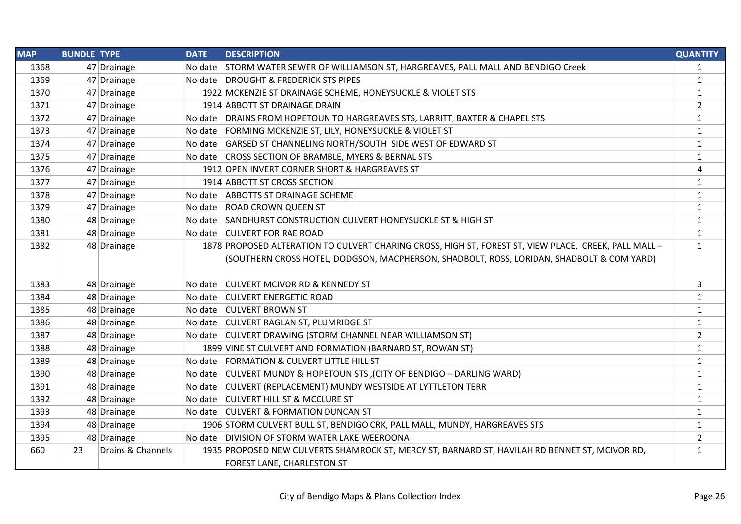| MAP | BUNDLE | TYPE | DATE | DESCRIPTION | QUANTITY |
|---|---|---|---|---|---|
| 1368 | 47 | Drainage | No date | STORM WATER SEWER OF WILLIAMSON ST, HARGREAVES, PALL MALL AND BENDIGO Creek | 1 |
| 1369 | 47 | Drainage | No date | DROUGHT & FREDERICK STS PIPES | 1 |
| 1370 | 47 | Drainage | 1922 | MCKENZIE ST DRAINAGE SCHEME, HONEYSUCKLE & VIOLET STS | 1 |
| 1371 | 47 | Drainage | 1914 | ABBOTT ST DRAINAGE DRAIN | 2 |
| 1372 | 47 | Drainage | No date | DRAINS FROM HOPETOUN TO HARGREAVES STS, LARRITT, BAXTER & CHAPEL STS | 1 |
| 1373 | 47 | Drainage | No date | FORMING MCKENZIE ST, LILY, HONEYSUCKLE & VIOLET ST | 1 |
| 1374 | 47 | Drainage | No date | GARSED ST CHANNELING NORTH/SOUTH SIDE WEST OF EDWARD ST | 1 |
| 1375 | 47 | Drainage | No date | CROSS SECTION OF BRAMBLE, MYERS & BERNAL STS | 1 |
| 1376 | 47 | Drainage | 1912 | OPEN INVERT CORNER SHORT & HARGREAVES ST | 4 |
| 1377 | 47 | Drainage | 1914 | ABBOTT ST CROSS SECTION | 1 |
| 1378 | 47 | Drainage | No date | ABBOTTS ST DRAINAGE SCHEME | 1 |
| 1379 | 47 | Drainage | No date | ROAD CROWN QUEEN ST | 1 |
| 1380 | 48 | Drainage | No date | SANDHURST CONSTRUCTION CULVERT HONEYSUCKLE ST & HIGH ST | 1 |
| 1381 | 48 | Drainage | No date | CULVERT FOR RAE ROAD | 1 |
| 1382 | 48 | Drainage | 1878 | PROPOSED ALTERATION TO CULVERT CHARING CROSS, HIGH ST, FOREST ST, VIEW PLACE, CREEK, PALL MALL – (SOUTHERN CROSS HOTEL, DODGSON, MACPHERSON, SHADBOLT, ROSS, LORIDAN, SHADBOLT & COM YARD) | 1 |
| 1383 | 48 | Drainage | No date | CULVERT MCIVOR RD & KENNEDY ST | 3 |
| 1384 | 48 | Drainage | No date | CULVERT ENERGETIC ROAD | 1 |
| 1385 | 48 | Drainage | No date | CULVERT BROWN ST | 1 |
| 1386 | 48 | Drainage | No date | CULVERT RAGLAN ST, PLUMRIDGE ST | 1 |
| 1387 | 48 | Drainage | No date | CULVERT DRAWING (STORM CHANNEL NEAR WILLIAMSON ST) | 2 |
| 1388 | 48 | Drainage | 1899 | VINE ST CULVERT AND FORMATION (BARNARD ST, ROWAN ST) | 1 |
| 1389 | 48 | Drainage | No date | FORMATION & CULVERT LITTLE HILL ST | 1 |
| 1390 | 48 | Drainage | No date | CULVERT MUNDY & HOPETOUN STS ,(CITY OF BENDIGO – DARLING WARD) | 1 |
| 1391 | 48 | Drainage | No date | CULVERT (REPLACEMENT) MUNDY WESTSIDE AT LYTTLETON TERR | 1 |
| 1392 | 48 | Drainage | No date | CULVERT HILL ST & MCCLURE ST | 1 |
| 1393 | 48 | Drainage | No date | CULVERT & FORMATION DUNCAN ST | 1 |
| 1394 | 48 | Drainage | 1906 | STORM CULVERT BULL ST, BENDIGO CRK, PALL MALL, MUNDY, HARGREAVES STS | 1 |
| 1395 | 48 | Drainage | No date | DIVISION OF STORM WATER LAKE WEEROONA | 2 |
| 660 | 23 | Drains & Channels | 1935 | PROPOSED NEW CULVERTS SHAMROCK ST, MERCY ST, BARNARD ST, HAVILAH RD BENNET ST, MCIVOR RD, FOREST LANE, CHARLESTON ST | 1 |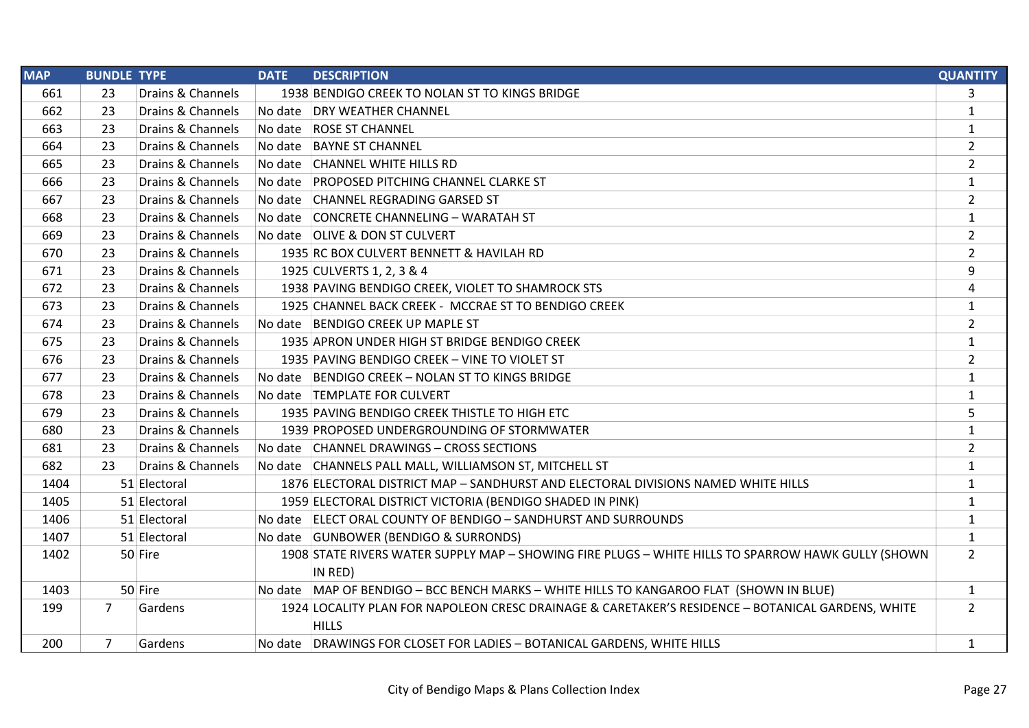| MAP | BUNDLE | TYPE | DATE | DESCRIPTION | QUANTITY |
|---|---|---|---|---|---|
| 661 | 23 | Drains & Channels | 1938 | BENDIGO CREEK TO NOLAN ST TO KINGS BRIDGE | 3 |
| 662 | 23 | Drains & Channels | No date | DRY WEATHER CHANNEL | 1 |
| 663 | 23 | Drains & Channels | No date | ROSE ST CHANNEL | 1 |
| 664 | 23 | Drains & Channels | No date | BAYNE ST CHANNEL | 2 |
| 665 | 23 | Drains & Channels | No date | CHANNEL WHITE HILLS RD | 2 |
| 666 | 23 | Drains & Channels | No date | PROPOSED PITCHING CHANNEL CLARKE ST | 1 |
| 667 | 23 | Drains & Channels | No date | CHANNEL REGRADING GARSED ST | 2 |
| 668 | 23 | Drains & Channels | No date | CONCRETE CHANNELING – WARATAH ST | 1 |
| 669 | 23 | Drains & Channels | No date | OLIVE & DON ST CULVERT | 2 |
| 670 | 23 | Drains & Channels | 1935 | RC BOX CULVERT BENNETT & HAVILAH RD | 2 |
| 671 | 23 | Drains & Channels | 1925 | CULVERTS 1, 2, 3 & 4 | 9 |
| 672 | 23 | Drains & Channels | 1938 | PAVING BENDIGO CREEK, VIOLET TO SHAMROCK STS | 4 |
| 673 | 23 | Drains & Channels | 1925 | CHANNEL BACK CREEK - MCCRAE ST TO BENDIGO CREEK | 1 |
| 674 | 23 | Drains & Channels | No date | BENDIGO CREEK UP MAPLE ST | 2 |
| 675 | 23 | Drains & Channels | 1935 | APRON UNDER HIGH ST BRIDGE BENDIGO CREEK | 1 |
| 676 | 23 | Drains & Channels | 1935 | PAVING BENDIGO CREEK – VINE TO VIOLET ST | 2 |
| 677 | 23 | Drains & Channels | No date | BENDIGO CREEK – NOLAN ST TO KINGS BRIDGE | 1 |
| 678 | 23 | Drains & Channels | No date | TEMPLATE FOR CULVERT | 1 |
| 679 | 23 | Drains & Channels | 1935 | PAVING BENDIGO CREEK THISTLE TO HIGH ETC | 5 |
| 680 | 23 | Drains & Channels | 1939 | PROPOSED UNDERGROUNDING OF STORMWATER | 1 |
| 681 | 23 | Drains & Channels | No date | CHANNEL DRAWINGS – CROSS SECTIONS | 2 |
| 682 | 23 | Drains & Channels | No date | CHANNELS PALL MALL, WILLIAMSON ST, MITCHELL ST | 1 |
| 1404 | 51 | Electoral | 1876 | ELECTORAL DISTRICT MAP – SANDHURST AND ELECTORAL DIVISIONS NAMED WHITE HILLS | 1 |
| 1405 | 51 | Electoral | 1959 | ELECTORAL DISTRICT VICTORIA (BENDIGO SHADED IN PINK) | 1 |
| 1406 | 51 | Electoral | No date | ELECT ORAL COUNTY OF BENDIGO – SANDHURST AND SURROUNDS | 1 |
| 1407 | 51 | Electoral | No date | GUNBOWER (BENDIGO & SURRONDS) | 1 |
| 1402 | 50 | Fire | 1908 | STATE RIVERS WATER SUPPLY MAP – SHOWING FIRE PLUGS – WHITE HILLS TO SPARROW HAWK GULLY (SHOWN IN RED) | 2 |
| 1403 | 50 | Fire | No date | MAP OF BENDIGO – BCC BENCH MARKS – WHITE HILLS TO KANGAROO FLAT (SHOWN IN BLUE) | 1 |
| 199 | 7 | Gardens | 1924 | LOCALITY PLAN FOR NAPOLEON CRESC DRAINAGE & CARETAKER'S RESIDENCE – BOTANICAL GARDENS, WHITE HILLS | 2 |
| 200 | 7 | Gardens | No date | DRAWINGS FOR CLOSET FOR LADIES – BOTANICAL GARDENS, WHITE HILLS | 1 |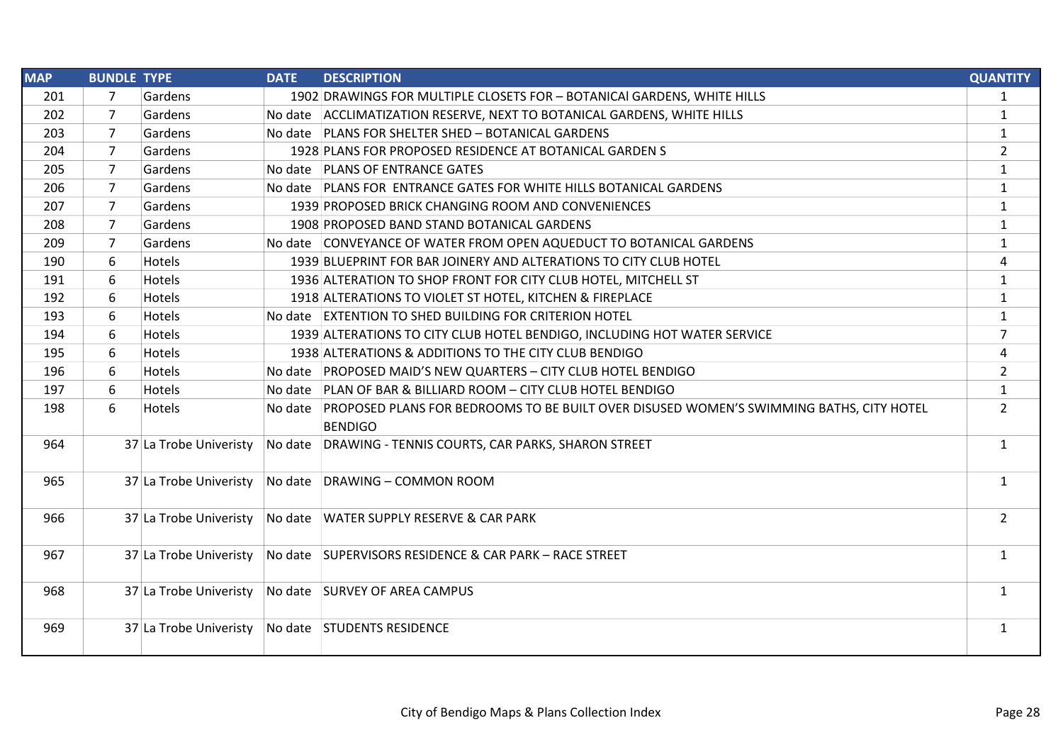| MAP | BUNDLE | TYPE | DATE | DESCRIPTION | QUANTITY |
|---|---|---|---|---|---|
| 201 | 7 | Gardens | 1902 | DRAWINGS FOR MULTIPLE CLOSETS FOR – BOTANICAl GARDENS, WHITE HILLS | 1 |
| 202 | 7 | Gardens | No date | ACCLIMATIZATION RESERVE, NEXT TO BOTANICAL GARDENS, WHITE HILLS | 1 |
| 203 | 7 | Gardens | No date | PLANS FOR SHELTER SHED – BOTANICAL GARDENS | 1 |
| 204 | 7 | Gardens | 1928 | PLANS FOR PROPOSED RESIDENCE AT BOTANICAL GARDEN S | 2 |
| 205 | 7 | Gardens | No date | PLANS OF ENTRANCE GATES | 1 |
| 206 | 7 | Gardens | No date | PLANS FOR  ENTRANCE GATES FOR WHITE HILLS BOTANICAL GARDENS | 1 |
| 207 | 7 | Gardens | 1939 | PROPOSED BRICK CHANGING ROOM AND CONVENIENCES | 1 |
| 208 | 7 | Gardens | 1908 | PROPOSED BAND STAND BOTANICAL GARDENS | 1 |
| 209 | 7 | Gardens | No date | CONVEYANCE OF WATER FROM OPEN AQUEDUCT TO BOTANICAL GARDENS | 1 |
| 190 | 6 | Hotels | 1939 | BLUEPRINT FOR BAR JOINERY AND ALTERATIONS TO CITY CLUB HOTEL | 4 |
| 191 | 6 | Hotels | 1936 | ALTERATION TO SHOP FRONT FOR CITY CLUB HOTEL, MITCHELL ST | 1 |
| 192 | 6 | Hotels | 1918 | ALTERATIONS TO VIOLET ST HOTEL, KITCHEN & FIREPLACE | 1 |
| 193 | 6 | Hotels | No date | EXTENTION TO SHED BUILDING FOR CRITERION HOTEL | 1 |
| 194 | 6 | Hotels | 1939 | ALTERATIONS TO CITY CLUB HOTEL BENDIGO, INCLUDING HOT WATER SERVICE | 7 |
| 195 | 6 | Hotels | 1938 | ALTERATIONS & ADDITIONS TO THE CITY CLUB BENDIGO | 4 |
| 196 | 6 | Hotels | No date | PROPOSED MAID'S NEW QUARTERS – CITY CLUB HOTEL BENDIGO | 2 |
| 197 | 6 | Hotels | No date | PLAN OF BAR & BILLIARD ROOM – CITY CLUB HOTEL BENDIGO | 1 |
| 198 | 6 | Hotels | No date | PROPOSED PLANS FOR BEDROOMS TO BE BUILT OVER DISUSED WOMEN'S SWIMMING BATHS, CITY HOTEL BENDIGO | 2 |
| 964 | 37 | La Trobe Univeristy | No date | DRAWING - TENNIS COURTS, CAR PARKS, SHARON STREET | 1 |
| 965 | 37 | La Trobe Univeristy | No date | DRAWING – COMMON ROOM | 1 |
| 966 | 37 | La Trobe Univeristy | No date | WATER SUPPLY RESERVE & CAR PARK | 2 |
| 967 | 37 | La Trobe Univeristy | No date | SUPERVISORS RESIDENCE & CAR PARK – RACE STREET | 1 |
| 968 | 37 | La Trobe Univeristy | No date | SURVEY OF AREA CAMPUS | 1 |
| 969 | 37 | La Trobe Univeristy | No date | STUDENTS RESIDENCE | 1 |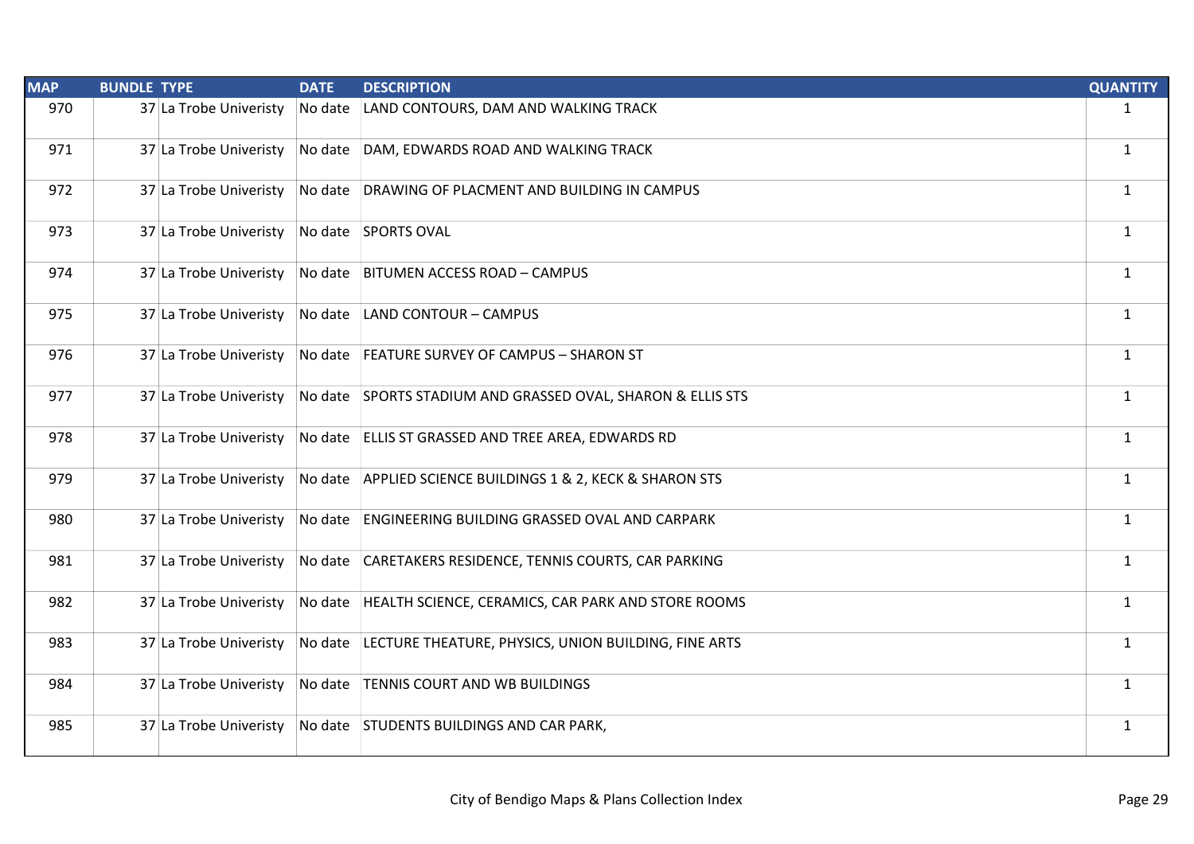| MAP | BUNDLE | TYPE | DATE | DESCRIPTION | QUANTITY |
|---|---|---|---|---|---|
| 970 | 37 | La Trobe Univeristy | No date | LAND CONTOURS, DAM AND WALKING TRACK | 1 |
| 971 | 37 | La Trobe Univeristy | No date | DAM, EDWARDS ROAD AND WALKING TRACK | 1 |
| 972 | 37 | La Trobe Univeristy | No date | DRAWING OF PLACMENT AND BUILDING IN CAMPUS | 1 |
| 973 | 37 | La Trobe Univeristy | No date | SPORTS OVAL | 1 |
| 974 | 37 | La Trobe Univeristy | No date | BITUMEN ACCESS ROAD – CAMPUS | 1 |
| 975 | 37 | La Trobe Univeristy | No date | LAND CONTOUR – CAMPUS | 1 |
| 976 | 37 | La Trobe Univeristy | No date | FEATURE SURVEY OF CAMPUS – SHARON ST | 1 |
| 977 | 37 | La Trobe Univeristy | No date | SPORTS STADIUM AND GRASSED OVAL, SHARON & ELLIS STS | 1 |
| 978 | 37 | La Trobe Univeristy | No date | ELLIS ST GRASSED AND TREE AREA, EDWARDS RD | 1 |
| 979 | 37 | La Trobe Univeristy | No date | APPLIED SCIENCE BUILDINGS 1 & 2, KECK & SHARON STS | 1 |
| 980 | 37 | La Trobe Univeristy | No date | ENGINEERING BUILDING GRASSED OVAL AND CARPARK | 1 |
| 981 | 37 | La Trobe Univeristy | No date | CARETAKERS RESIDENCE, TENNIS COURTS, CAR PARKING | 1 |
| 982 | 37 | La Trobe Univeristy | No date | HEALTH SCIENCE, CERAMICS, CAR PARK AND STORE ROOMS | 1 |
| 983 | 37 | La Trobe Univeristy | No date | LECTURE THEATURE, PHYSICS, UNION BUILDING, FINE ARTS | 1 |
| 984 | 37 | La Trobe Univeristy | No date | TENNIS COURT AND WB BUILDINGS | 1 |
| 985 | 37 | La Trobe Univeristy | No date | STUDENTS BUILDINGS AND CAR PARK, | 1 |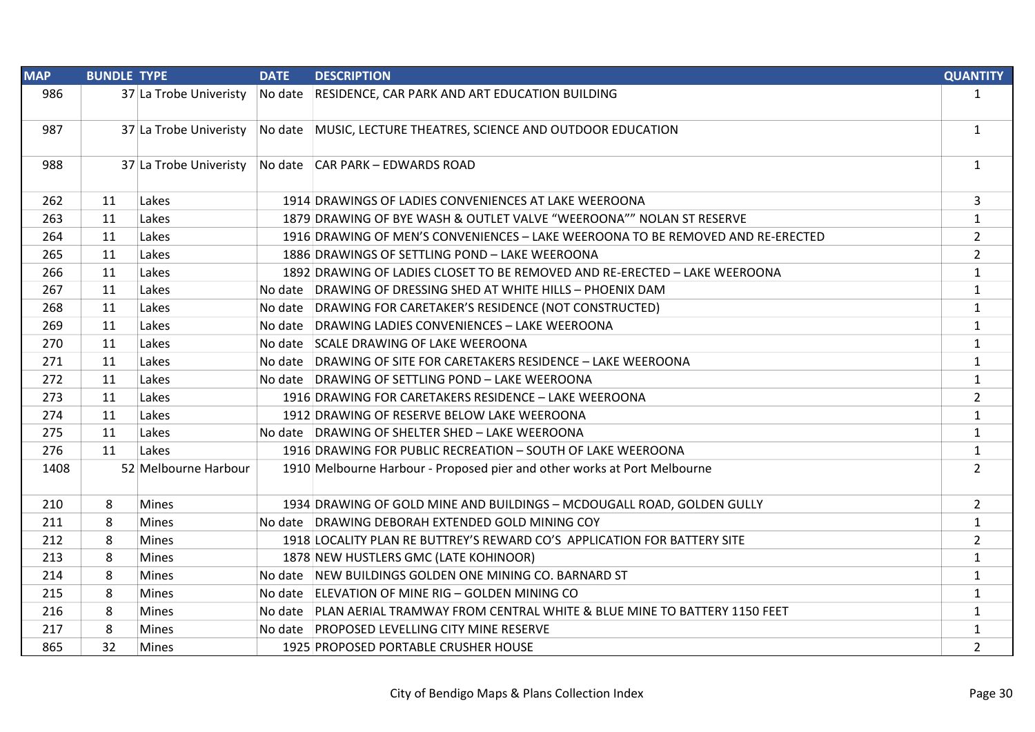| MAP | BUNDLE | TYPE | DATE | DESCRIPTION | QUANTITY |
|---|---|---|---|---|---|
| 986 | 37 | La Trobe Univeristy | No date | RESIDENCE, CAR PARK AND ART EDUCATION BUILDING | 1 |
| 987 | 37 | La Trobe Univeristy | No date | MUSIC, LECTURE THEATRES, SCIENCE AND OUTDOOR EDUCATION | 1 |
| 988 | 37 | La Trobe Univeristy | No date | CAR PARK – EDWARDS ROAD | 1 |
| 262 | 11 | Lakes | 1914 | DRAWINGS OF LADIES CONVENIENCES AT LAKE WEEROONA | 3 |
| 263 | 11 | Lakes | 1879 | DRAWING OF BYE WASH & OUTLET VALVE "WEEROONA"" NOLAN ST RESERVE | 1 |
| 264 | 11 | Lakes | 1916 | DRAWING OF MEN'S CONVENIENCES – LAKE WEEROONA TO BE REMOVED AND RE-ERECTED | 2 |
| 265 | 11 | Lakes | 1886 | DRAWINGS OF SETTLING POND – LAKE WEEROONA | 2 |
| 266 | 11 | Lakes | 1892 | DRAWING OF LADIES CLOSET TO BE REMOVED AND RE-ERECTED – LAKE WEEROONA | 1 |
| 267 | 11 | Lakes | No date | DRAWING OF DRESSING SHED AT WHITE HILLS – PHOENIX DAM | 1 |
| 268 | 11 | Lakes | No date | DRAWING FOR CARETAKER'S RESIDENCE (NOT CONSTRUCTED) | 1 |
| 269 | 11 | Lakes | No date | DRAWING LADIES CONVENIENCES – LAKE WEEROONA | 1 |
| 270 | 11 | Lakes | No date | SCALE DRAWING OF LAKE WEEROONA | 1 |
| 271 | 11 | Lakes | No date | DRAWING OF SITE FOR CARETAKERS RESIDENCE – LAKE WEEROONA | 1 |
| 272 | 11 | Lakes | No date | DRAWING OF SETTLING POND – LAKE WEEROONA | 1 |
| 273 | 11 | Lakes | 1916 | DRAWING FOR CARETAKERS RESIDENCE – LAKE WEEROONA | 2 |
| 274 | 11 | Lakes | 1912 | DRAWING OF RESERVE BELOW LAKE WEEROONA | 1 |
| 275 | 11 | Lakes | No date | DRAWING OF SHELTER SHED – LAKE WEEROONA | 1 |
| 276 | 11 | Lakes | 1916 | DRAWING FOR PUBLIC RECREATION – SOUTH OF LAKE WEEROONA | 1 |
| 1408 | 52 | Melbourne Harbour | 1910 | Melbourne Harbour - Proposed pier and other works at Port Melbourne | 2 |
| 210 | 8 | Mines | 1934 | DRAWING OF GOLD MINE AND BUILDINGS – MCDOUGALL ROAD, GOLDEN GULLY | 2 |
| 211 | 8 | Mines | No date | DRAWING DEBORAH EXTENDED GOLD MINING COY | 1 |
| 212 | 8 | Mines | 1918 | LOCALITY PLAN RE BUTTREY'S REWARD CO'S APPLICATION FOR BATTERY SITE | 2 |
| 213 | 8 | Mines | 1878 | NEW HUSTLERS GMC (LATE KOHINOOR) | 1 |
| 214 | 8 | Mines | No date | NEW BUILDINGS GOLDEN ONE MINING CO. BARNARD ST | 1 |
| 215 | 8 | Mines | No date | ELEVATION OF MINE RIG – GOLDEN MINING CO | 1 |
| 216 | 8 | Mines | No date | PLAN AERIAL TRAMWAY FROM CENTRAL WHITE & BLUE MINE TO BATTERY 1150 FEET | 1 |
| 217 | 8 | Mines | No date | PROPOSED LEVELLING CITY MINE RESERVE | 1 |
| 865 | 32 | Mines | 1925 | PROPOSED PORTABLE CRUSHER HOUSE | 2 |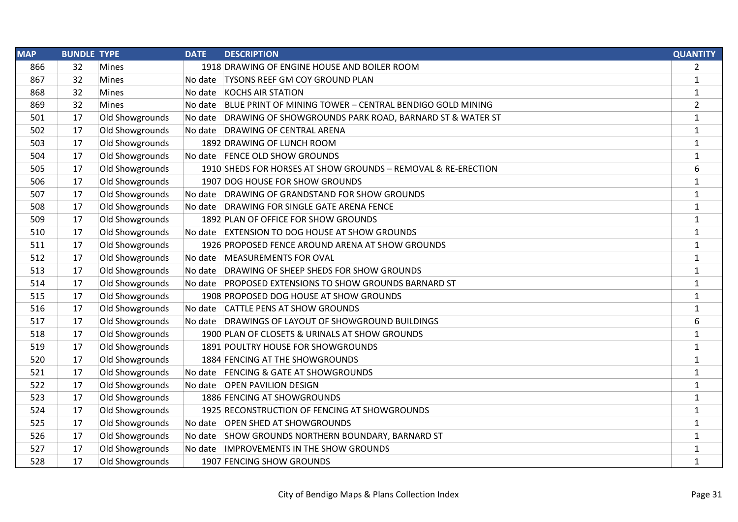| MAP | BUNDLE | TYPE | DATE | DESCRIPTION | QUANTITY |
|---|---|---|---|---|---|
| 866 | 32 | Mines | 1918 | DRAWING OF ENGINE HOUSE AND BOILER ROOM | 2 |
| 867 | 32 | Mines | No date | TYSONS REEF GM COY GROUND PLAN | 1 |
| 868 | 32 | Mines | No date | KOCHS AIR STATION | 1 |
| 869 | 32 | Mines | No date | BLUE PRINT OF MINING TOWER – CENTRAL BENDIGO GOLD MINING | 2 |
| 501 | 17 | Old Showgrounds | No date | DRAWING OF SHOWGROUNDS PARK ROAD, BARNARD ST & WATER ST | 1 |
| 502 | 17 | Old Showgrounds | No date | DRAWING OF CENTRAL ARENA | 1 |
| 503 | 17 | Old Showgrounds | 1892 | DRAWING OF LUNCH ROOM | 1 |
| 504 | 17 | Old Showgrounds | No date | FENCE OLD SHOW GROUNDS | 1 |
| 505 | 17 | Old Showgrounds | 1910 | SHEDS FOR HORSES AT SHOW GROUNDS – REMOVAL & RE-ERECTION | 6 |
| 506 | 17 | Old Showgrounds | 1907 | DOG HOUSE FOR SHOW GROUNDS | 1 |
| 507 | 17 | Old Showgrounds | No date | DRAWING OF GRANDSTAND FOR SHOW GROUNDS | 1 |
| 508 | 17 | Old Showgrounds | No date | DRAWING FOR SINGLE GATE ARENA FENCE | 1 |
| 509 | 17 | Old Showgrounds | 1892 | PLAN OF OFFICE FOR SHOW GROUNDS | 1 |
| 510 | 17 | Old Showgrounds | No date | EXTENSION TO DOG HOUSE AT SHOW GROUNDS | 1 |
| 511 | 17 | Old Showgrounds | 1926 | PROPOSED FENCE AROUND ARENA AT SHOW GROUNDS | 1 |
| 512 | 17 | Old Showgrounds | No date | MEASUREMENTS FOR OVAL | 1 |
| 513 | 17 | Old Showgrounds | No date | DRAWING OF SHEEP SHEDS FOR SHOW GROUNDS | 1 |
| 514 | 17 | Old Showgrounds | No date | PROPOSED EXTENSIONS TO SHOW GROUNDS BARNARD ST | 1 |
| 515 | 17 | Old Showgrounds | 1908 | PROPOSED DOG HOUSE AT SHOW GROUNDS | 1 |
| 516 | 17 | Old Showgrounds | No date | CATTLE PENS AT SHOW GROUNDS | 1 |
| 517 | 17 | Old Showgrounds | No date | DRAWINGS OF LAYOUT OF SHOWGROUND BUILDINGS | 6 |
| 518 | 17 | Old Showgrounds | 1900 | PLAN OF CLOSETS & URINALS AT SHOW GROUNDS | 1 |
| 519 | 17 | Old Showgrounds | 1891 | POULTRY HOUSE FOR SHOWGROUNDS | 1 |
| 520 | 17 | Old Showgrounds | 1884 | FENCING AT THE SHOWGROUNDS | 1 |
| 521 | 17 | Old Showgrounds | No date | FENCING & GATE AT SHOWGROUNDS | 1 |
| 522 | 17 | Old Showgrounds | No date | OPEN PAVILION DESIGN | 1 |
| 523 | 17 | Old Showgrounds | 1886 | FENCING AT SHOWGROUNDS | 1 |
| 524 | 17 | Old Showgrounds | 1925 | RECONSTRUCTION OF FENCING AT SHOWGROUNDS | 1 |
| 525 | 17 | Old Showgrounds | No date | OPEN SHED AT SHOWGROUNDS | 1 |
| 526 | 17 | Old Showgrounds | No date | SHOW GROUNDS NORTHERN BOUNDARY, BARNARD ST | 1 |
| 527 | 17 | Old Showgrounds | No date | IMPROVEMENTS IN THE SHOW GROUNDS | 1 |
| 528 | 17 | Old Showgrounds | 1907 | FENCING SHOW GROUNDS | 1 |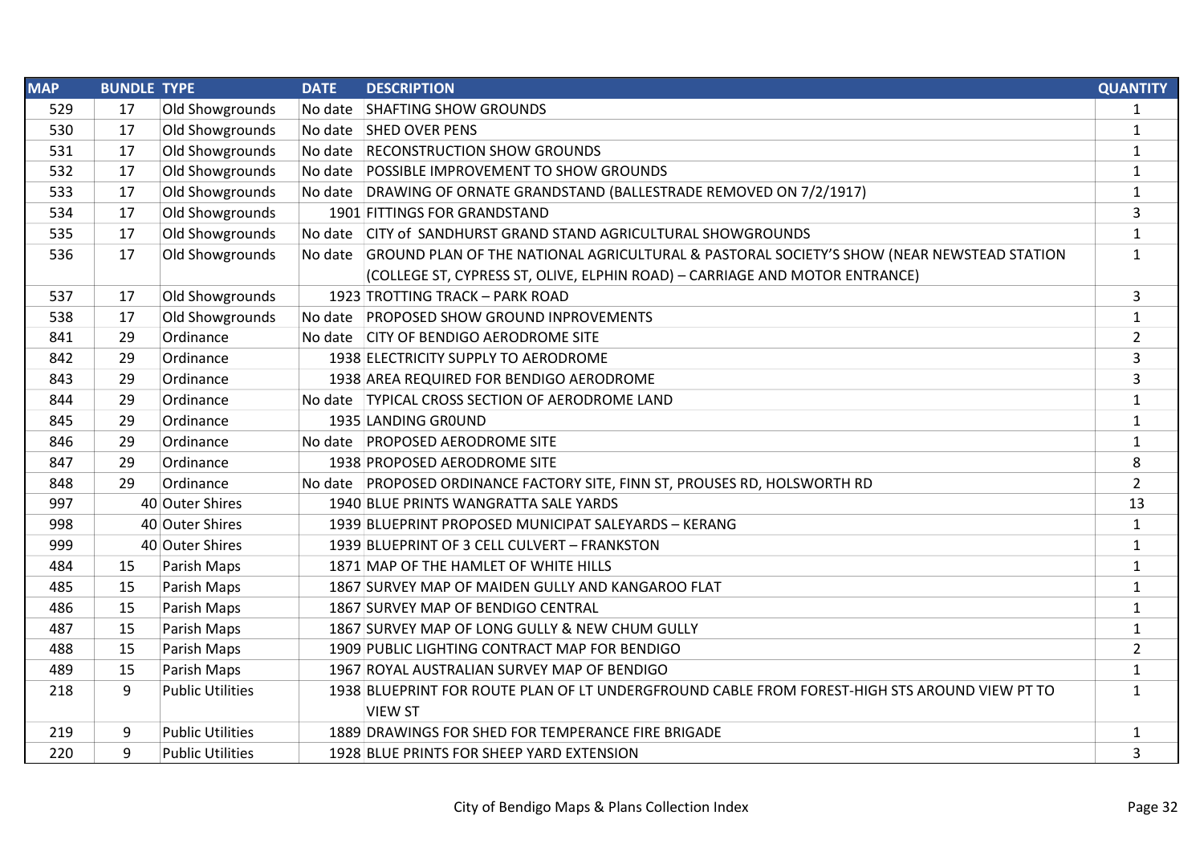| MAP | BUNDLE | TYPE | DATE | DESCRIPTION | QUANTITY |
|---|---|---|---|---|---|
| 529 | 17 | Old Showgrounds | No date | SHAFTING SHOW GROUNDS | 1 |
| 530 | 17 | Old Showgrounds | No date | SHED OVER PENS | 1 |
| 531 | 17 | Old Showgrounds | No date | RECONSTRUCTION SHOW GROUNDS | 1 |
| 532 | 17 | Old Showgrounds | No date | POSSIBLE IMPROVEMENT TO SHOW GROUNDS | 1 |
| 533 | 17 | Old Showgrounds | No date | DRAWING OF ORNATE GRANDSTAND (BALLESTRADE REMOVED ON 7/2/1917) | 1 |
| 534 | 17 | Old Showgrounds | 1901 | FITTINGS FOR GRANDSTAND | 3 |
| 535 | 17 | Old Showgrounds | No date | CITY of SANDHURST GRAND STAND AGRICULTURAL SHOWGROUNDS | 1 |
| 536 | 17 | Old Showgrounds | No date | GROUND PLAN OF THE NATIONAL AGRICULTURAL & PASTORAL SOCIETY'S SHOW (NEAR NEWSTEAD STATION (COLLEGE ST, CYPRESS ST, OLIVE, ELPHIN ROAD) – CARRIAGE AND MOTOR ENTRANCE) | 1 |
| 537 | 17 | Old Showgrounds | 1923 | TROTTING TRACK – PARK ROAD | 3 |
| 538 | 17 | Old Showgrounds | No date | PROPOSED SHOW GROUND INPROVEMENTS | 1 |
| 841 | 29 | Ordinance | No date | CITY OF BENDIGO AERODROME SITE | 2 |
| 842 | 29 | Ordinance | 1938 | ELECTRICITY SUPPLY TO AERODROME | 3 |
| 843 | 29 | Ordinance | 1938 | AREA REQUIRED FOR BENDIGO AERODROME | 3 |
| 844 | 29 | Ordinance | No date | TYPICAL CROSS SECTION OF AERODROME LAND | 1 |
| 845 | 29 | Ordinance | 1935 | LANDING GR0UND | 1 |
| 846 | 29 | Ordinance | No date | PROPOSED AERODROME SITE | 1 |
| 847 | 29 | Ordinance | 1938 | PROPOSED AERODROME SITE | 8 |
| 848 | 29 | Ordinance | No date | PROPOSED ORDINANCE FACTORY SITE, FINN ST, PROUSES RD, HOLSWORTH RD | 2 |
| 997 | 40 | Outer Shires | 1940 | BLUE PRINTS WANGRATTA SALE YARDS | 13 |
| 998 | 40 | Outer Shires | 1939 | BLUEPRINT PROPOSED MUNICIPAT SALEYARDS – KERANG | 1 |
| 999 | 40 | Outer Shires | 1939 | BLUEPRINT OF 3 CELL CULVERT – FRANKSTON | 1 |
| 484 | 15 | Parish Maps | 1871 | MAP OF THE HAMLET OF WHITE HILLS | 1 |
| 485 | 15 | Parish Maps | 1867 | SURVEY MAP OF MAIDEN GULLY AND KANGAROO FLAT | 1 |
| 486 | 15 | Parish Maps | 1867 | SURVEY MAP OF BENDIGO CENTRAL | 1 |
| 487 | 15 | Parish Maps | 1867 | SURVEY MAP OF LONG GULLY & NEW CHUM GULLY | 1 |
| 488 | 15 | Parish Maps | 1909 | PUBLIC LIGHTING CONTRACT MAP FOR BENDIGO | 2 |
| 489 | 15 | Parish Maps | 1967 | ROYAL AUSTRALIAN SURVEY MAP OF BENDIGO | 1 |
| 218 | 9 | Public Utilities | 1938 | BLUEPRINT FOR ROUTE PLAN OF LT UNDERGFROUND CABLE FROM FOREST-HIGH STS AROUND VIEW PT TO VIEW ST | 1 |
| 219 | 9 | Public Utilities | 1889 | DRAWINGS FOR SHED FOR TEMPERANCE FIRE BRIGADE | 1 |
| 220 | 9 | Public Utilities | 1928 | BLUE PRINTS FOR SHEEP YARD EXTENSION | 3 |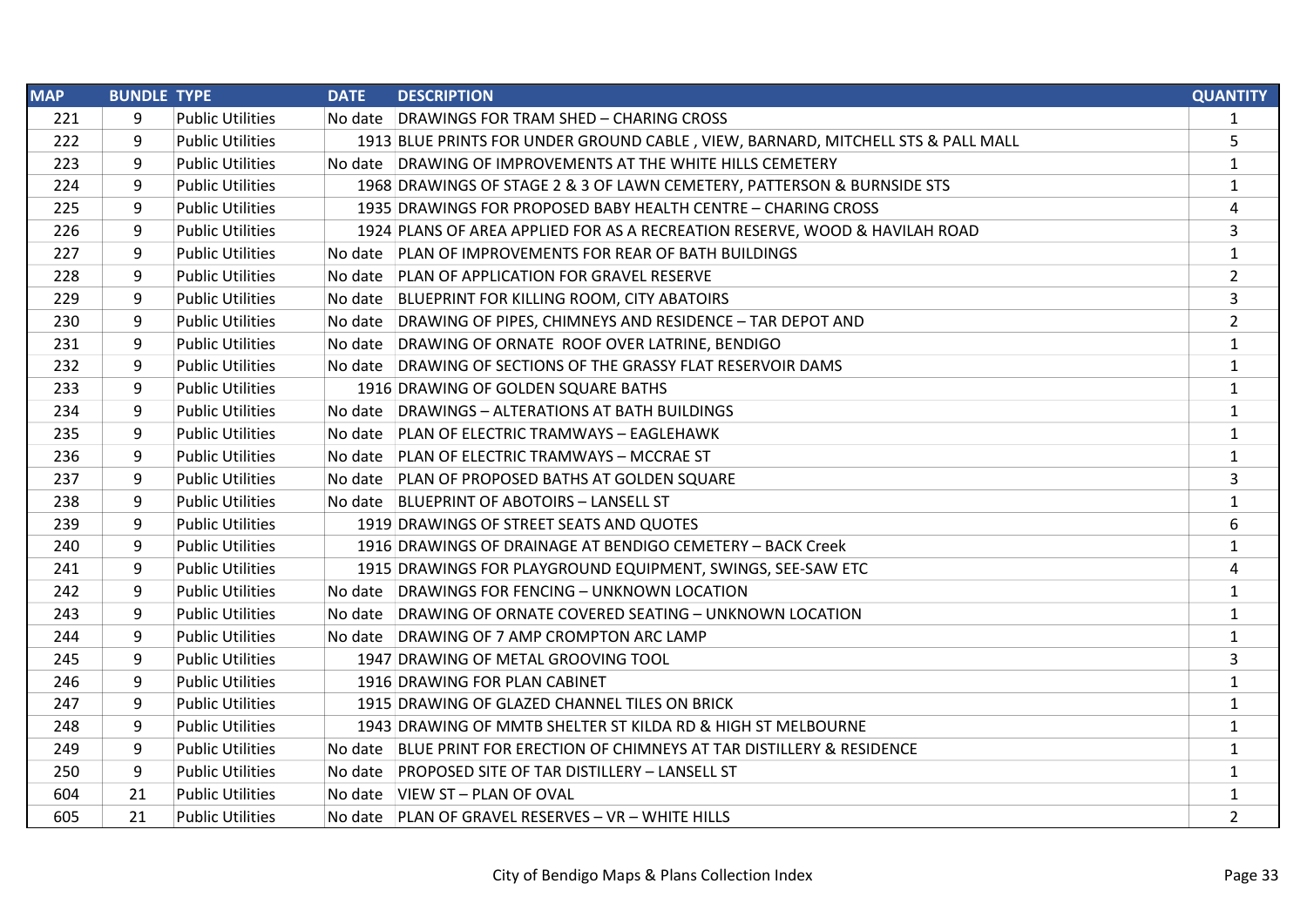| MAP | BUNDLE | TYPE | DATE | DESCRIPTION | QUANTITY |
|---|---|---|---|---|---|
| 221 | 9 | Public Utilities | No date | DRAWINGS FOR TRAM SHED – CHARING CROSS | 1 |
| 222 | 9 | Public Utilities | 1913 | BLUE PRINTS FOR UNDER GROUND CABLE , VIEW, BARNARD, MITCHELL STS & PALL MALL | 5 |
| 223 | 9 | Public Utilities | No date | DRAWING OF IMPROVEMENTS AT THE WHITE HILLS CEMETERY | 1 |
| 224 | 9 | Public Utilities | 1968 | DRAWINGS OF STAGE 2 & 3 OF LAWN CEMETERY, PATTERSON & BURNSIDE STS | 1 |
| 225 | 9 | Public Utilities | 1935 | DRAWINGS FOR PROPOSED BABY HEALTH CENTRE – CHARING CROSS | 4 |
| 226 | 9 | Public Utilities | 1924 | PLANS OF AREA APPLIED FOR AS A RECREATION RESERVE, WOOD & HAVILAH ROAD | 3 |
| 227 | 9 | Public Utilities | No date | PLAN OF IMPROVEMENTS FOR REAR OF BATH BUILDINGS | 1 |
| 228 | 9 | Public Utilities | No date | PLAN OF APPLICATION FOR GRAVEL RESERVE | 2 |
| 229 | 9 | Public Utilities | No date | BLUEPRINT FOR KILLING ROOM, CITY ABATOIRS | 3 |
| 230 | 9 | Public Utilities | No date | DRAWING OF PIPES, CHIMNEYS AND RESIDENCE – TAR DEPOT AND | 2 |
| 231 | 9 | Public Utilities | No date | DRAWING OF ORNATE ROOF OVER LATRINE, BENDIGO | 1 |
| 232 | 9 | Public Utilities | No date | DRAWING OF SECTIONS OF THE GRASSY FLAT RESERVOIR DAMS | 1 |
| 233 | 9 | Public Utilities | 1916 | DRAWING OF GOLDEN SQUARE BATHS | 1 |
| 234 | 9 | Public Utilities | No date | DRAWINGS – ALTERATIONS AT BATH BUILDINGS | 1 |
| 235 | 9 | Public Utilities | No date | PLAN OF ELECTRIC TRAMWAYS – EAGLEHAWK | 1 |
| 236 | 9 | Public Utilities | No date | PLAN OF ELECTRIC TRAMWAYS – MCCRAE ST | 1 |
| 237 | 9 | Public Utilities | No date | PLAN OF PROPOSED BATHS AT GOLDEN SQUARE | 3 |
| 238 | 9 | Public Utilities | No date | BLUEPRINT OF ABOTOIRS – LANSELL ST | 1 |
| 239 | 9 | Public Utilities | 1919 | DRAWINGS OF STREET SEATS AND QUOTES | 6 |
| 240 | 9 | Public Utilities | 1916 | DRAWINGS OF DRAINAGE AT BENDIGO CEMETERY – BACK Creek | 1 |
| 241 | 9 | Public Utilities | 1915 | DRAWINGS FOR PLAYGROUND EQUIPMENT, SWINGS, SEE-SAW ETC | 4 |
| 242 | 9 | Public Utilities | No date | DRAWINGS FOR FENCING – UNKNOWN LOCATION | 1 |
| 243 | 9 | Public Utilities | No date | DRAWING OF ORNATE COVERED SEATING – UNKNOWN LOCATION | 1 |
| 244 | 9 | Public Utilities | No date | DRAWING OF 7 AMP CROMPTON ARC LAMP | 1 |
| 245 | 9 | Public Utilities | 1947 | DRAWING OF METAL GROOVING TOOL | 3 |
| 246 | 9 | Public Utilities | 1916 | DRAWING FOR PLAN CABINET | 1 |
| 247 | 9 | Public Utilities | 1915 | DRAWING OF GLAZED CHANNEL TILES ON BRICK | 1 |
| 248 | 9 | Public Utilities | 1943 | DRAWING OF MMTB SHELTER ST KILDA RD & HIGH ST MELBOURNE | 1 |
| 249 | 9 | Public Utilities | No date | BLUE PRINT FOR ERECTION OF CHIMNEYS AT TAR DISTILLERY & RESIDENCE | 1 |
| 250 | 9 | Public Utilities | No date | PROPOSED SITE OF TAR DISTILLERY – LANSELL ST | 1 |
| 604 | 21 | Public Utilities | No date | VIEW ST – PLAN OF OVAL | 1 |
| 605 | 21 | Public Utilities | No date | PLAN OF GRAVEL RESERVES – VR – WHITE HILLS | 2 |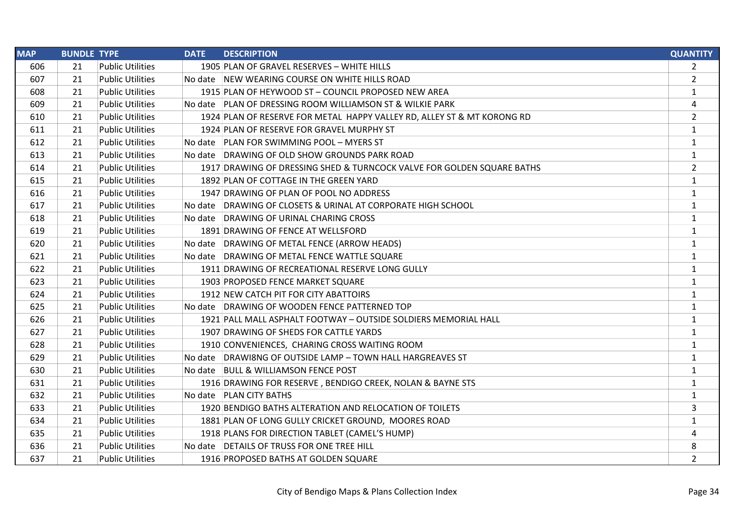| MAP | BUNDLE | TYPE | DATE | DESCRIPTION | QUANTITY |
|---|---|---|---|---|---|
| 606 | 21 | Public Utilities | 1905 | PLAN OF GRAVEL RESERVES – WHITE HILLS | 2 |
| 607 | 21 | Public Utilities | No date | NEW WEARING COURSE ON WHITE HILLS ROAD | 2 |
| 608 | 21 | Public Utilities | 1915 | PLAN OF HEYWOOD ST – COUNCIL PROPOSED NEW AREA | 1 |
| 609 | 21 | Public Utilities | No date | PLAN OF DRESSING ROOM WILLIAMSON ST & WILKIE PARK | 4 |
| 610 | 21 | Public Utilities | 1924 | PLAN OF RESERVE FOR METAL HAPPY VALLEY RD, ALLEY ST & MT KORONG RD | 2 |
| 611 | 21 | Public Utilities | 1924 | PLAN OF RESERVE FOR GRAVEL MURPHY ST | 1 |
| 612 | 21 | Public Utilities | No date | PLAN FOR SWIMMING POOL – MYERS ST | 1 |
| 613 | 21 | Public Utilities | No date | DRAWING OF OLD SHOW GROUNDS PARK ROAD | 1 |
| 614 | 21 | Public Utilities | 1917 | DRAWING OF DRESSING SHED & TURNCOCK VALVE FOR GOLDEN SQUARE BATHS | 2 |
| 615 | 21 | Public Utilities | 1892 | PLAN OF COTTAGE IN THE GREEN YARD | 1 |
| 616 | 21 | Public Utilities | 1947 | DRAWING OF PLAN OF POOL NO ADDRESS | 1 |
| 617 | 21 | Public Utilities | No date | DRAWING OF CLOSETS & URINAL AT CORPORATE HIGH SCHOOL | 1 |
| 618 | 21 | Public Utilities | No date | DRAWING OF URINAL CHARING CROSS | 1 |
| 619 | 21 | Public Utilities | 1891 | DRAWING OF FENCE AT WELLSFORD | 1 |
| 620 | 21 | Public Utilities | No date | DRAWING OF METAL FENCE (ARROW HEADS) | 1 |
| 621 | 21 | Public Utilities | No date | DRAWING OF METAL FENCE WATTLE SQUARE | 1 |
| 622 | 21 | Public Utilities | 1911 | DRAWING OF RECREATIONAL RESERVE LONG GULLY | 1 |
| 623 | 21 | Public Utilities | 1903 | PROPOSED FENCE MARKET SQUARE | 1 |
| 624 | 21 | Public Utilities | 1912 | NEW CATCH PIT FOR CITY ABATTOIRS | 1 |
| 625 | 21 | Public Utilities | No date | DRAWING OF WOODEN FENCE PATTERNED TOP | 1 |
| 626 | 21 | Public Utilities | 1921 | PALL MALL ASPHALT FOOTWAY – OUTSIDE SOLDIERS MEMORIAL HALL | 1 |
| 627 | 21 | Public Utilities | 1907 | DRAWING OF SHEDS FOR CATTLE YARDS | 1 |
| 628 | 21 | Public Utilities | 1910 | CONVENIENCES, CHARING CROSS WAITING ROOM | 1 |
| 629 | 21 | Public Utilities | No date | DRAWI8NG OF OUTSIDE LAMP – TOWN HALL HARGREAVES ST | 1 |
| 630 | 21 | Public Utilities | No date | BULL & WILLIAMSON FENCE POST | 1 |
| 631 | 21 | Public Utilities | 1916 | DRAWING FOR RESERVE , BENDIGO CREEK, NOLAN & BAYNE STS | 1 |
| 632 | 21 | Public Utilities | No date | PLAN CITY BATHS | 1 |
| 633 | 21 | Public Utilities | 1920 | BENDIGO BATHS ALTERATION AND RELOCATION OF TOILETS | 3 |
| 634 | 21 | Public Utilities | 1881 | PLAN OF LONG GULLY CRICKET GROUND, MOORES ROAD | 1 |
| 635 | 21 | Public Utilities | 1918 | PLANS FOR DIRECTION TABLET (CAMEL'S HUMP) | 4 |
| 636 | 21 | Public Utilities | No date | DETAILS OF TRUSS FOR ONE TREE HILL | 8 |
| 637 | 21 | Public Utilities | 1916 | PROPOSED BATHS AT GOLDEN SQUARE | 2 |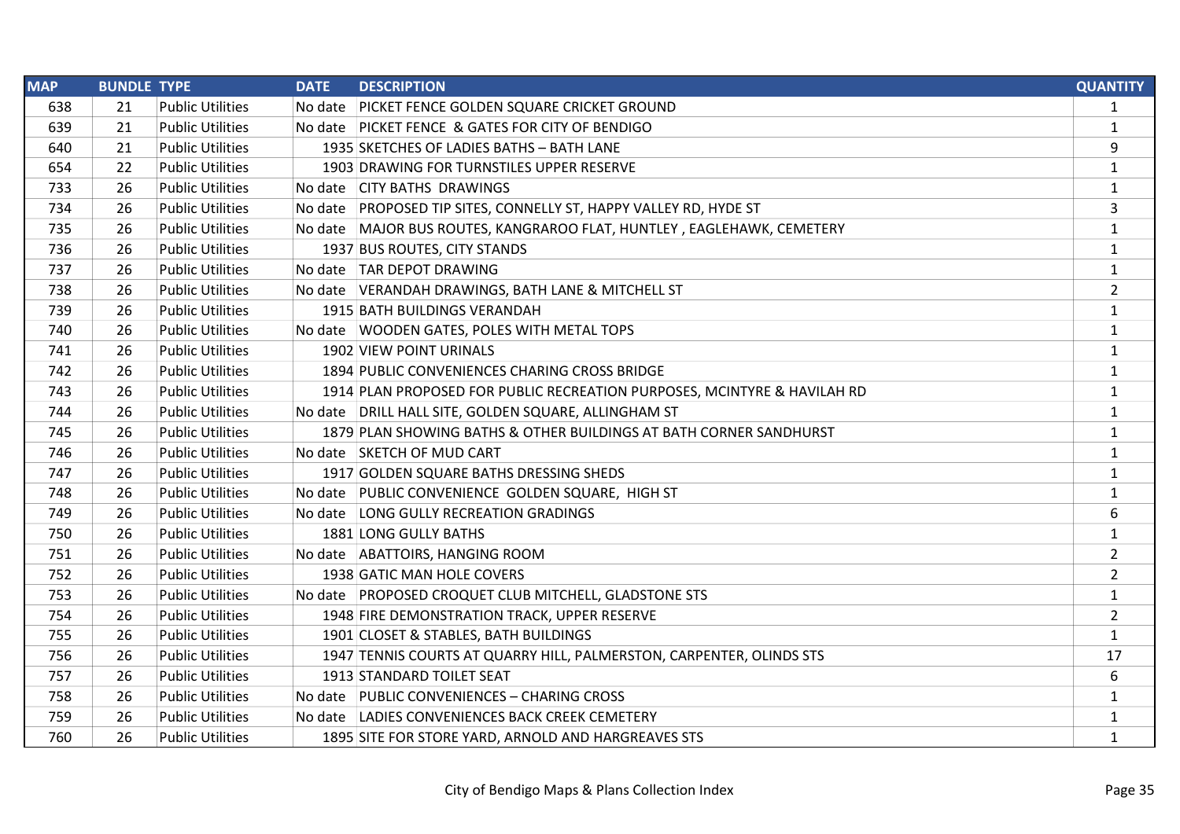| MAP | BUNDLE | TYPE | DATE | DESCRIPTION | QUANTITY |
|---|---|---|---|---|---|
| 638 | 21 | Public Utilities | No date | PICKET FENCE GOLDEN SQUARE CRICKET GROUND | 1 |
| 639 | 21 | Public Utilities | No date | PICKET FENCE & GATES FOR CITY OF BENDIGO | 1 |
| 640 | 21 | Public Utilities | 1935 | SKETCHES OF LADIES BATHS – BATH LANE | 9 |
| 654 | 22 | Public Utilities | 1903 | DRAWING FOR TURNSTILES UPPER RESERVE | 1 |
| 733 | 26 | Public Utilities | No date | CITY BATHS DRAWINGS | 1 |
| 734 | 26 | Public Utilities | No date | PROPOSED TIP SITES, CONNELLY ST, HAPPY VALLEY RD, HYDE ST | 3 |
| 735 | 26 | Public Utilities | No date | MAJOR BUS ROUTES, KANGRAROO FLAT, HUNTLEY , EAGLEHAWK, CEMETERY | 1 |
| 736 | 26 | Public Utilities | 1937 | BUS ROUTES, CITY STANDS | 1 |
| 737 | 26 | Public Utilities | No date | TAR DEPOT DRAWING | 1 |
| 738 | 26 | Public Utilities | No date | VERANDAH DRAWINGS, BATH LANE & MITCHELL ST | 2 |
| 739 | 26 | Public Utilities | 1915 | BATH BUILDINGS VERANDAH | 1 |
| 740 | 26 | Public Utilities | No date | WOODEN GATES, POLES WITH METAL TOPS | 1 |
| 741 | 26 | Public Utilities | 1902 | VIEW POINT URINALS | 1 |
| 742 | 26 | Public Utilities | 1894 | PUBLIC CONVENIENCES CHARING CROSS BRIDGE | 1 |
| 743 | 26 | Public Utilities | 1914 | PLAN PROPOSED FOR PUBLIC RECREATION PURPOSES, MCINTYRE & HAVILAH RD | 1 |
| 744 | 26 | Public Utilities | No date | DRILL HALL SITE, GOLDEN SQUARE, ALLINGHAM ST | 1 |
| 745 | 26 | Public Utilities | 1879 | PLAN SHOWING BATHS & OTHER BUILDINGS AT BATH CORNER SANDHURST | 1 |
| 746 | 26 | Public Utilities | No date | SKETCH OF MUD CART | 1 |
| 747 | 26 | Public Utilities | 1917 | GOLDEN SQUARE BATHS DRESSING SHEDS | 1 |
| 748 | 26 | Public Utilities | No date | PUBLIC CONVENIENCE GOLDEN SQUARE, HIGH ST | 1 |
| 749 | 26 | Public Utilities | No date | LONG GULLY RECREATION GRADINGS | 6 |
| 750 | 26 | Public Utilities | 1881 | LONG GULLY BATHS | 1 |
| 751 | 26 | Public Utilities | No date | ABATTOIRS, HANGING ROOM | 2 |
| 752 | 26 | Public Utilities | 1938 | GATIC MAN HOLE COVERS | 2 |
| 753 | 26 | Public Utilities | No date | PROPOSED CROQUET CLUB MITCHELL, GLADSTONE STS | 1 |
| 754 | 26 | Public Utilities | 1948 | FIRE DEMONSTRATION TRACK, UPPER RESERVE | 2 |
| 755 | 26 | Public Utilities | 1901 | CLOSET & STABLES, BATH BUILDINGS | 1 |
| 756 | 26 | Public Utilities | 1947 | TENNIS COURTS AT QUARRY HILL, PALMERSTON, CARPENTER, OLINDS STS | 17 |
| 757 | 26 | Public Utilities | 1913 | STANDARD TOILET SEAT | 6 |
| 758 | 26 | Public Utilities | No date | PUBLIC CONVENIENCES – CHARING CROSS | 1 |
| 759 | 26 | Public Utilities | No date | LADIES CONVENIENCES BACK CREEK CEMETERY | 1 |
| 760 | 26 | Public Utilities | 1895 | SITE FOR STORE YARD, ARNOLD AND HARGREAVES STS | 1 |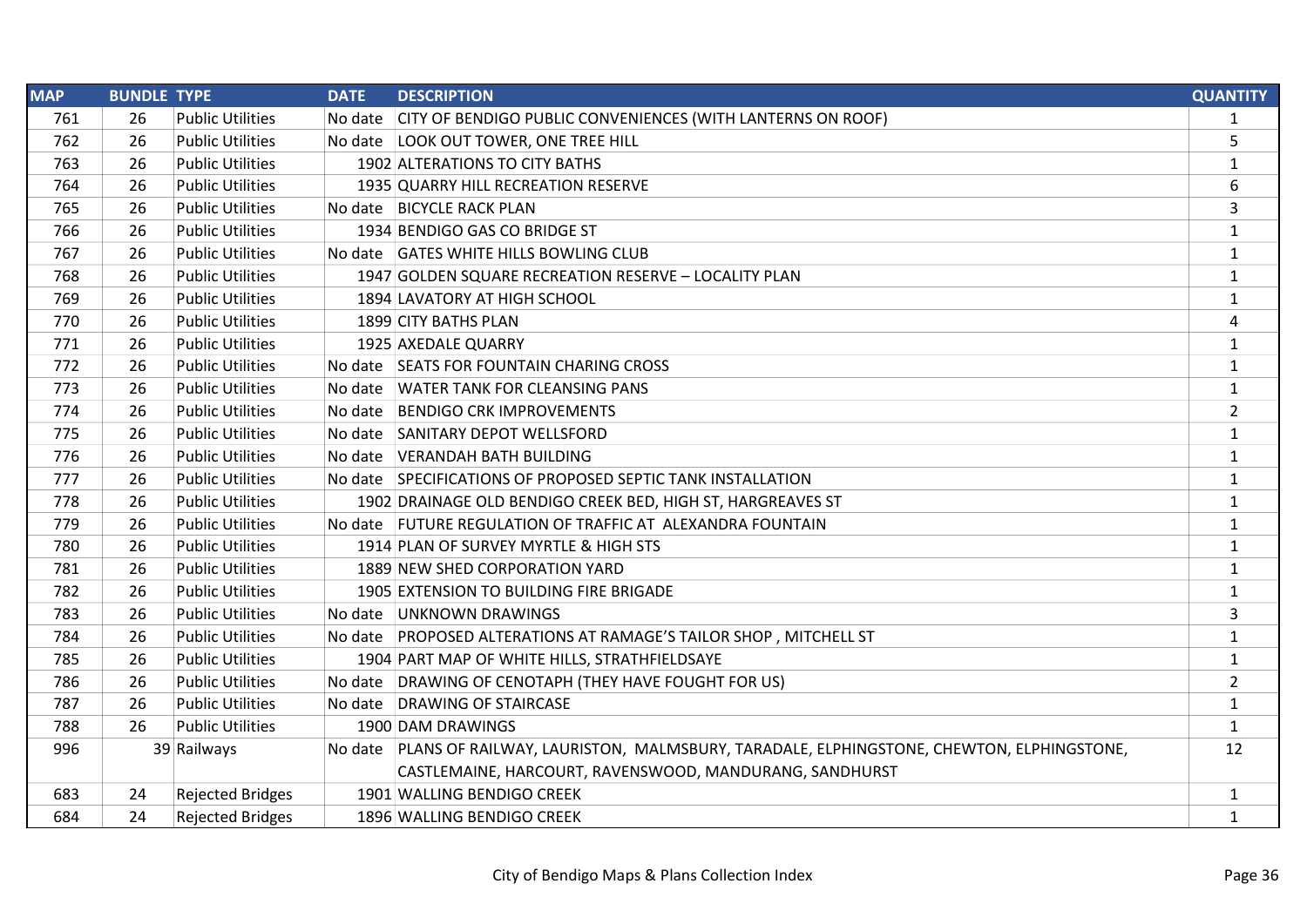| MAP | BUNDLE | TYPE | DATE | DESCRIPTION | QUANTITY |
|---|---|---|---|---|---|
| 761 | 26 | Public Utilities | No date | CITY OF BENDIGO PUBLIC CONVENIENCES (WITH LANTERNS ON ROOF) | 1 |
| 762 | 26 | Public Utilities | No date | LOOK OUT TOWER, ONE TREE HILL | 5 |
| 763 | 26 | Public Utilities | 1902 | ALTERATIONS TO CITY BATHS | 1 |
| 764 | 26 | Public Utilities | 1935 | QUARRY HILL RECREATION RESERVE | 6 |
| 765 | 26 | Public Utilities | No date | BICYCLE RACK PLAN | 3 |
| 766 | 26 | Public Utilities | 1934 | BENDIGO GAS CO BRIDGE ST | 1 |
| 767 | 26 | Public Utilities | No date | GATES WHITE HILLS BOWLING CLUB | 1 |
| 768 | 26 | Public Utilities | 1947 | GOLDEN SQUARE RECREATION RESERVE – LOCALITY PLAN | 1 |
| 769 | 26 | Public Utilities | 1894 | LAVATORY AT HIGH SCHOOL | 1 |
| 770 | 26 | Public Utilities | 1899 | CITY BATHS PLAN | 4 |
| 771 | 26 | Public Utilities | 1925 | AXEDALE QUARRY | 1 |
| 772 | 26 | Public Utilities | No date | SEATS FOR FOUNTAIN CHARING CROSS | 1 |
| 773 | 26 | Public Utilities | No date | WATER TANK FOR CLEANSING PANS | 1 |
| 774 | 26 | Public Utilities | No date | BENDIGO CRK IMPROVEMENTS | 2 |
| 775 | 26 | Public Utilities | No date | SANITARY DEPOT WELLSFORD | 1 |
| 776 | 26 | Public Utilities | No date | VERANDAH BATH BUILDING | 1 |
| 777 | 26 | Public Utilities | No date | SPECIFICATIONS OF PROPOSED SEPTIC TANK INSTALLATION | 1 |
| 778 | 26 | Public Utilities | 1902 | DRAINAGE OLD BENDIGO CREEK BED, HIGH ST, HARGREAVES ST | 1 |
| 779 | 26 | Public Utilities | No date | FUTURE REGULATION OF TRAFFIC AT ALEXANDRA FOUNTAIN | 1 |
| 780 | 26 | Public Utilities | 1914 | PLAN OF SURVEY MYRTLE & HIGH STS | 1 |
| 781 | 26 | Public Utilities | 1889 | NEW SHED CORPORATION YARD | 1 |
| 782 | 26 | Public Utilities | 1905 | EXTENSION TO BUILDING FIRE BRIGADE | 1 |
| 783 | 26 | Public Utilities | No date | UNKNOWN DRAWINGS | 3 |
| 784 | 26 | Public Utilities | No date | PROPOSED ALTERATIONS AT RAMAGE'S TAILOR SHOP , MITCHELL ST | 1 |
| 785 | 26 | Public Utilities | 1904 | PART MAP OF WHITE HILLS, STRATHFIELDSAYE | 1 |
| 786 | 26 | Public Utilities | No date | DRAWING OF CENOTAPH (THEY HAVE FOUGHT FOR US) | 2 |
| 787 | 26 | Public Utilities | No date | DRAWING OF STAIRCASE | 1 |
| 788 | 26 | Public Utilities | 1900 | DAM DRAWINGS | 1 |
| 996 | 39 | Railways | No date | PLANS OF RAILWAY, LAURISTON, MALMSBURY, TARADALE, ELPHINGSTONE, CHEWTON, ELPHINGSTONE, CASTLEMAINE, HARCOURT, RAVENSWOOD, MANDURANG, SANDHURST | 12 |
| 683 | 24 | Rejected Bridges | 1901 | WALLING BENDIGO CREEK | 1 |
| 684 | 24 | Rejected Bridges | 1896 | WALLING BENDIGO CREEK | 1 |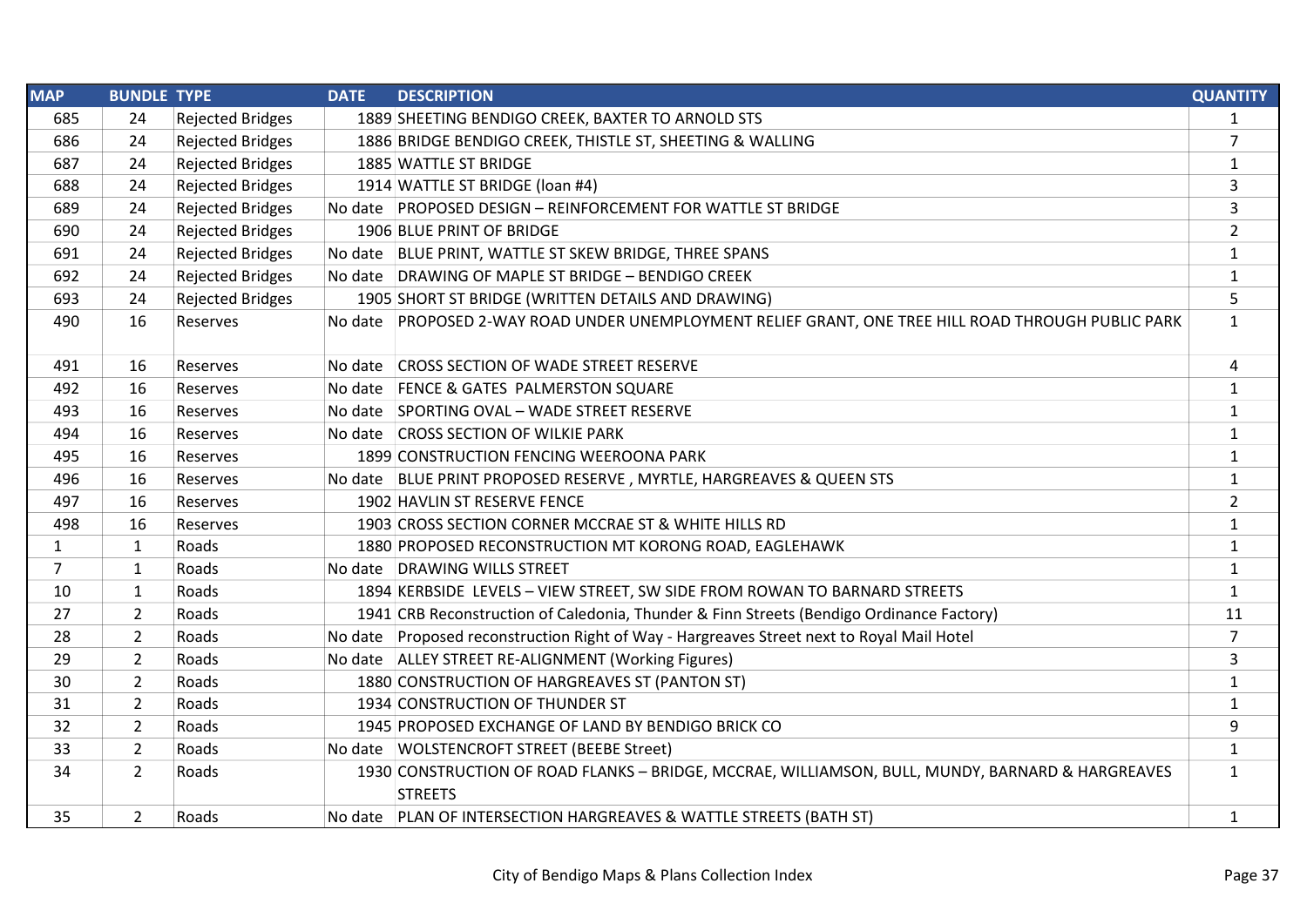| MAP | BUNDLE | TYPE | DATE | DESCRIPTION | QUANTITY |
|---|---|---|---|---|---|
| 685 | 24 | Rejected Bridges | 1889 | SHEETING BENDIGO CREEK, BAXTER TO ARNOLD STS | 1 |
| 686 | 24 | Rejected Bridges | 1886 | BRIDGE BENDIGO CREEK, THISTLE ST, SHEETING & WALLING | 7 |
| 687 | 24 | Rejected Bridges | 1885 | WATTLE ST BRIDGE | 1 |
| 688 | 24 | Rejected Bridges | 1914 | WATTLE ST BRIDGE (loan #4) | 3 |
| 689 | 24 | Rejected Bridges | No date | PROPOSED DESIGN – REINFORCEMENT FOR WATTLE ST BRIDGE | 3 |
| 690 | 24 | Rejected Bridges | 1906 | BLUE PRINT OF BRIDGE | 2 |
| 691 | 24 | Rejected Bridges | No date | BLUE PRINT, WATTLE ST SKEW BRIDGE, THREE SPANS | 1 |
| 692 | 24 | Rejected Bridges | No date | DRAWING OF MAPLE ST BRIDGE – BENDIGO CREEK | 1 |
| 693 | 24 | Rejected Bridges | 1905 | SHORT ST BRIDGE (WRITTEN DETAILS AND DRAWING) | 5 |
| 490 | 16 | Reserves | No date | PROPOSED 2-WAY ROAD UNDER UNEMPLOYMENT RELIEF GRANT, ONE TREE HILL ROAD THROUGH PUBLIC PARK | 1 |
| 491 | 16 | Reserves | No date | CROSS SECTION OF WADE STREET RESERVE | 4 |
| 492 | 16 | Reserves | No date | FENCE & GATES PALMERSTON SQUARE | 1 |
| 493 | 16 | Reserves | No date | SPORTING OVAL – WADE STREET RESERVE | 1 |
| 494 | 16 | Reserves | No date | CROSS SECTION OF WILKIE PARK | 1 |
| 495 | 16 | Reserves | 1899 | CONSTRUCTION FENCING WEEROONA PARK | 1 |
| 496 | 16 | Reserves | No date | BLUE PRINT PROPOSED RESERVE , MYRTLE, HARGREAVES & QUEEN STS | 1 |
| 497 | 16 | Reserves | 1902 | HAVLIN ST RESERVE FENCE | 2 |
| 498 | 16 | Reserves | 1903 | CROSS SECTION CORNER MCCRAE ST & WHITE HILLS RD | 1 |
| 1 | 1 | Roads | 1880 | PROPOSED RECONSTRUCTION MT KORONG ROAD, EAGLEHAWK | 1 |
| 7 | 1 | Roads | No date | DRAWING WILLS STREET | 1 |
| 10 | 1 | Roads | 1894 | KERBSIDE LEVELS – VIEW STREET, SW SIDE FROM ROWAN TO BARNARD STREETS | 1 |
| 27 | 2 | Roads | 1941 | CRB Reconstruction of Caledonia, Thunder & Finn Streets (Bendigo Ordinance Factory) | 11 |
| 28 | 2 | Roads | No date | Proposed reconstruction Right of Way - Hargreaves Street next to Royal Mail Hotel | 7 |
| 29 | 2 | Roads | No date | ALLEY STREET RE-ALIGNMENT (Working Figures) | 3 |
| 30 | 2 | Roads | 1880 | CONSTRUCTION OF HARGREAVES ST (PANTON ST) | 1 |
| 31 | 2 | Roads | 1934 | CONSTRUCTION OF THUNDER ST | 1 |
| 32 | 2 | Roads | 1945 | PROPOSED EXCHANGE OF LAND BY BENDIGO BRICK CO | 9 |
| 33 | 2 | Roads | No date | WOLSTENCROFT STREET (BEEBE Street) | 1 |
| 34 | 2 | Roads | 1930 | CONSTRUCTION OF ROAD FLANKS – BRIDGE, MCCRAE, WILLIAMSON, BULL, MUNDY, BARNARD & HARGREAVES STREETS | 1 |
| 35 | 2 | Roads | No date | PLAN OF INTERSECTION HARGREAVES & WATTLE STREETS (BATH ST) | 1 |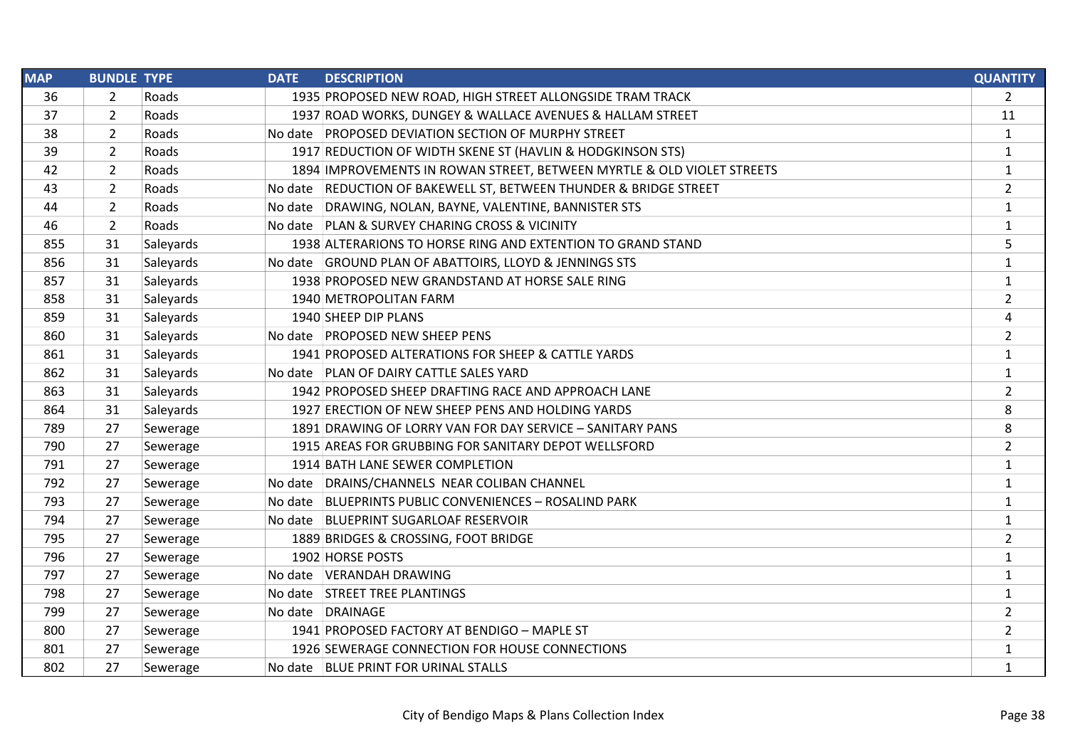| MAP | BUNDLE | TYPE | DATE | DESCRIPTION | QUANTITY |
|---|---|---|---|---|---|
| 36 | 2 | Roads | 1935 | PROPOSED NEW ROAD, HIGH STREET ALLONGSIDE TRAM TRACK | 2 |
| 37 | 2 | Roads | 1937 | ROAD WORKS, DUNGEY & WALLACE AVENUES & HALLAM STREET | 11 |
| 38 | 2 | Roads | No date | PROPOSED DEVIATION SECTION OF MURPHY STREET | 1 |
| 39 | 2 | Roads | 1917 | REDUCTION OF WIDTH SKENE ST (HAVLIN & HODGKINSON STS) | 1 |
| 42 | 2 | Roads | 1894 | IMPROVEMENTS IN ROWAN STREET, BETWEEN MYRTLE & OLD VIOLET STREETS | 1 |
| 43 | 2 | Roads | No date | REDUCTION OF BAKEWELL ST, BETWEEN THUNDER & BRIDGE STREET | 2 |
| 44 | 2 | Roads | No date | DRAWING, NOLAN, BAYNE, VALENTINE, BANNISTER STS | 1 |
| 46 | 2 | Roads | No date | PLAN & SURVEY CHARING CROSS & VICINITY | 1 |
| 855 | 31 | Saleyards | 1938 | ALTERARIONS TO HORSE RING AND EXTENTION TO GRAND STAND | 5 |
| 856 | 31 | Saleyards | No date | GROUND PLAN OF ABATTOIRS, LLOYD & JENNINGS STS | 1 |
| 857 | 31 | Saleyards | 1938 | PROPOSED NEW GRANDSTAND AT HORSE SALE RING | 1 |
| 858 | 31 | Saleyards | 1940 | METROPOLITAN FARM | 2 |
| 859 | 31 | Saleyards | 1940 | SHEEP DIP PLANS | 4 |
| 860 | 31 | Saleyards | No date | PROPOSED NEW SHEEP PENS | 2 |
| 861 | 31 | Saleyards | 1941 | PROPOSED ALTERATIONS FOR SHEEP & CATTLE YARDS | 1 |
| 862 | 31 | Saleyards | No date | PLAN OF DAIRY CATTLE SALES YARD | 1 |
| 863 | 31 | Saleyards | 1942 | PROPOSED SHEEP DRAFTING RACE AND APPROACH LANE | 2 |
| 864 | 31 | Saleyards | 1927 | ERECTION OF NEW SHEEP PENS AND HOLDING YARDS | 8 |
| 789 | 27 | Sewerage | 1891 | DRAWING OF LORRY VAN FOR DAY SERVICE – SANITARY PANS | 8 |
| 790 | 27 | Sewerage | 1915 | AREAS FOR GRUBBING FOR SANITARY DEPOT WELLSFORD | 2 |
| 791 | 27 | Sewerage | 1914 | BATH LANE SEWER COMPLETION | 1 |
| 792 | 27 | Sewerage | No date | DRAINS/CHANNELS NEAR COLIBAN CHANNEL | 1 |
| 793 | 27 | Sewerage | No date | BLUEPRINTS PUBLIC CONVENIENCES – ROSALIND PARK | 1 |
| 794 | 27 | Sewerage | No date | BLUEPRINT SUGARLOAF RESERVOIR | 1 |
| 795 | 27 | Sewerage | 1889 | BRIDGES & CROSSING, FOOT BRIDGE | 2 |
| 796 | 27 | Sewerage | 1902 | HORSE POSTS | 1 |
| 797 | 27 | Sewerage | No date | VERANDAH DRAWING | 1 |
| 798 | 27 | Sewerage | No date | STREET TREE PLANTINGS | 1 |
| 799 | 27 | Sewerage | No date | DRAINAGE | 2 |
| 800 | 27 | Sewerage | 1941 | PROPOSED FACTORY AT BENDIGO – MAPLE ST | 2 |
| 801 | 27 | Sewerage | 1926 | SEWERAGE CONNECTION FOR HOUSE CONNECTIONS | 1 |
| 802 | 27 | Sewerage | No date | BLUE PRINT FOR URINAL STALLS | 1 |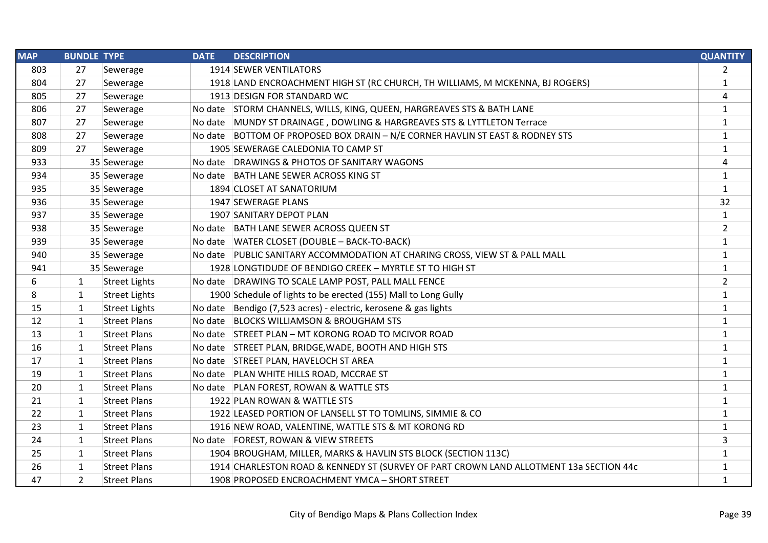| MAP | BUNDLE | TYPE | DATE | DESCRIPTION | QUANTITY |
|---|---|---|---|---|---|
| 803 | 27 | Sewerage | 1914 | SEWER VENTILATORS | 2 |
| 804 | 27 | Sewerage | 1918 | LAND ENCROACHMENT HIGH ST (RC CHURCH, TH WILLIAMS, M MCKENNA, BJ ROGERS) | 1 |
| 805 | 27 | Sewerage | 1913 | DESIGN FOR STANDARD WC | 4 |
| 806 | 27 | Sewerage | No date | STORM CHANNELS, WILLS, KING, QUEEN, HARGREAVES STS & BATH LANE | 1 |
| 807 | 27 | Sewerage | No date | MUNDY ST DRAINAGE , DOWLING & HARGREAVES STS & LYTTLETON Terrace | 1 |
| 808 | 27 | Sewerage | No date | BOTTOM OF PROPOSED BOX DRAIN – N/E CORNER HAVLIN ST EAST & RODNEY STS | 1 |
| 809 | 27 | Sewerage | 1905 | SEWERAGE CALEDONIA TO CAMP ST | 1 |
| 933 | 35 | Sewerage | No date | DRAWINGS & PHOTOS OF SANITARY WAGONS | 4 |
| 934 | 35 | Sewerage | No date | BATH LANE SEWER ACROSS KING ST | 1 |
| 935 | 35 | Sewerage | 1894 | CLOSET AT SANATORIUM | 1 |
| 936 | 35 | Sewerage | 1947 | SEWERAGE PLANS | 32 |
| 937 | 35 | Sewerage | 1907 | SANITARY DEPOT PLAN | 1 |
| 938 | 35 | Sewerage | No date | BATH LANE SEWER ACROSS QUEEN ST | 2 |
| 939 | 35 | Sewerage | No date | WATER CLOSET (DOUBLE – BACK-TO-BACK) | 1 |
| 940 | 35 | Sewerage | No date | PUBLIC SANITARY ACCOMMODATION AT CHARING CROSS, VIEW ST & PALL MALL | 1 |
| 941 | 35 | Sewerage | 1928 | LONGTIDUDE OF BENDIGO CREEK – MYRTLE ST TO HIGH ST | 1 |
| 6 | 1 | Street Lights | No date | DRAWING TO SCALE LAMP POST, PALL MALL FENCE | 2 |
| 8 | 1 | Street Lights | 1900 | Schedule of lights to be erected (155) Mall to Long Gully | 1 |
| 15 | 1 | Street Lights | No date | Bendigo (7,523 acres) - electric, kerosene & gas lights | 1 |
| 12 | 1 | Street Plans | No date | BLOCKS WILLIAMSON & BROUGHAM STS | 1 |
| 13 | 1 | Street Plans | No date | STREET PLAN – MT KORONG ROAD TO MCIVOR ROAD | 1 |
| 16 | 1 | Street Plans | No date | STREET PLAN, BRIDGE,WADE, BOOTH AND HIGH STS | 1 |
| 17 | 1 | Street Plans | No date | STREET PLAN, HAVELOCH ST AREA | 1 |
| 19 | 1 | Street Plans | No date | PLAN WHITE HILLS ROAD, MCCRAE ST | 1 |
| 20 | 1 | Street Plans | No date | PLAN FOREST, ROWAN & WATTLE STS | 1 |
| 21 | 1 | Street Plans | 1922 | PLAN ROWAN & WATTLE STS | 1 |
| 22 | 1 | Street Plans | 1922 | LEASED PORTION OF LANSELL ST TO TOMLINS, SIMMIE & CO | 1 |
| 23 | 1 | Street Plans | 1916 | NEW ROAD, VALENTINE, WATTLE STS & MT KORONG RD | 1 |
| 24 | 1 | Street Plans | No date | FOREST, ROWAN & VIEW STREETS | 3 |
| 25 | 1 | Street Plans | 1904 | BROUGHAM, MILLER, MARKS & HAVLIN STS BLOCK (SECTION 113C) | 1 |
| 26 | 1 | Street Plans | 1914 | CHARLESTON ROAD & KENNEDY ST (SURVEY OF PART CROWN LAND ALLOTMENT 13a SECTION 44c | 1 |
| 47 | 2 | Street Plans | 1908 | PROPOSED ENCROACHMENT YMCA – SHORT STREET | 1 |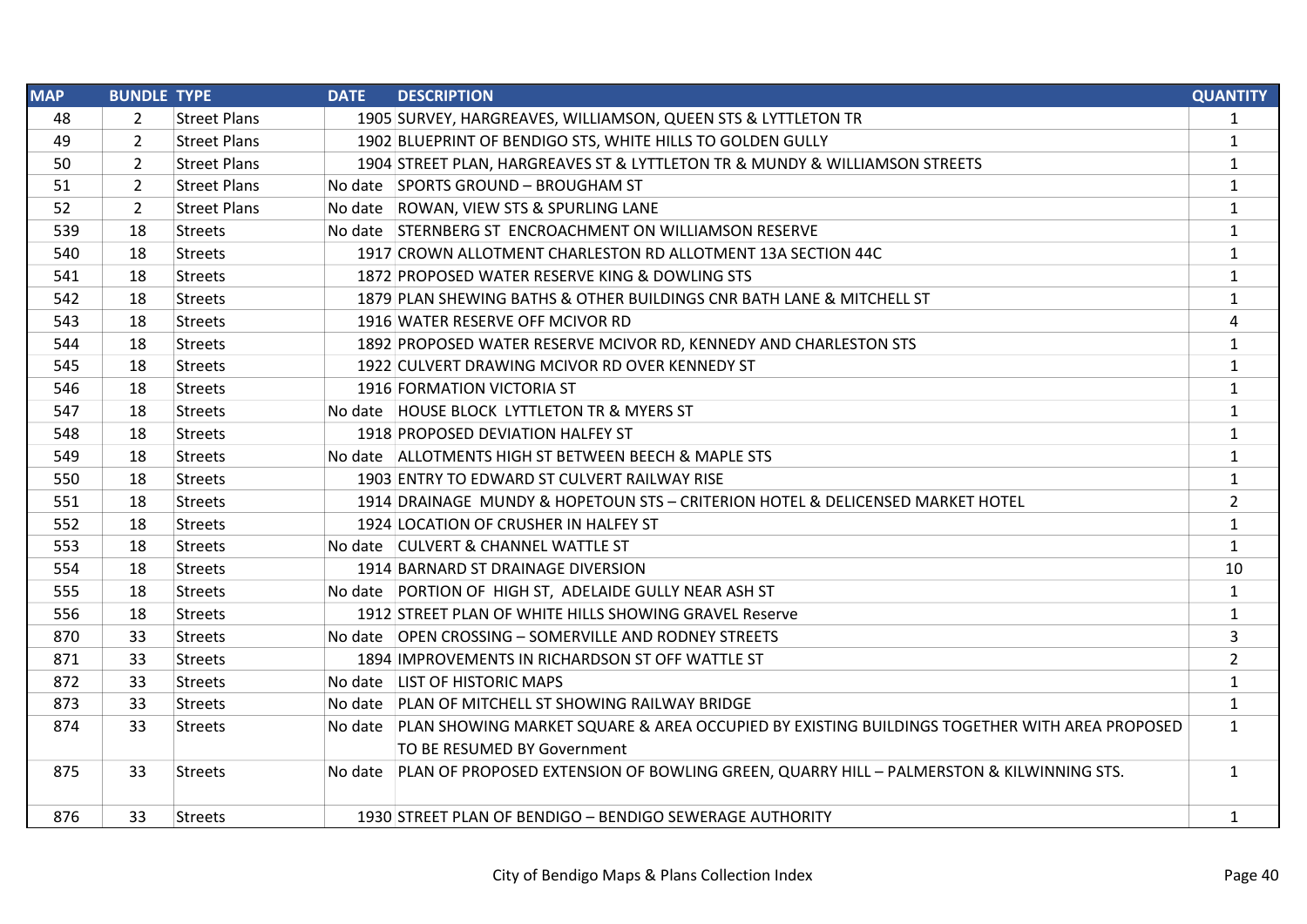| MAP | BUNDLE | TYPE | DATE | DESCRIPTION | QUANTITY |
|---|---|---|---|---|---|
| 48 | 2 | Street Plans | 1905 | SURVEY, HARGREAVES, WILLIAMSON, QUEEN STS & LYTTLETON TR | 1 |
| 49 | 2 | Street Plans | 1902 | BLUEPRINT OF BENDIGO STS, WHITE HILLS TO GOLDEN GULLY | 1 |
| 50 | 2 | Street Plans | 1904 | STREET PLAN, HARGREAVES ST & LYTTLETON TR & MUNDY & WILLIAMSON STREETS | 1 |
| 51 | 2 | Street Plans | No date | SPORTS GROUND – BROUGHAM ST | 1 |
| 52 | 2 | Street Plans | No date | ROWAN, VIEW STS & SPURLING LANE | 1 |
| 539 | 18 | Streets | No date | STERNBERG ST ENCROACHMENT ON WILLIAMSON RESERVE | 1 |
| 540 | 18 | Streets | 1917 | CROWN ALLOTMENT CHARLESTON RD ALLOTMENT 13A SECTION 44C | 1 |
| 541 | 18 | Streets | 1872 | PROPOSED WATER RESERVE KING & DOWLING STS | 1 |
| 542 | 18 | Streets | 1879 | PLAN SHEWING BATHS & OTHER BUILDINGS CNR BATH LANE & MITCHELL ST | 1 |
| 543 | 18 | Streets | 1916 | WATER RESERVE OFF MCIVOR RD | 4 |
| 544 | 18 | Streets | 1892 | PROPOSED WATER RESERVE MCIVOR RD, KENNEDY AND CHARLESTON STS | 1 |
| 545 | 18 | Streets | 1922 | CULVERT DRAWING MCIVOR RD OVER KENNEDY ST | 1 |
| 546 | 18 | Streets | 1916 | FORMATION VICTORIA ST | 1 |
| 547 | 18 | Streets | No date | HOUSE BLOCK LYTTLETON TR & MYERS ST | 1 |
| 548 | 18 | Streets | 1918 | PROPOSED DEVIATION HALFEY ST | 1 |
| 549 | 18 | Streets | No date | ALLOTMENTS HIGH ST BETWEEN BEECH & MAPLE STS | 1 |
| 550 | 18 | Streets | 1903 | ENTRY TO EDWARD ST CULVERT RAILWAY RISE | 1 |
| 551 | 18 | Streets | 1914 | DRAINAGE MUNDY & HOPETOUN STS – CRITERION HOTEL & DELICENSED MARKET HOTEL | 2 |
| 552 | 18 | Streets | 1924 | LOCATION OF CRUSHER IN HALFEY ST | 1 |
| 553 | 18 | Streets | No date | CULVERT & CHANNEL WATTLE ST | 1 |
| 554 | 18 | Streets | 1914 | BARNARD ST DRAINAGE DIVERSION | 10 |
| 555 | 18 | Streets | No date | PORTION OF HIGH ST, ADELAIDE GULLY NEAR ASH ST | 1 |
| 556 | 18 | Streets | 1912 | STREET PLAN OF WHITE HILLS SHOWING GRAVEL Reserve | 1 |
| 870 | 33 | Streets | No date | OPEN CROSSING – SOMERVILLE AND RODNEY STREETS | 3 |
| 871 | 33 | Streets | 1894 | IMPROVEMENTS IN RICHARDSON ST OFF WATTLE ST | 2 |
| 872 | 33 | Streets | No date | LIST OF HISTORIC MAPS | 1 |
| 873 | 33 | Streets | No date | PLAN OF MITCHELL ST SHOWING RAILWAY BRIDGE | 1 |
| 874 | 33 | Streets | No date | PLAN SHOWING MARKET SQUARE & AREA OCCUPIED BY EXISTING BUILDINGS TOGETHER WITH AREA PROPOSED TO BE RESUMED BY Government | 1 |
| 875 | 33 | Streets | No date | PLAN OF PROPOSED EXTENSION OF BOWLING GREEN, QUARRY HILL – PALMERSTON & KILWINNING STS. | 1 |
| 876 | 33 | Streets | 1930 | STREET PLAN OF BENDIGO – BENDIGO SEWERAGE AUTHORITY | 1 |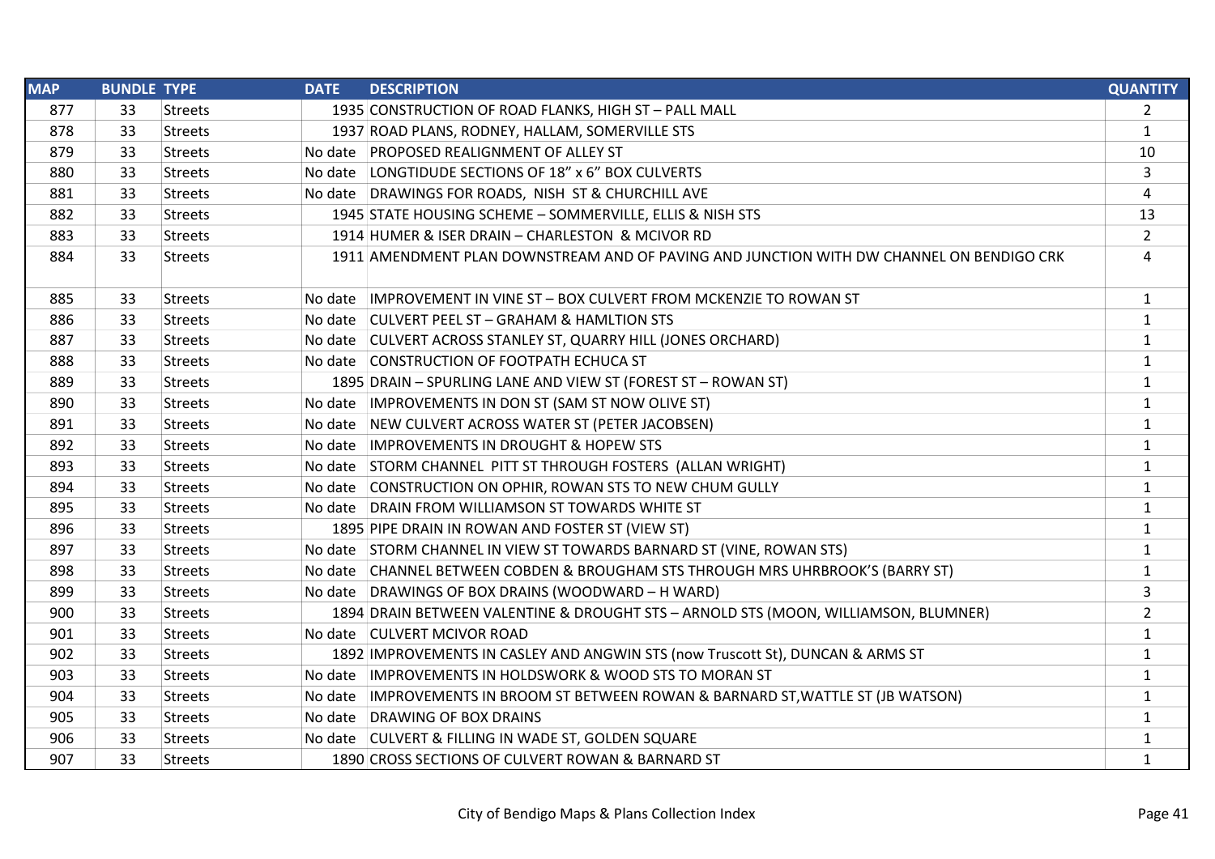| MAP | BUNDLE | TYPE | DATE | DESCRIPTION | QUANTITY |
|---|---|---|---|---|---|
| 877 | 33 | Streets | 1935 | CONSTRUCTION OF ROAD FLANKS, HIGH ST – PALL MALL | 2 |
| 878 | 33 | Streets | 1937 | ROAD PLANS, RODNEY, HALLAM, SOMERVILLE STS | 1 |
| 879 | 33 | Streets | No date | PROPOSED REALIGNMENT OF ALLEY ST | 10 |
| 880 | 33 | Streets | No date | LONGTIDUDE SECTIONS OF 18" x 6" BOX CULVERTS | 3 |
| 881 | 33 | Streets | No date | DRAWINGS FOR ROADS, NISH ST & CHURCHILL AVE | 4 |
| 882 | 33 | Streets | 1945 | STATE HOUSING SCHEME – SOMMERVILLE, ELLIS & NISH STS | 13 |
| 883 | 33 | Streets | 1914 | HUMER & ISER DRAIN – CHARLESTON & MCIVOR RD | 2 |
| 884 | 33 | Streets | 1911 | AMENDMENT PLAN DOWNSTREAM AND OF PAVING AND JUNCTION WITH DW CHANNEL ON BENDIGO CRK | 4 |
| 885 | 33 | Streets | No date | IMPROVEMENT IN VINE ST – BOX CULVERT FROM MCKENZIE TO ROWAN ST | 1 |
| 886 | 33 | Streets | No date | CULVERT PEEL ST – GRAHAM & HAMLTION STS | 1 |
| 887 | 33 | Streets | No date | CULVERT ACROSS STANLEY ST, QUARRY HILL (JONES ORCHARD) | 1 |
| 888 | 33 | Streets | No date | CONSTRUCTION OF FOOTPATH ECHUCA ST | 1 |
| 889 | 33 | Streets | 1895 | DRAIN – SPURLING LANE AND VIEW ST (FOREST ST – ROWAN ST) | 1 |
| 890 | 33 | Streets | No date | IMPROVEMENTS IN DON ST (SAM ST NOW OLIVE ST) | 1 |
| 891 | 33 | Streets | No date | NEW CULVERT ACROSS WATER ST (PETER JACOBSEN) | 1 |
| 892 | 33 | Streets | No date | IMPROVEMENTS IN DROUGHT & HOPEW STS | 1 |
| 893 | 33 | Streets | No date | STORM CHANNEL PITT ST THROUGH FOSTERS (ALLAN WRIGHT) | 1 |
| 894 | 33 | Streets | No date | CONSTRUCTION ON OPHIR, ROWAN STS TO NEW CHUM GULLY | 1 |
| 895 | 33 | Streets | No date | DRAIN FROM WILLIAMSON ST TOWARDS WHITE ST | 1 |
| 896 | 33 | Streets | 1895 | PIPE DRAIN IN ROWAN AND FOSTER ST (VIEW ST) | 1 |
| 897 | 33 | Streets | No date | STORM CHANNEL IN VIEW ST TOWARDS BARNARD ST (VINE, ROWAN STS) | 1 |
| 898 | 33 | Streets | No date | CHANNEL BETWEEN COBDEN & BROUGHAM STS THROUGH MRS UHRBROOK'S (BARRY ST) | 1 |
| 899 | 33 | Streets | No date | DRAWINGS OF BOX DRAINS (WOODWARD – H WARD) | 3 |
| 900 | 33 | Streets | 1894 | DRAIN BETWEEN VALENTINE & DROUGHT STS – ARNOLD STS (MOON, WILLIAMSON, BLUMNER) | 2 |
| 901 | 33 | Streets | No date | CULVERT MCIVOR ROAD | 1 |
| 902 | 33 | Streets | 1892 | IMPROVEMENTS IN CASLEY AND ANGWIN STS (now Truscott St), DUNCAN & ARMS ST | 1 |
| 903 | 33 | Streets | No date | IMPROVEMENTS IN HOLDSWORK & WOOD STS TO MORAN ST | 1 |
| 904 | 33 | Streets | No date | IMPROVEMENTS IN BROOM ST BETWEEN ROWAN & BARNARD ST,WATTLE ST (JB WATSON) | 1 |
| 905 | 33 | Streets | No date | DRAWING OF BOX DRAINS | 1 |
| 906 | 33 | Streets | No date | CULVERT & FILLING IN WADE ST, GOLDEN SQUARE | 1 |
| 907 | 33 | Streets | 1890 | CROSS SECTIONS OF CULVERT ROWAN & BARNARD ST | 1 |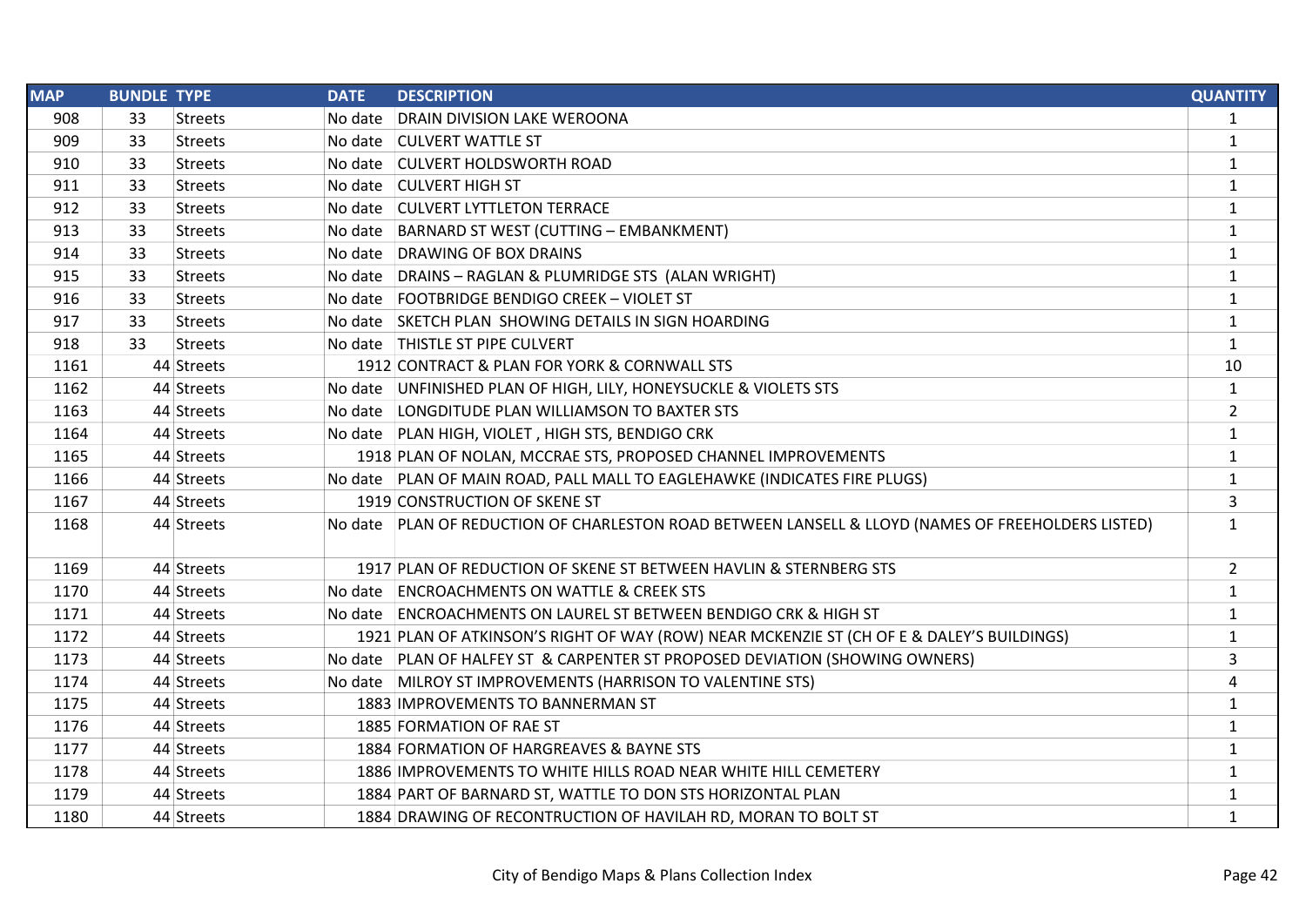| MAP | BUNDLE | TYPE | DATE | DESCRIPTION | QUANTITY |
|---|---|---|---|---|---|
| 908 | 33 | Streets | No date | DRAIN DIVISION LAKE WEROONA | 1 |
| 909 | 33 | Streets | No date | CULVERT WATTLE ST | 1 |
| 910 | 33 | Streets | No date | CULVERT HOLDSWORTH ROAD | 1 |
| 911 | 33 | Streets | No date | CULVERT HIGH ST | 1 |
| 912 | 33 | Streets | No date | CULVERT LYTTLETON TERRACE | 1 |
| 913 | 33 | Streets | No date | BARNARD ST WEST (CUTTING – EMBANKMENT) | 1 |
| 914 | 33 | Streets | No date | DRAWING OF BOX DRAINS | 1 |
| 915 | 33 | Streets | No date | DRAINS – RAGLAN & PLUMRIDGE STS (ALAN WRIGHT) | 1 |
| 916 | 33 | Streets | No date | FOOTBRIDGE BENDIGO CREEK – VIOLET ST | 1 |
| 917 | 33 | Streets | No date | SKETCH PLAN SHOWING DETAILS IN SIGN HOARDING | 1 |
| 918 | 33 | Streets | No date | THISTLE ST PIPE CULVERT | 1 |
| 1161 | 44 | Streets | 1912 | CONTRACT & PLAN FOR YORK & CORNWALL STS | 10 |
| 1162 | 44 | Streets | No date | UNFINISHED PLAN OF HIGH, LILY, HONEYSUCKLE & VIOLETS STS | 1 |
| 1163 | 44 | Streets | No date | LONGDITUDE PLAN WILLIAMSON TO BAXTER STS | 2 |
| 1164 | 44 | Streets | No date | PLAN HIGH, VIOLET , HIGH STS, BENDIGO CRK | 1 |
| 1165 | 44 | Streets | 1918 | PLAN OF NOLAN, MCCRAE STS, PROPOSED CHANNEL IMPROVEMENTS | 1 |
| 1166 | 44 | Streets | No date | PLAN OF MAIN ROAD, PALL MALL TO EAGLEHAWKE (INDICATES FIRE PLUGS) | 1 |
| 1167 | 44 | Streets | 1919 | CONSTRUCTION OF SKENE ST | 3 |
| 1168 | 44 | Streets | No date | PLAN OF REDUCTION OF CHARLESTON ROAD BETWEEN LANSELL & LLOYD (NAMES OF FREEHOLDERS LISTED) | 1 |
| 1169 | 44 | Streets | 1917 | PLAN OF REDUCTION OF SKENE ST BETWEEN HAVLIN & STERNBERG STS | 2 |
| 1170 | 44 | Streets | No date | ENCROACHMENTS ON WATTLE & CREEK STS | 1 |
| 1171 | 44 | Streets | No date | ENCROACHMENTS ON LAUREL ST BETWEEN BENDIGO CRK & HIGH ST | 1 |
| 1172 | 44 | Streets | 1921 | PLAN OF ATKINSON'S RIGHT OF WAY (ROW) NEAR MCKENZIE ST (CH OF E & DALEY'S BUILDINGS) | 1 |
| 1173 | 44 | Streets | No date | PLAN OF HALFEY ST & CARPENTER ST PROPOSED DEVIATION (SHOWING OWNERS) | 3 |
| 1174 | 44 | Streets | No date | MILROY ST IMPROVEMENTS (HARRISON TO VALENTINE STS) | 4 |
| 1175 | 44 | Streets | 1883 | IMPROVEMENTS TO BANNERMAN ST | 1 |
| 1176 | 44 | Streets | 1885 | FORMATION OF RAE ST | 1 |
| 1177 | 44 | Streets | 1884 | FORMATION OF HARGREAVES & BAYNE STS | 1 |
| 1178 | 44 | Streets | 1886 | IMPROVEMENTS TO WHITE HILLS ROAD NEAR WHITE HILL CEMETERY | 1 |
| 1179 | 44 | Streets | 1884 | PART OF BARNARD ST, WATTLE TO DON STS HORIZONTAL PLAN | 1 |
| 1180 | 44 | Streets | 1884 | DRAWING OF RECONTRUCTION OF HAVILAH RD, MORAN TO BOLT ST | 1 |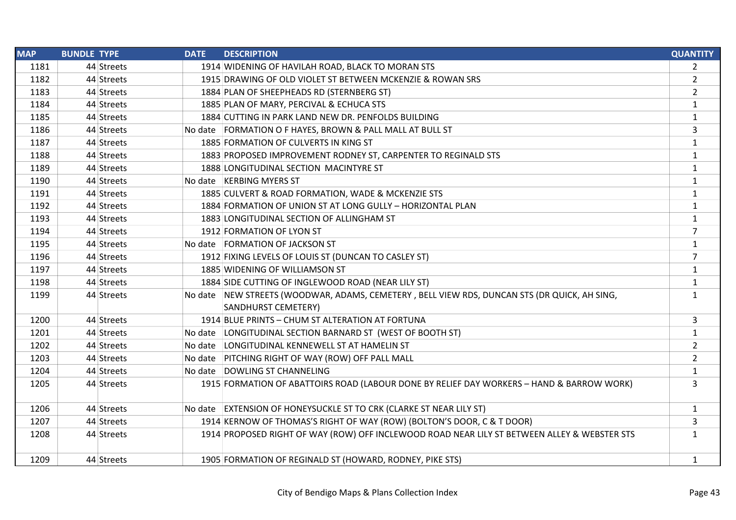| MAP | BUNDLE | TYPE | DATE | DESCRIPTION | QUANTITY |
|---|---|---|---|---|---|
| 1181 | 44 | Streets | 1914 | WIDENING OF HAVILAH ROAD, BLACK TO MORAN STS | 2 |
| 1182 | 44 | Streets | 1915 | DRAWING OF OLD VIOLET ST BETWEEN MCKENZIE & ROWAN SRS | 2 |
| 1183 | 44 | Streets | 1884 | PLAN OF SHEEPHEADS RD (STERNBERG ST) | 2 |
| 1184 | 44 | Streets | 1885 | PLAN OF MARY, PERCIVAL & ECHUCA STS | 1 |
| 1185 | 44 | Streets | 1884 | CUTTING IN PARK LAND NEW DR. PENFOLDS BUILDING | 1 |
| 1186 | 44 | Streets | No date | FORMATION O F HAYES, BROWN & PALL MALL AT BULL ST | 3 |
| 1187 | 44 | Streets | 1885 | FORMATION OF CULVERTS IN KING ST | 1 |
| 1188 | 44 | Streets | 1883 | PROPOSED IMPROVEMENT RODNEY ST, CARPENTER TO REGINALD STS | 1 |
| 1189 | 44 | Streets | 1888 | LONGITUDINAL SECTION MACINTYRE ST | 1 |
| 1190 | 44 | Streets | No date | KERBING MYERS ST | 1 |
| 1191 | 44 | Streets | 1885 | CULVERT & ROAD FORMATION, WADE & MCKENZIE STS | 1 |
| 1192 | 44 | Streets | 1884 | FORMATION OF UNION ST AT LONG GULLY – HORIZONTAL PLAN | 1 |
| 1193 | 44 | Streets | 1883 | LONGITUDINAL SECTION OF ALLINGHAM ST | 1 |
| 1194 | 44 | Streets | 1912 | FORMATION OF LYON ST | 7 |
| 1195 | 44 | Streets | No date | FORMATION OF JACKSON ST | 1 |
| 1196 | 44 | Streets | 1912 | FIXING LEVELS OF LOUIS ST (DUNCAN TO CASLEY ST) | 7 |
| 1197 | 44 | Streets | 1885 | WIDENING OF WILLIAMSON ST | 1 |
| 1198 | 44 | Streets | 1884 | SIDE CUTTING OF INGLEWOOD ROAD (NEAR LILY ST) | 1 |
| 1199 | 44 | Streets | No date | NEW STREETS (WOODWAR, ADAMS, CEMETERY , BELL VIEW RDS, DUNCAN STS (DR QUICK, AH SING, SANDHURST CEMETERY) | 1 |
| 1200 | 44 | Streets | 1914 | BLUE PRINTS – CHUM ST ALTERATION AT FORTUNA | 3 |
| 1201 | 44 | Streets | No date | LONGITUDINAL SECTION BARNARD ST (WEST OF BOOTH ST) | 1 |
| 1202 | 44 | Streets | No date | LONGITUDINAL KENNEWELL ST AT HAMELIN ST | 2 |
| 1203 | 44 | Streets | No date | PITCHING RIGHT OF WAY (ROW) OFF PALL MALL | 2 |
| 1204 | 44 | Streets | No date | DOWLING ST CHANNELING | 1 |
| 1205 | 44 | Streets | 1915 | FORMATION OF ABATTOIRS ROAD (LABOUR DONE BY RELIEF DAY WORKERS – HAND & BARROW WORK) | 3 |
| 1206 | 44 | Streets | No date | EXTENSION OF HONEYSUCKLE ST TO CRK (CLARKE ST NEAR LILY ST) | 1 |
| 1207 | 44 | Streets | 1914 | KERNOW OF THOMAS'S RIGHT OF WAY (ROW) (BOLTON'S DOOR, C & T DOOR) | 3 |
| 1208 | 44 | Streets | 1914 | PROPOSED RIGHT OF WAY (ROW) OFF INCLEWOOD ROAD NEAR LILY ST BETWEEN ALLEY & WEBSTER STS | 1 |
| 1209 | 44 | Streets | 1905 | FORMATION OF REGINALD ST (HOWARD, RODNEY, PIKE STS) | 1 |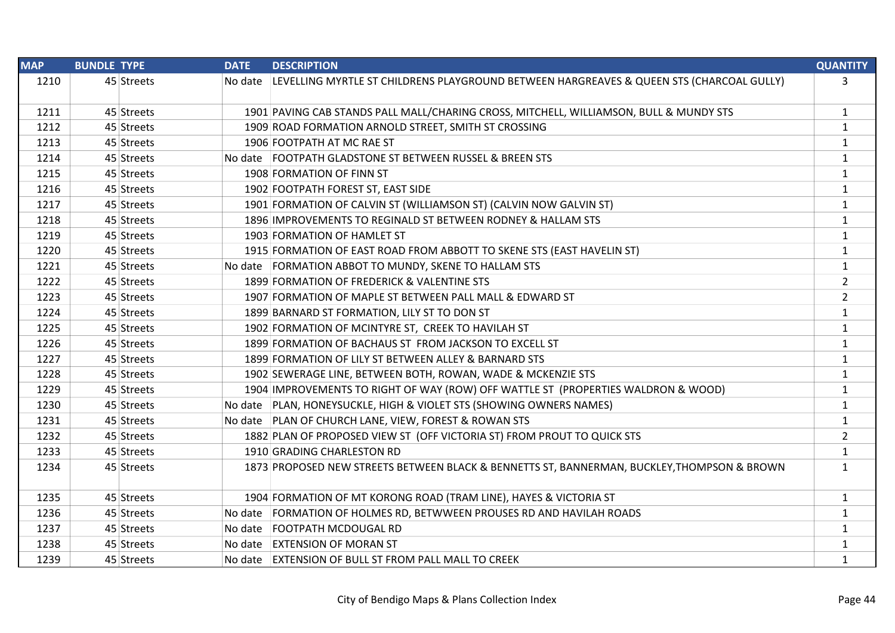| MAP | BUNDLE | TYPE | DATE | DESCRIPTION | QUANTITY |
|---|---|---|---|---|---|
| 1210 | 45 | Streets | No date | LEVELLING MYRTLE ST CHILDRENS PLAYGROUND BETWEEN HARGREAVES & QUEEN STS (CHARCOAL GULLY) | 3 |
| 1211 | 45 | Streets | 1901 | PAVING CAB STANDS PALL MALL/CHARING CROSS, MITCHELL, WILLIAMSON, BULL & MUNDY STS | 1 |
| 1212 | 45 | Streets | 1909 | ROAD FORMATION ARNOLD STREET, SMITH ST CROSSING | 1 |
| 1213 | 45 | Streets | 1906 | FOOTPATH AT MC RAE ST | 1 |
| 1214 | 45 | Streets | No date | FOOTPATH GLADSTONE ST BETWEEN RUSSEL & BREEN STS | 1 |
| 1215 | 45 | Streets | 1908 | FORMATION OF FINN ST | 1 |
| 1216 | 45 | Streets | 1902 | FOOTPATH FOREST ST, EAST SIDE | 1 |
| 1217 | 45 | Streets | 1901 | FORMATION OF CALVIN ST (WILLIAMSON ST) (CALVIN NOW GALVIN ST) | 1 |
| 1218 | 45 | Streets | 1896 | IMPROVEMENTS TO REGINALD ST BETWEEN RODNEY & HALLAM STS | 1 |
| 1219 | 45 | Streets | 1903 | FORMATION OF HAMLET ST | 1 |
| 1220 | 45 | Streets | 1915 | FORMATION OF EAST ROAD FROM ABBOTT TO SKENE STS (EAST HAVELIN ST) | 1 |
| 1221 | 45 | Streets | No date | FORMATION ABBOT TO MUNDY, SKENE TO HALLAM STS | 1 |
| 1222 | 45 | Streets | 1899 | FORMATION OF FREDERICK & VALENTINE STS | 2 |
| 1223 | 45 | Streets | 1907 | FORMATION OF MAPLE ST BETWEEN PALL MALL & EDWARD ST | 2 |
| 1224 | 45 | Streets | 1899 | BARNARD ST FORMATION, LILY ST TO DON ST | 1 |
| 1225 | 45 | Streets | 1902 | FORMATION OF MCINTYRE ST, CREEK TO HAVILAH ST | 1 |
| 1226 | 45 | Streets | 1899 | FORMATION OF BACHAUS ST FROM JACKSON TO EXCELL ST | 1 |
| 1227 | 45 | Streets | 1899 | FORMATION OF LILY ST BETWEEN ALLEY & BARNARD STS | 1 |
| 1228 | 45 | Streets | 1902 | SEWERAGE LINE, BETWEEN BOTH, ROWAN, WADE & MCKENZIE STS | 1 |
| 1229 | 45 | Streets | 1904 | IMPROVEMENTS TO RIGHT OF WAY (ROW) OFF WATTLE ST (PROPERTIES WALDRON & WOOD) | 1 |
| 1230 | 45 | Streets | No date | PLAN, HONEYSUCKLE, HIGH & VIOLET STS (SHOWING OWNERS NAMES) | 1 |
| 1231 | 45 | Streets | No date | PLAN OF CHURCH LANE, VIEW, FOREST & ROWAN STS | 1 |
| 1232 | 45 | Streets | 1882 | PLAN OF PROPOSED VIEW ST (OFF VICTORIA ST) FROM PROUT TO QUICK STS | 2 |
| 1233 | 45 | Streets | 1910 | GRADING CHARLESTON RD | 1 |
| 1234 | 45 | Streets | 1873 | PROPOSED NEW STREETS BETWEEN BLACK & BENNETTS ST, BANNERMAN, BUCKLEY,THOMPSON & BROWN | 1 |
| 1235 | 45 | Streets | 1904 | FORMATION OF MT KORONG ROAD (TRAM LINE), HAYES & VICTORIA ST | 1 |
| 1236 | 45 | Streets | No date | FORMATION OF HOLMES RD, BETWWEEN PROUSES RD AND HAVILAH ROADS | 1 |
| 1237 | 45 | Streets | No date | FOOTPATH MCDOUGAL RD | 1 |
| 1238 | 45 | Streets | No date | EXTENSION OF MORAN ST | 1 |
| 1239 | 45 | Streets | No date | EXTENSION OF BULL ST FROM PALL MALL TO CREEK | 1 |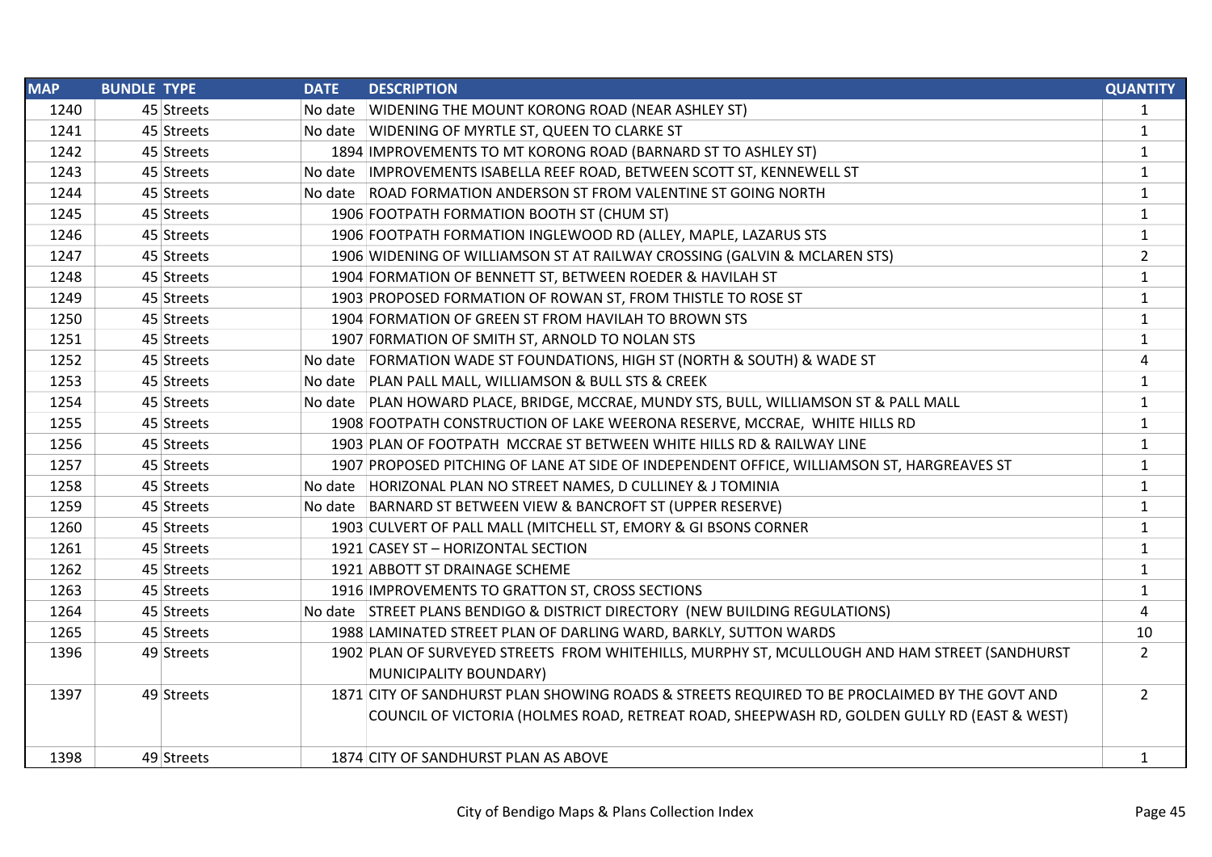| MAP | BUNDLE | TYPE | DATE | DESCRIPTION | QUANTITY |
|---|---|---|---|---|---|
| 1240 | 45 | Streets | No date | WIDENING THE MOUNT KORONG ROAD (NEAR ASHLEY ST) | 1 |
| 1241 | 45 | Streets | No date | WIDENING OF MYRTLE ST, QUEEN TO CLARKE ST | 1 |
| 1242 | 45 | Streets | 1894 | IMPROVEMENTS TO MT KORONG ROAD (BARNARD ST TO ASHLEY ST) | 1 |
| 1243 | 45 | Streets | No date | IMPROVEMENTS ISABELLA REEF ROAD, BETWEEN SCOTT ST, KENNEWELL ST | 1 |
| 1244 | 45 | Streets | No date | ROAD FORMATION ANDERSON ST FROM VALENTINE ST GOING NORTH | 1 |
| 1245 | 45 | Streets | 1906 | FOOTPATH FORMATION BOOTH ST (CHUM ST) | 1 |
| 1246 | 45 | Streets | 1906 | FOOTPATH FORMATION INGLEWOOD RD (ALLEY, MAPLE, LAZARUS STS | 1 |
| 1247 | 45 | Streets | 1906 | WIDENING OF WILLIAMSON ST AT RAILWAY CROSSING (GALVIN & MCLAREN STS) | 2 |
| 1248 | 45 | Streets | 1904 | FORMATION OF BENNETT ST, BETWEEN ROEDER & HAVILAH ST | 1 |
| 1249 | 45 | Streets | 1903 | PROPOSED FORMATION OF ROWAN ST, FROM THISTLE TO ROSE ST | 1 |
| 1250 | 45 | Streets | 1904 | FORMATION OF GREEN ST FROM HAVILAH TO BROWN STS | 1 |
| 1251 | 45 | Streets | 1907 | F0RMATION OF SMITH ST, ARNOLD TO NOLAN STS | 1 |
| 1252 | 45 | Streets | No date | FORMATION WADE ST FOUNDATIONS, HIGH ST (NORTH & SOUTH) & WADE ST | 4 |
| 1253 | 45 | Streets | No date | PLAN PALL MALL, WILLIAMSON & BULL STS & CREEK | 1 |
| 1254 | 45 | Streets | No date | PLAN HOWARD PLACE, BRIDGE, MCCRAE, MUNDY STS, BULL, WILLIAMSON ST & PALL MALL | 1 |
| 1255 | 45 | Streets | 1908 | FOOTPATH CONSTRUCTION OF LAKE WEERONA RESERVE, MCCRAE, WHITE HILLS RD | 1 |
| 1256 | 45 | Streets | 1903 | PLAN OF FOOTPATH MCCRAE ST BETWEEN WHITE HILLS RD & RAILWAY LINE | 1 |
| 1257 | 45 | Streets | 1907 | PROPOSED PITCHING OF LANE AT SIDE OF INDEPENDENT OFFICE, WILLIAMSON ST, HARGREAVES ST | 1 |
| 1258 | 45 | Streets | No date | HORIZONAL PLAN NO STREET NAMES, D CULLINEY & J TOMINIA | 1 |
| 1259 | 45 | Streets | No date | BARNARD ST BETWEEN VIEW & BANCROFT ST (UPPER RESERVE) | 1 |
| 1260 | 45 | Streets | 1903 | CULVERT OF PALL MALL (MITCHELL ST, EMORY & GI BSONS CORNER | 1 |
| 1261 | 45 | Streets | 1921 | CASEY ST – HORIZONTAL SECTION | 1 |
| 1262 | 45 | Streets | 1921 | ABBOTT ST DRAINAGE SCHEME | 1 |
| 1263 | 45 | Streets | 1916 | IMPROVEMENTS TO GRATTON ST, CROSS SECTIONS | 1 |
| 1264 | 45 | Streets | No date | STREET PLANS BENDIGO & DISTRICT DIRECTORY (NEW BUILDING REGULATIONS) | 4 |
| 1265 | 45 | Streets | 1988 | LAMINATED STREET PLAN OF DARLING WARD, BARKLY, SUTTON WARDS | 10 |
| 1396 | 49 | Streets | 1902 | PLAN OF SURVEYED STREETS FROM WHITEHILLS, MURPHY ST, MCULLOUGH AND HAM STREET (SANDHURST MUNICIPALITY BOUNDARY) | 2 |
| 1397 | 49 | Streets | 1871 | CITY OF SANDHURST PLAN SHOWING ROADS & STREETS REQUIRED TO BE PROCLAIMED BY THE GOVT AND COUNCIL OF VICTORIA (HOLMES ROAD, RETREAT ROAD, SHEEPWASH RD, GOLDEN GULLY RD (EAST & WEST) | 2 |
| 1398 | 49 | Streets | 1874 | CITY OF SANDHURST PLAN AS ABOVE | 1 |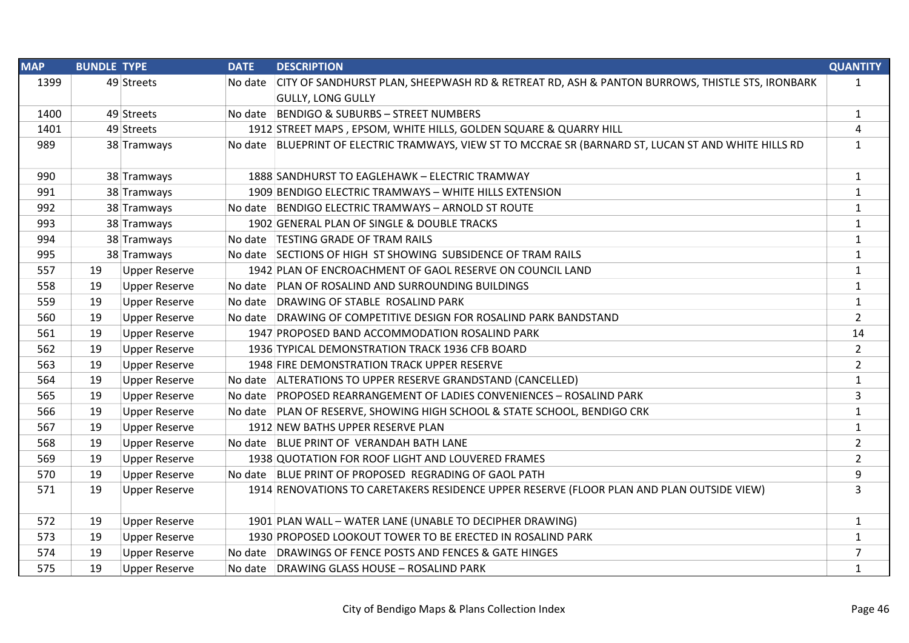| MAP | BUNDLE | TYPE | DATE | DESCRIPTION | QUANTITY |
|---|---|---|---|---|---|
| 1399 | 49 | Streets | No date | CITY OF SANDHURST PLAN, SHEEPWASH RD & RETREAT RD, ASH & PANTON BURROWS, THISTLE STS, IRONBARK GULLY, LONG GULLY | 1 |
| 1400 | 49 | Streets | No date | BENDIGO & SUBURBS – STREET NUMBERS | 1 |
| 1401 | 49 | Streets | 1912 | STREET MAPS , EPSOM, WHITE HILLS, GOLDEN SQUARE & QUARRY HILL | 4 |
| 989 | 38 | Tramways | No date | BLUEPRINT OF ELECTRIC TRAMWAYS, VIEW ST TO MCCRAE SR (BARNARD ST, LUCAN ST AND WHITE HILLS RD | 1 |
| 990 | 38 | Tramways | 1888 | SANDHURST TO EAGLEHAWK – ELECTRIC TRAMWAY | 1 |
| 991 | 38 | Tramways | 1909 | BENDIGO ELECTRIC TRAMWAYS – WHITE HILLS EXTENSION | 1 |
| 992 | 38 | Tramways | No date | BENDIGO ELECTRIC TRAMWAYS – ARNOLD ST ROUTE | 1 |
| 993 | 38 | Tramways | 1902 | GENERAL PLAN OF SINGLE & DOUBLE TRACKS | 1 |
| 994 | 38 | Tramways | No date | TESTING GRADE OF TRAM RAILS | 1 |
| 995 | 38 | Tramways | No date | SECTIONS OF HIGH ST SHOWING SUBSIDENCE OF TRAM RAILS | 1 |
| 557 | 19 | Upper Reserve | 1942 | PLAN OF ENCROACHMENT OF GAOL RESERVE ON COUNCIL LAND | 1 |
| 558 | 19 | Upper Reserve | No date | PLAN OF ROSALIND AND SURROUNDING BUILDINGS | 1 |
| 559 | 19 | Upper Reserve | No date | DRAWING OF STABLE ROSALIND PARK | 1 |
| 560 | 19 | Upper Reserve | No date | DRAWING OF COMPETITIVE DESIGN FOR ROSALIND PARK BANDSTAND | 2 |
| 561 | 19 | Upper Reserve | 1947 | PROPOSED BAND ACCOMMODATION ROSALIND PARK | 14 |
| 562 | 19 | Upper Reserve | 1936 | TYPICAL DEMONSTRATION TRACK 1936 CFB BOARD | 2 |
| 563 | 19 | Upper Reserve | 1948 | FIRE DEMONSTRATION TRACK UPPER RESERVE | 2 |
| 564 | 19 | Upper Reserve | No date | ALTERATIONS TO UPPER RESERVE GRANDSTAND (CANCELLED) | 1 |
| 565 | 19 | Upper Reserve | No date | PROPOSED REARRANGEMENT OF LADIES CONVENIENCES – ROSALIND PARK | 3 |
| 566 | 19 | Upper Reserve | No date | PLAN OF RESERVE, SHOWING HIGH SCHOOL & STATE SCHOOL, BENDIGO CRK | 1 |
| 567 | 19 | Upper Reserve | 1912 | NEW BATHS UPPER RESERVE PLAN | 1 |
| 568 | 19 | Upper Reserve | No date | BLUE PRINT OF VERANDAH BATH LANE | 2 |
| 569 | 19 | Upper Reserve | 1938 | QUOTATION FOR ROOF LIGHT AND LOUVERED FRAMES | 2 |
| 570 | 19 | Upper Reserve | No date | BLUE PRINT OF PROPOSED REGRADING OF GAOL PATH | 9 |
| 571 | 19 | Upper Reserve | 1914 | RENOVATIONS TO CARETAKERS RESIDENCE UPPER RESERVE (FLOOR PLAN AND PLAN OUTSIDE VIEW) | 3 |
| 572 | 19 | Upper Reserve | 1901 | PLAN WALL – WATER LANE (UNABLE TO DECIPHER DRAWING) | 1 |
| 573 | 19 | Upper Reserve | 1930 | PROPOSED LOOKOUT TOWER TO BE ERECTED IN ROSALIND PARK | 1 |
| 574 | 19 | Upper Reserve | No date | DRAWINGS OF FENCE POSTS AND FENCES & GATE HINGES | 7 |
| 575 | 19 | Upper Reserve | No date | DRAWING GLASS HOUSE – ROSALIND PARK | 1 |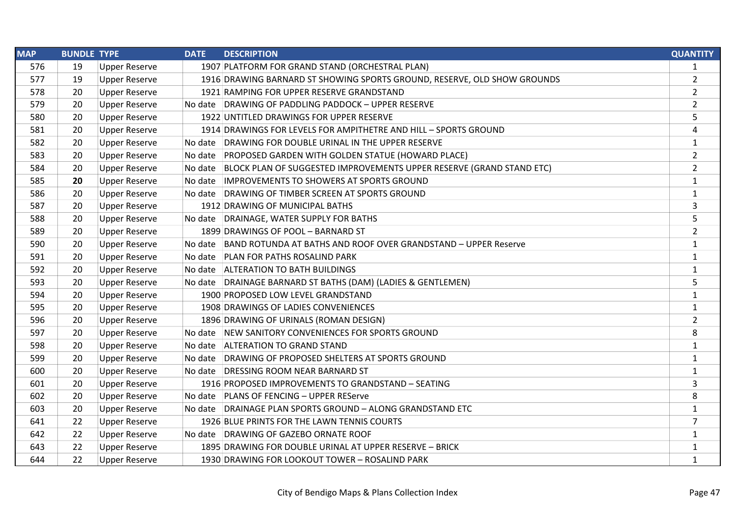| MAP | BUNDLE | TYPE | DATE | DESCRIPTION | QUANTITY |
|---|---|---|---|---|---|
| 576 | 19 | Upper Reserve | 1907 | PLATFORM FOR GRAND STAND (ORCHESTRAL PLAN) | 1 |
| 577 | 19 | Upper Reserve | 1916 | DRAWING BARNARD ST SHOWING SPORTS GROUND, RESERVE, OLD SHOW GROUNDS | 2 |
| 578 | 20 | Upper Reserve | 1921 | RAMPING FOR UPPER RESERVE GRANDSTAND | 2 |
| 579 | 20 | Upper Reserve | No date | DRAWING OF PADDLING PADDOCK – UPPER RESERVE | 2 |
| 580 | 20 | Upper Reserve | 1922 | UNTITLED DRAWINGS FOR UPPER RESERVE | 5 |
| 581 | 20 | Upper Reserve | 1914 | DRAWINGS FOR LEVELS FOR AMPITHETRE AND HILL – SPORTS GROUND | 4 |
| 582 | 20 | Upper Reserve | No date | DRAWING FOR DOUBLE URINAL IN THE UPPER RESERVE | 1 |
| 583 | 20 | Upper Reserve | No date | PROPOSED GARDEN WITH GOLDEN STATUE (HOWARD PLACE) | 2 |
| 584 | 20 | Upper Reserve | No date | BLOCK PLAN OF SUGGESTED IMPROVEMENTS UPPER RESERVE (GRAND STAND ETC) | 2 |
| 585 | **20** | Upper Reserve | No date | IMPROVEMENTS TO SHOWERS AT SPORTS GROUND | 1 |
| 586 | 20 | Upper Reserve | No date | DRAWING OF TIMBER SCREEN AT SPORTS GROUND | 1 |
| 587 | 20 | Upper Reserve | 1912 | DRAWING OF MUNICIPAL BATHS | 3 |
| 588 | 20 | Upper Reserve | No date | DRAINAGE, WATER SUPPLY FOR BATHS | 5 |
| 589 | 20 | Upper Reserve | 1899 | DRAWINGS OF POOL – BARNARD ST | 2 |
| 590 | 20 | Upper Reserve | No date | BAND ROTUNDA AT BATHS AND ROOF OVER GRANDSTAND – UPPER Reserve | 1 |
| 591 | 20 | Upper Reserve | No date | PLAN FOR PATHS ROSALIND PARK | 1 |
| 592 | 20 | Upper Reserve | No date | ALTERATION TO BATH BUILDINGS | 1 |
| 593 | 20 | Upper Reserve | No date | DRAINAGE BARNARD ST BATHS (DAM) (LADIES & GENTLEMEN) | 5 |
| 594 | 20 | Upper Reserve | 1900 | PROPOSED LOW LEVEL GRANDSTAND | 1 |
| 595 | 20 | Upper Reserve | 1908 | DRAWINGS OF LADIES CONVENIENCES | 1 |
| 596 | 20 | Upper Reserve | 1896 | DRAWING OF URINALS (ROMAN DESIGN) | 2 |
| 597 | 20 | Upper Reserve | No date | NEW SANITORY CONVENIENCES FOR SPORTS GROUND | 8 |
| 598 | 20 | Upper Reserve | No date | ALTERATION TO GRAND STAND | 1 |
| 599 | 20 | Upper Reserve | No date | DRAWING OF PROPOSED SHELTERS AT SPORTS GROUND | 1 |
| 600 | 20 | Upper Reserve | No date | DRESSING ROOM NEAR BARNARD ST | 1 |
| 601 | 20 | Upper Reserve | 1916 | PROPOSED IMPROVEMENTS TO GRANDSTAND – SEATING | 3 |
| 602 | 20 | Upper Reserve | No date | PLANS OF FENCING – UPPER REServe | 8 |
| 603 | 20 | Upper Reserve | No date | DRAINAGE PLAN SPORTS GROUND – ALONG GRANDSTAND ETC | 1 |
| 641 | 22 | Upper Reserve | 1926 | BLUE PRINTS FOR THE LAWN TENNIS COURTS | 7 |
| 642 | 22 | Upper Reserve | No date | DRAWING OF GAZEBO ORNATE ROOF | 1 |
| 643 | 22 | Upper Reserve | 1895 | DRAWING FOR DOUBLE URINAL AT UPPER RESERVE – BRICK | 1 |
| 644 | 22 | Upper Reserve | 1930 | DRAWING FOR LOOKOUT TOWER – ROSALIND PARK | 1 |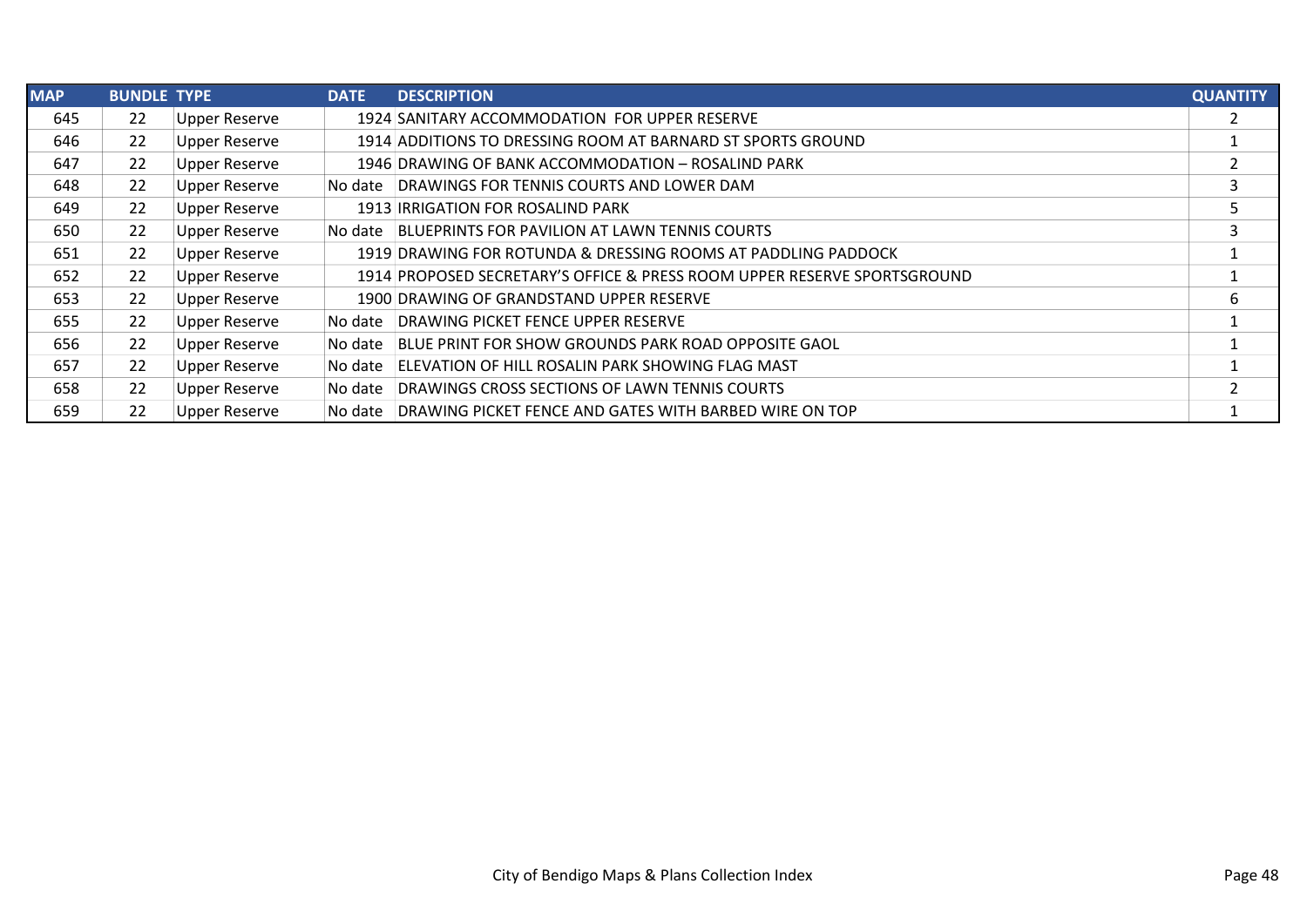| MAP | BUNDLE | TYPE | DATE | DESCRIPTION | QUANTITY |
|---|---|---|---|---|---|
| 645 | 22 | Upper Reserve | 1924 | SANITARY ACCOMMODATION  FOR UPPER RESERVE | 2 |
| 646 | 22 | Upper Reserve | 1914 | ADDITIONS TO DRESSING ROOM AT BARNARD ST SPORTS GROUND | 1 |
| 647 | 22 | Upper Reserve | 1946 | DRAWING OF BANK ACCOMMODATION – ROSALIND PARK | 2 |
| 648 | 22 | Upper Reserve | No date | DRAWINGS FOR TENNIS COURTS AND LOWER DAM | 3 |
| 649 | 22 | Upper Reserve | 1913 | IRRIGATION FOR ROSALIND PARK | 5 |
| 650 | 22 | Upper Reserve | No date | BLUEPRINTS FOR PAVILION AT LAWN TENNIS COURTS | 3 |
| 651 | 22 | Upper Reserve | 1919 | DRAWING FOR ROTUNDA & DRESSING ROOMS AT PADDLING PADDOCK | 1 |
| 652 | 22 | Upper Reserve | 1914 | PROPOSED SECRETARY'S OFFICE & PRESS ROOM UPPER RESERVE SPORTSGROUND | 1 |
| 653 | 22 | Upper Reserve | 1900 | DRAWING OF GRANDSTAND UPPER RESERVE | 6 |
| 655 | 22 | Upper Reserve | No date | DRAWING PICKET FENCE UPPER RESERVE | 1 |
| 656 | 22 | Upper Reserve | No date | BLUE PRINT FOR SHOW GROUNDS PARK ROAD OPPOSITE GAOL | 1 |
| 657 | 22 | Upper Reserve | No date | ELEVATION OF HILL ROSALIN PARK SHOWING FLAG MAST | 1 |
| 658 | 22 | Upper Reserve | No date | DRAWINGS CROSS SECTIONS OF LAWN TENNIS COURTS | 2 |
| 659 | 22 | Upper Reserve | No date | DRAWING PICKET FENCE AND GATES WITH BARBED WIRE ON TOP | 1 |